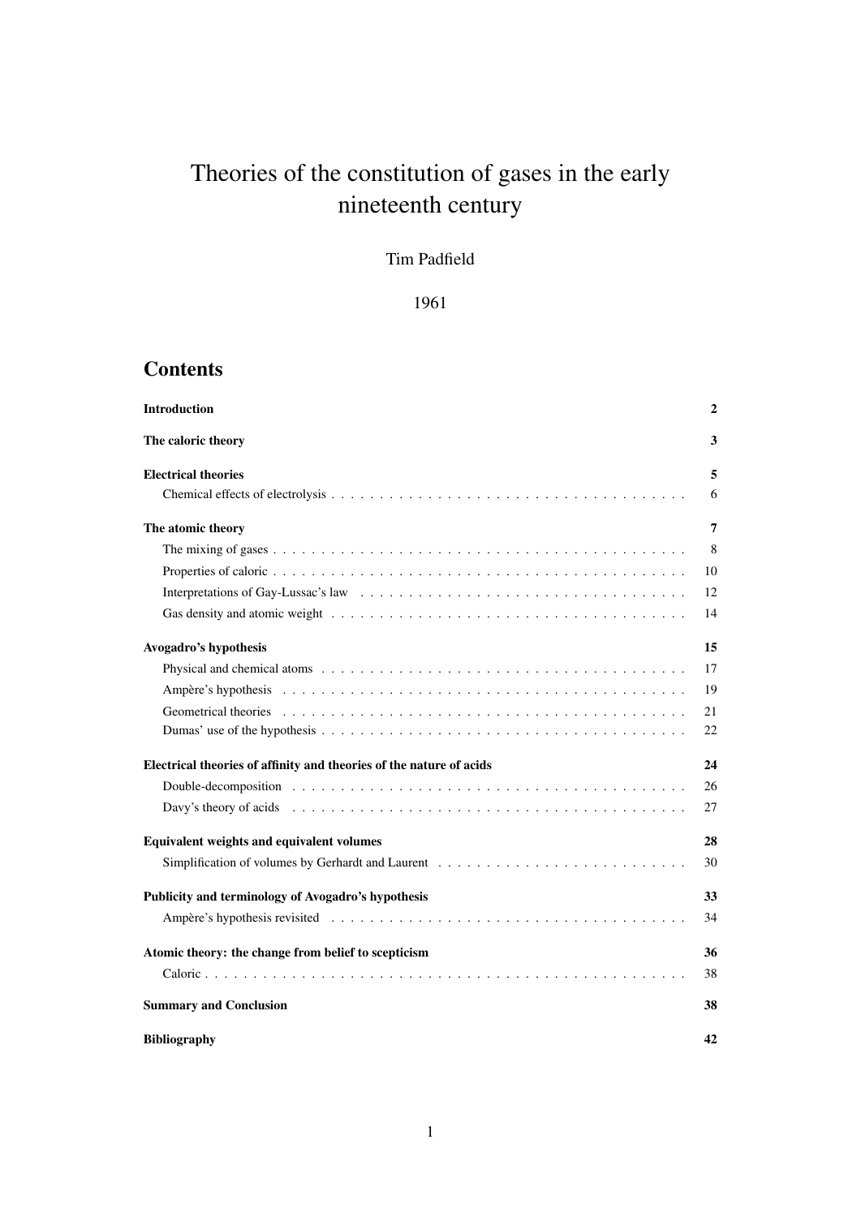# Theories of the constitution of gases in the early nineteenth century

Tim Padfield

1961

## Contents

**Introduction** **2**

**The caloric theory** **3**

**Electrical theories** **5**
- Chemical effects of electrolysis . . . 6

**The atomic theory** **7**
- The mixing of gases . . . 8
- Properties of caloric . . . 10
- Interpretations of Gay-Lussac's law . . . 12
- Gas density and atomic weight . . . 14

**Avogadro's hypothesis** **15**
- Physical and chemical atoms . . . 17
- Ampère's hypothesis . . . 19
- Geometrical theories . . . 21
- Dumas' use of the hypothesis . . . 22

**Electrical theories of affinity and theories of the nature of acids** **24**
- Double-decomposition . . . 26
- Davy's theory of acids . . . 27

**Equivalent weights and equivalent volumes** **28**
- Simplification of volumes by Gerhardt and Laurent . . . 30

**Publicity and terminology of Avogadro's hypothesis** **33**
- Ampère's hypothesis revisited . . . 34

**Atomic theory: the change from belief to scepticism** **36**
- Caloric . . . 38

**Summary and Conclusion** **38**

**Bibliography** **42**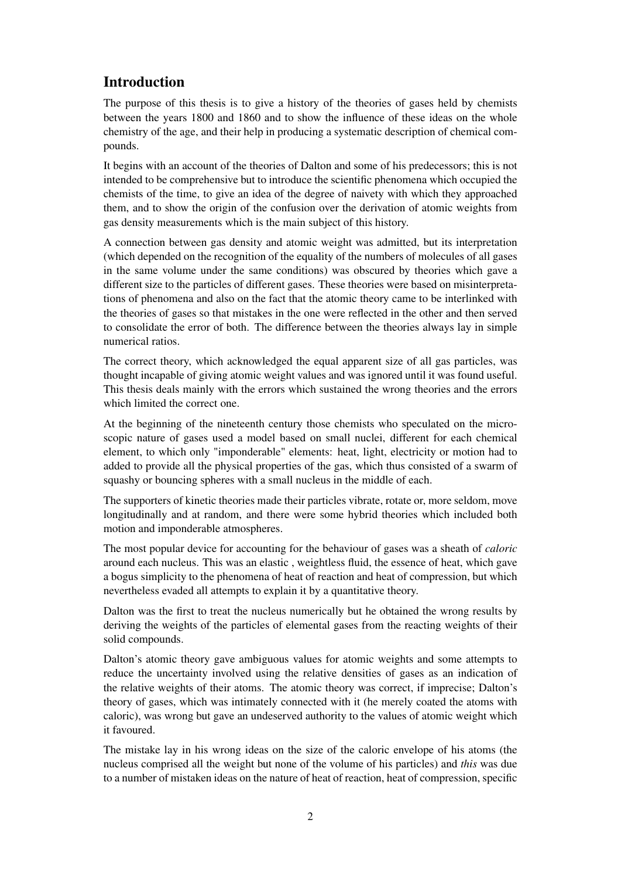## Introduction

The purpose of this thesis is to give a history of the theories of gases held by chemists between the years 1800 and 1860 and to show the influence of these ideas on the whole chemistry of the age, and their help in producing a systematic description of chemical compounds.

It begins with an account of the theories of Dalton and some of his predecessors; this is not intended to be comprehensive but to introduce the scientific phenomena which occupied the chemists of the time, to give an idea of the degree of naivety with which they approached them, and to show the origin of the confusion over the derivation of atomic weights from gas density measurements which is the main subject of this history.

A connection between gas density and atomic weight was admitted, but its interpretation (which depended on the recognition of the equality of the numbers of molecules of all gases in the same volume under the same conditions) was obscured by theories which gave a different size to the particles of different gases. These theories were based on misinterpretations of phenomena and also on the fact that the atomic theory came to be interlinked with the theories of gases so that mistakes in the one were reflected in the other and then served to consolidate the error of both. The difference between the theories always lay in simple numerical ratios.

The correct theory, which acknowledged the equal apparent size of all gas particles, was thought incapable of giving atomic weight values and was ignored until it was found useful. This thesis deals mainly with the errors which sustained the wrong theories and the errors which limited the correct one.

At the beginning of the nineteenth century those chemists who speculated on the microscopic nature of gases used a model based on small nuclei, different for each chemical element, to which only "imponderable" elements: heat, light, electricity or motion had to added to provide all the physical properties of the gas, which thus consisted of a swarm of squashy or bouncing spheres with a small nucleus in the middle of each.

The supporters of kinetic theories made their particles vibrate, rotate or, more seldom, move longitudinally and at random, and there were some hybrid theories which included both motion and imponderable atmospheres.

The most popular device for accounting for the behaviour of gases was a sheath of *caloric* around each nucleus. This was an elastic , weightless fluid, the essence of heat, which gave a bogus simplicity to the phenomena of heat of reaction and heat of compression, but which nevertheless evaded all attempts to explain it by a quantitative theory.

Dalton was the first to treat the nucleus numerically but he obtained the wrong results by deriving the weights of the particles of elemental gases from the reacting weights of their solid compounds.

Dalton's atomic theory gave ambiguous values for atomic weights and some attempts to reduce the uncertainty involved using the relative densities of gases as an indication of the relative weights of their atoms. The atomic theory was correct, if imprecise; Dalton's theory of gases, which was intimately connected with it (he merely coated the atoms with caloric), was wrong but gave an undeserved authority to the values of atomic weight which it favoured.

The mistake lay in his wrong ideas on the size of the caloric envelope of his atoms (the nucleus comprised all the weight but none of the volume of his particles) and *this* was due to a number of mistaken ideas on the nature of heat of reaction, heat of compression, specific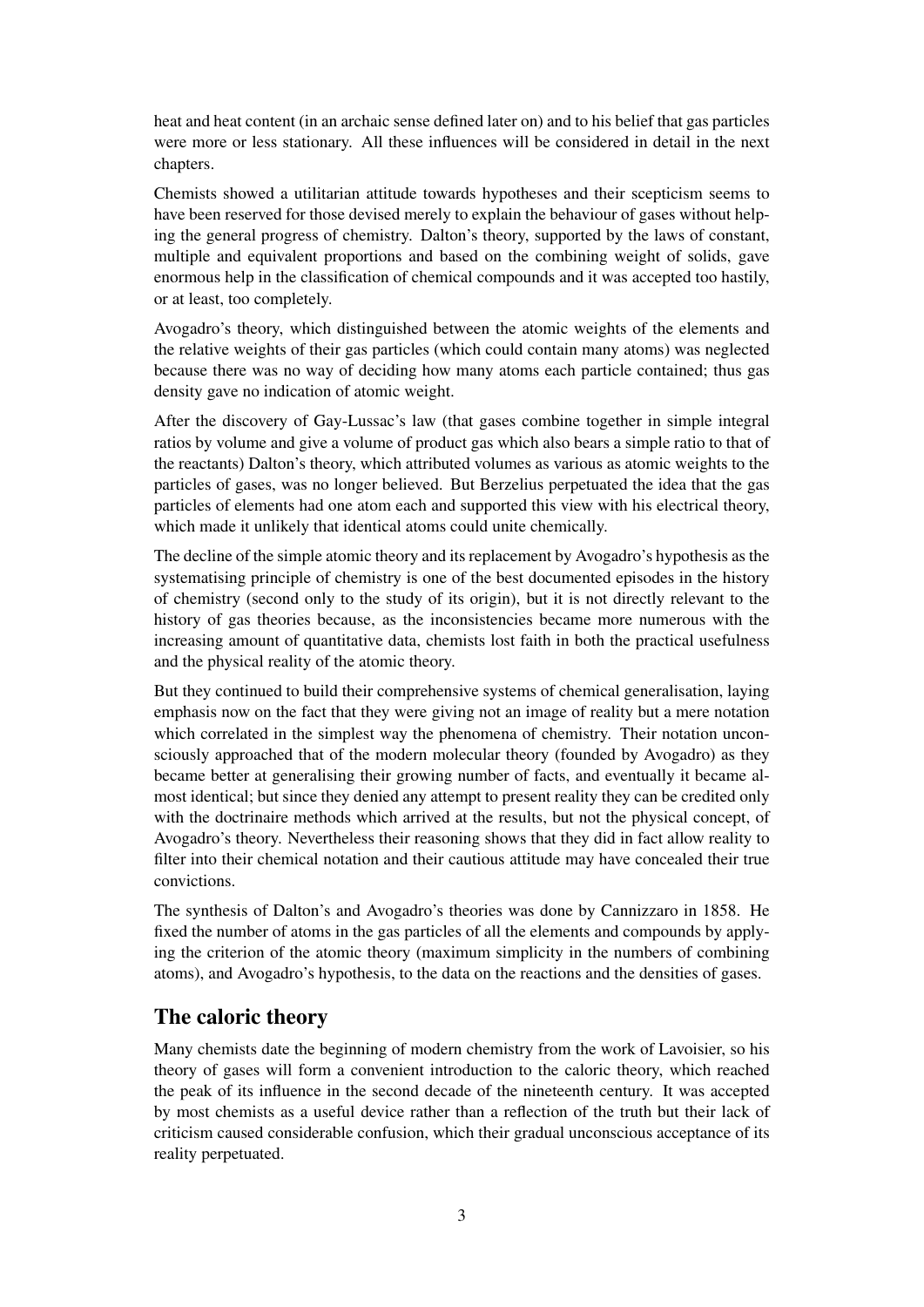heat and heat content (in an archaic sense defined later on) and to his belief that gas particles were more or less stationary. All these influences will be considered in detail in the next chapters.

Chemists showed a utilitarian attitude towards hypotheses and their scepticism seems to have been reserved for those devised merely to explain the behaviour of gases without helping the general progress of chemistry. Dalton's theory, supported by the laws of constant, multiple and equivalent proportions and based on the combining weight of solids, gave enormous help in the classification of chemical compounds and it was accepted too hastily, or at least, too completely.

Avogadro's theory, which distinguished between the atomic weights of the elements and the relative weights of their gas particles (which could contain many atoms) was neglected because there was no way of deciding how many atoms each particle contained; thus gas density gave no indication of atomic weight.

After the discovery of Gay-Lussac's law (that gases combine together in simple integral ratios by volume and give a volume of product gas which also bears a simple ratio to that of the reactants) Dalton's theory, which attributed volumes as various as atomic weights to the particles of gases, was no longer believed. But Berzelius perpetuated the idea that the gas particles of elements had one atom each and supported this view with his electrical theory, which made it unlikely that identical atoms could unite chemically.

The decline of the simple atomic theory and its replacement by Avogadro's hypothesis as the systematising principle of chemistry is one of the best documented episodes in the history of chemistry (second only to the study of its origin), but it is not directly relevant to the history of gas theories because, as the inconsistencies became more numerous with the increasing amount of quantitative data, chemists lost faith in both the practical usefulness and the physical reality of the atomic theory.

But they continued to build their comprehensive systems of chemical generalisation, laying emphasis now on the fact that they were giving not an image of reality but a mere notation which correlated in the simplest way the phenomena of chemistry. Their notation unconsciously approached that of the modern molecular theory (founded by Avogadro) as they became better at generalising their growing number of facts, and eventually it became almost identical; but since they denied any attempt to present reality they can be credited only with the doctrinaire methods which arrived at the results, but not the physical concept, of Avogadro's theory. Nevertheless their reasoning shows that they did in fact allow reality to filter into their chemical notation and their cautious attitude may have concealed their true convictions.

The synthesis of Dalton's and Avogadro's theories was done by Cannizzaro in 1858. He fixed the number of atoms in the gas particles of all the elements and compounds by applying the criterion of the atomic theory (maximum simplicity in the numbers of combining atoms), and Avogadro's hypothesis, to the data on the reactions and the densities of gases.

## The caloric theory

Many chemists date the beginning of modern chemistry from the work of Lavoisier, so his theory of gases will form a convenient introduction to the caloric theory, which reached the peak of its influence in the second decade of the nineteenth century. It was accepted by most chemists as a useful device rather than a reflection of the truth but their lack of criticism caused considerable confusion, which their gradual unconscious acceptance of its reality perpetuated.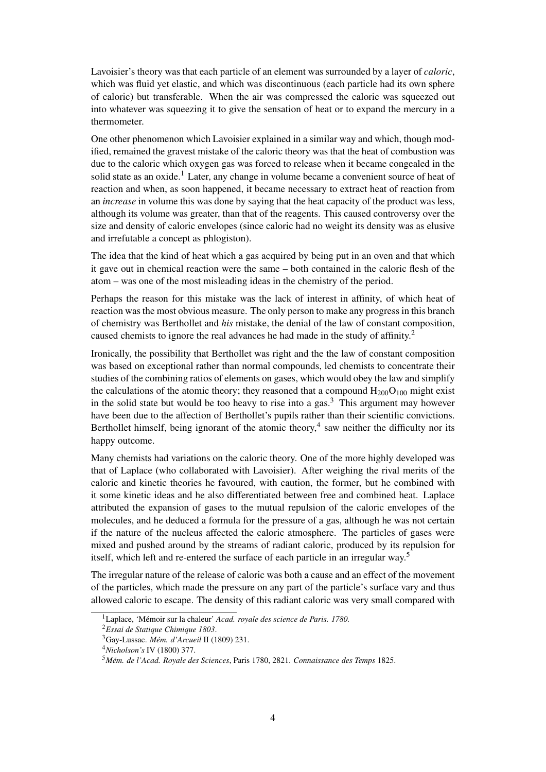Lavoisier's theory was that each particle of an element was surrounded by a layer of *caloric*, which was fluid yet elastic, and which was discontinuous (each particle had its own sphere of caloric) but transferable. When the air was compressed the caloric was squeezed out into whatever was squeezing it to give the sensation of heat or to expand the mercury in a thermometer.

One other phenomenon which Lavoisier explained in a similar way and which, though modified, remained the gravest mistake of the caloric theory was that the heat of combustion was due to the caloric which oxygen gas was forced to release when it became congealed in the solid state as an oxide.[1] Later, any change in volume became a convenient source of heat of reaction and when, as soon happened, it became necessary to extract heat of reaction from an *increase* in volume this was done by saying that the heat capacity of the product was less, although its volume was greater, than that of the reagents. This caused controversy over the size and density of caloric envelopes (since caloric had no weight its density was as elusive and irrefutable a concept as phlogiston).

The idea that the kind of heat which a gas acquired by being put in an oven and that which it gave out in chemical reaction were the same – both contained in the caloric flesh of the atom – was one of the most misleading ideas in the chemistry of the period.

Perhaps the reason for this mistake was the lack of interest in affinity, of which heat of reaction was the most obvious measure. The only person to make any progress in this branch of chemistry was Berthollet and *his* mistake, the denial of the law of constant composition, caused chemists to ignore the real advances he had made in the study of affinity.[2]

Ironically, the possibility that Berthollet was right and the the law of constant composition was based on exceptional rather than normal compounds, led chemists to concentrate their studies of the combining ratios of elements on gases, which would obey the law and simplify the calculations of the atomic theory; they reasoned that a compound $H_{200}O_{100}$ might exist in the solid state but would be too heavy to rise into a gas.[3] This argument may however have been due to the affection of Berthollet's pupils rather than their scientific convictions. Berthollet himself, being ignorant of the atomic theory,[4] saw neither the difficulty nor its happy outcome.

Many chemists had variations on the caloric theory. One of the more highly developed was that of Laplace (who collaborated with Lavoisier). After weighing the rival merits of the caloric and kinetic theories he favoured, with caution, the former, but he combined with it some kinetic ideas and he also differentiated between free and combined heat. Laplace attributed the expansion of gases to the mutual repulsion of the caloric envelopes of the molecules, and he deduced a formula for the pressure of a gas, although he was not certain if the nature of the nucleus affected the caloric atmosphere. The particles of gases were mixed and pushed around by the streams of radiant caloric, produced by its repulsion for itself, which left and re-entered the surface of each particle in an irregular way.[5]

The irregular nature of the release of caloric was both a cause and an effect of the movement of the particles, which made the pressure on any part of the particle's surface vary and thus allowed caloric to escape. The density of this radiant caloric was very small compared with

[1] Laplace, 'Mémoir sur la chaleur' *Acad. royale des science de Paris. 1780.*

[2] *Essai de Statique Chimique 1803*.

[3] Gay-Lussac. *Mém. d'Arcueil* II (1809) 231.

[4] *Nicholson's* IV (1800) 377.

[5] *Mém. de l'Acad. Royale des Sciences*, Paris 1780, 2821. *Connaissance des Temps* 1825.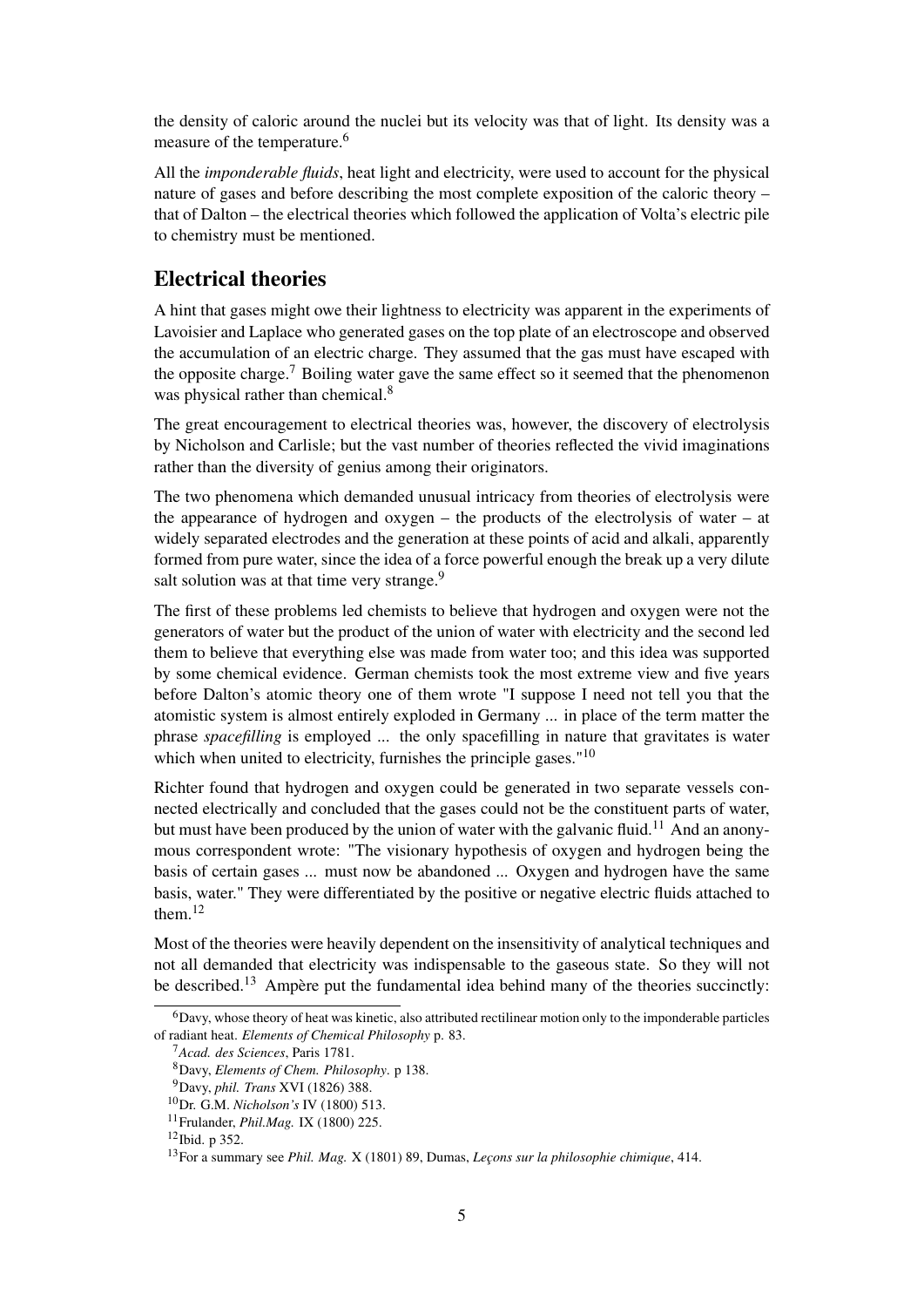the density of caloric around the nuclei but its velocity was that of light. Its density was a measure of the temperature.[6]

All the *imponderable fluids*, heat light and electricity, were used to account for the physical nature of gases and before describing the most complete exposition of the caloric theory – that of Dalton – the electrical theories which followed the application of Volta's electric pile to chemistry must be mentioned.

## Electrical theories

A hint that gases might owe their lightness to electricity was apparent in the experiments of Lavoisier and Laplace who generated gases on the top plate of an electroscope and observed the accumulation of an electric charge. They assumed that the gas must have escaped with the opposite charge.[7] Boiling water gave the same effect so it seemed that the phenomenon was physical rather than chemical.[8]

The great encouragement to electrical theories was, however, the discovery of electrolysis by Nicholson and Carlisle; but the vast number of theories reflected the vivid imaginations rather than the diversity of genius among their originators.

The two phenomena which demanded unusual intricacy from theories of electrolysis were the appearance of hydrogen and oxygen – the products of the electrolysis of water – at widely separated electrodes and the generation at these points of acid and alkali, apparently formed from pure water, since the idea of a force powerful enough the break up a very dilute salt solution was at that time very strange.[9]

The first of these problems led chemists to believe that hydrogen and oxygen were not the generators of water but the product of the union of water with electricity and the second led them to believe that everything else was made from water too; and this idea was supported by some chemical evidence. German chemists took the most extreme view and five years before Dalton's atomic theory one of them wrote "I suppose I need not tell you that the atomistic system is almost entirely exploded in Germany ... in place of the term matter the phrase *spacefilling* is employed ... the only spacefilling in nature that gravitates is water which when united to electricity, furnishes the principle gases."[10]

Richter found that hydrogen and oxygen could be generated in two separate vessels connected electrically and concluded that the gases could not be the constituent parts of water, but must have been produced by the union of water with the galvanic fluid.[11] And an anonymous correspondent wrote: "The visionary hypothesis of oxygen and hydrogen being the basis of certain gases ... must now be abandoned ... Oxygen and hydrogen have the same basis, water." They were differentiated by the positive or negative electric fluids attached to them.[12]

Most of the theories were heavily dependent on the insensitivity of analytical techniques and not all demanded that electricity was indispensable to the gaseous state. So they will not be described.[13] Ampère put the fundamental idea behind many of the theories succinctly:

---

[6] Davy, whose theory of heat was kinetic, also attributed rectilinear motion only to the imponderable particles of radiant heat. *Elements of Chemical Philosophy* p. 83.

[7] *Acad. des Sciences*, Paris 1781.

[8] Davy, *Elements of Chem. Philosophy*. p 138.

[9] Davy, *phil. Trans* XVI (1826) 388.

[10] Dr. G.M. *Nicholson's* IV (1800) 513.

[11] Frulander, *Phil.Mag.* IX (1800) 225.

[12] Ibid. p 352.

[13] For a summary see *Phil. Mag.* X (1801) 89, Dumas, *Leçons sur la philosophie chimique*, 414.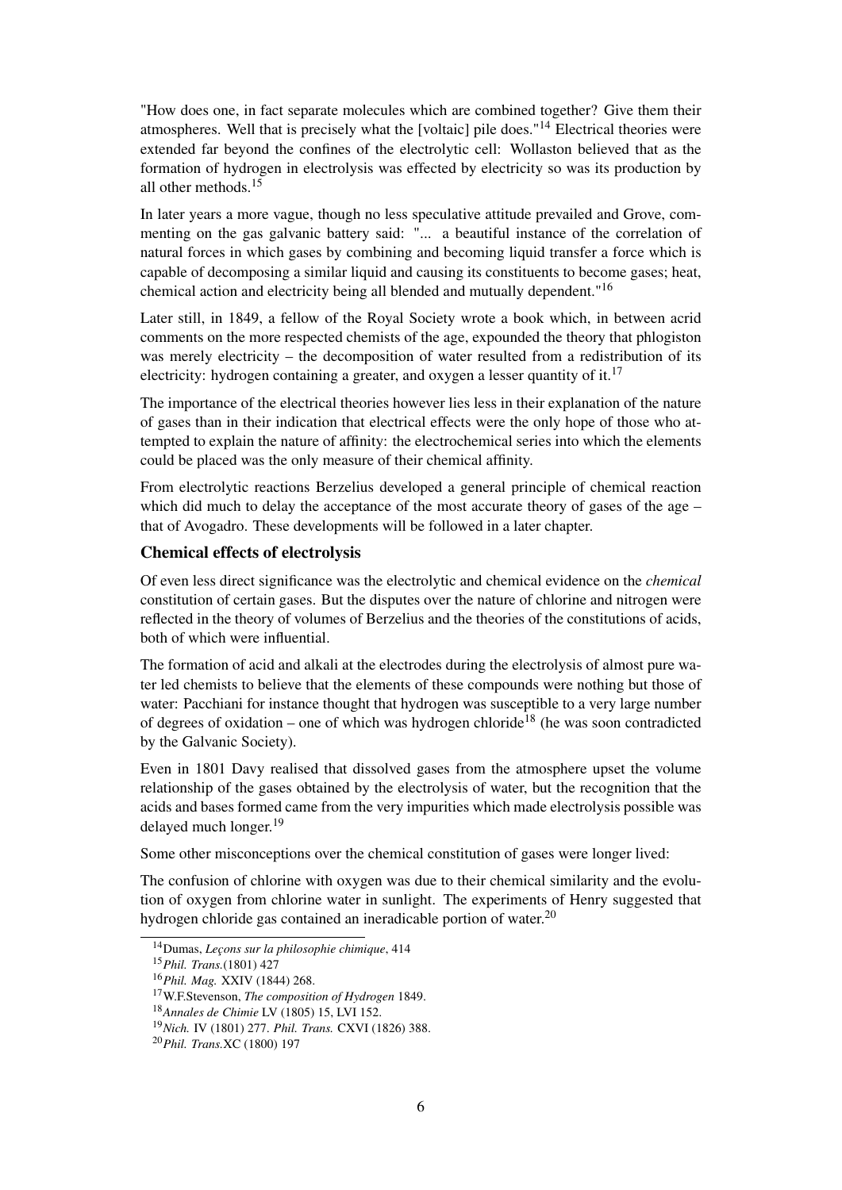"How does one, in fact separate molecules which are combined together? Give them their atmospheres. Well that is precisely what the [voltaic] pile does."[14] Electrical theories were extended far beyond the confines of the electrolytic cell: Wollaston believed that as the formation of hydrogen in electrolysis was effected by electricity so was its production by all other methods.[15]

In later years a more vague, though no less speculative attitude prevailed and Grove, commenting on the gas galvanic battery said: "... a beautiful instance of the correlation of natural forces in which gases by combining and becoming liquid transfer a force which is capable of decomposing a similar liquid and causing its constituents to become gases; heat, chemical action and electricity being all blended and mutually dependent."[16]

Later still, in 1849, a fellow of the Royal Society wrote a book which, in between acrid comments on the more respected chemists of the age, expounded the theory that phlogiston was merely electricity – the decomposition of water resulted from a redistribution of its electricity: hydrogen containing a greater, and oxygen a lesser quantity of it.[17]

The importance of the electrical theories however lies less in their explanation of the nature of gases than in their indication that electrical effects were the only hope of those who attempted to explain the nature of affinity: the electrochemical series into which the elements could be placed was the only measure of their chemical affinity.

From electrolytic reactions Berzelius developed a general principle of chemical reaction which did much to delay the acceptance of the most accurate theory of gases of the age – that of Avogadro. These developments will be followed in a later chapter.

### Chemical effects of electrolysis

Of even less direct significance was the electrolytic and chemical evidence on the *chemical* constitution of certain gases. But the disputes over the nature of chlorine and nitrogen were reflected in the theory of volumes of Berzelius and the theories of the constitutions of acids, both of which were influential.

The formation of acid and alkali at the electrodes during the electrolysis of almost pure water led chemists to believe that the elements of these compounds were nothing but those of water: Pacchiani for instance thought that hydrogen was susceptible to a very large number of degrees of oxidation – one of which was hydrogen chloride[18] (he was soon contradicted by the Galvanic Society).

Even in 1801 Davy realised that dissolved gases from the atmosphere upset the volume relationship of the gases obtained by the electrolysis of water, but the recognition that the acids and bases formed came from the very impurities which made electrolysis possible was delayed much longer.[19]

Some other misconceptions over the chemical constitution of gases were longer lived:

The confusion of chlorine with oxygen was due to their chemical similarity and the evolution of oxygen from chlorine water in sunlight. The experiments of Henry suggested that hydrogen chloride gas contained an ineradicable portion of water.[20]

---

[14] Dumas, *Leçons sur la philosophie chimique*, 414

[15] *Phil. Trans.*(1801) 427

[16] *Phil. Mag.* XXIV (1844) 268.

[17] W.F.Stevenson, *The composition of Hydrogen* 1849.

[18] *Annales de Chimie* LV (1805) 15, LVI 152.

[19] *Nich.* IV (1801) 277. *Phil. Trans.* CXVI (1826) 388.

[20] *Phil. Trans.*XC (1800) 197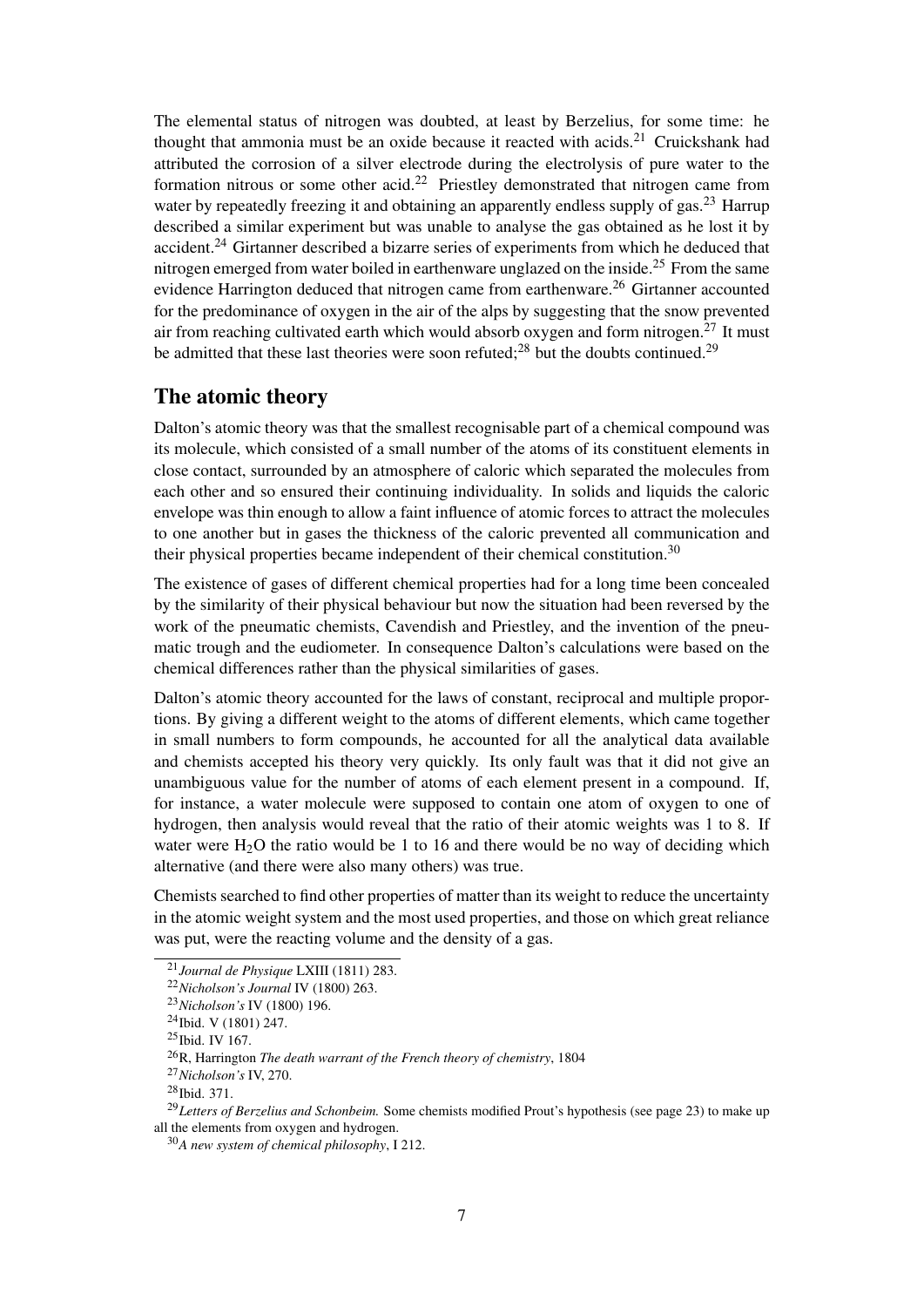The elemental status of nitrogen was doubted, at least by Berzelius, for some time: he thought that ammonia must be an oxide because it reacted with acids.[21] Cruickshank had attributed the corrosion of a silver electrode during the electrolysis of pure water to the formation nitrous or some other acid.[22] Priestley demonstrated that nitrogen came from water by repeatedly freezing it and obtaining an apparently endless supply of gas.[23] Harrup described a similar experiment but was unable to analyse the gas obtained as he lost it by accident.[24] Girtanner described a bizarre series of experiments from which he deduced that nitrogen emerged from water boiled in earthenware unglazed on the inside.[25] From the same evidence Harrington deduced that nitrogen came from earthenware.[26] Girtanner accounted for the predominance of oxygen in the air of the alps by suggesting that the snow prevented air from reaching cultivated earth which would absorb oxygen and form nitrogen.[27] It must be admitted that these last theories were soon refuted;[28] but the doubts continued.[29]

## The atomic theory

Dalton's atomic theory was that the smallest recognisable part of a chemical compound was its molecule, which consisted of a small number of the atoms of its constituent elements in close contact, surrounded by an atmosphere of caloric which separated the molecules from each other and so ensured their continuing individuality. In solids and liquids the caloric envelope was thin enough to allow a faint influence of atomic forces to attract the molecules to one another but in gases the thickness of the caloric prevented all communication and their physical properties became independent of their chemical constitution.[30]

The existence of gases of different chemical properties had for a long time been concealed by the similarity of their physical behaviour but now the situation had been reversed by the work of the pneumatic chemists, Cavendish and Priestley, and the invention of the pneumatic trough and the eudiometer. In consequence Dalton's calculations were based on the chemical differences rather than the physical similarities of gases.

Dalton's atomic theory accounted for the laws of constant, reciprocal and multiple proportions. By giving a different weight to the atoms of different elements, which came together in small numbers to form compounds, he accounted for all the analytical data available and chemists accepted his theory very quickly. Its only fault was that it did not give an unambiguous value for the number of atoms of each element present in a compound. If, for instance, a water molecule were supposed to contain one atom of oxygen to one of hydrogen, then analysis would reveal that the ratio of their atomic weights was 1 to 8. If water were $H_2O$ the ratio would be 1 to 16 and there would be no way of deciding which alternative (and there were also many others) was true.

Chemists searched to find other properties of matter than its weight to reduce the uncertainty in the atomic weight system and the most used properties, and those on which great reliance was put, were the reacting volume and the density of a gas.

---

[21] *Journal de Physique* LXIII (1811) 283.

[22] *Nicholson's Journal* IV (1800) 263.

[23] *Nicholson's* IV (1800) 196.

[24] Ibid. V (1801) 247.

[25] Ibid. IV 167.

[26] R, Harrington *The death warrant of the French theory of chemistry*, 1804

[27] *Nicholson's* IV, 270.

[28] Ibid. 371.

[29] *Letters of Berzelius and Schonbeim.* Some chemists modified Prout's hypothesis (see page 23) to make up all the elements from oxygen and hydrogen.

[30] *A new system of chemical philosophy*, I 212.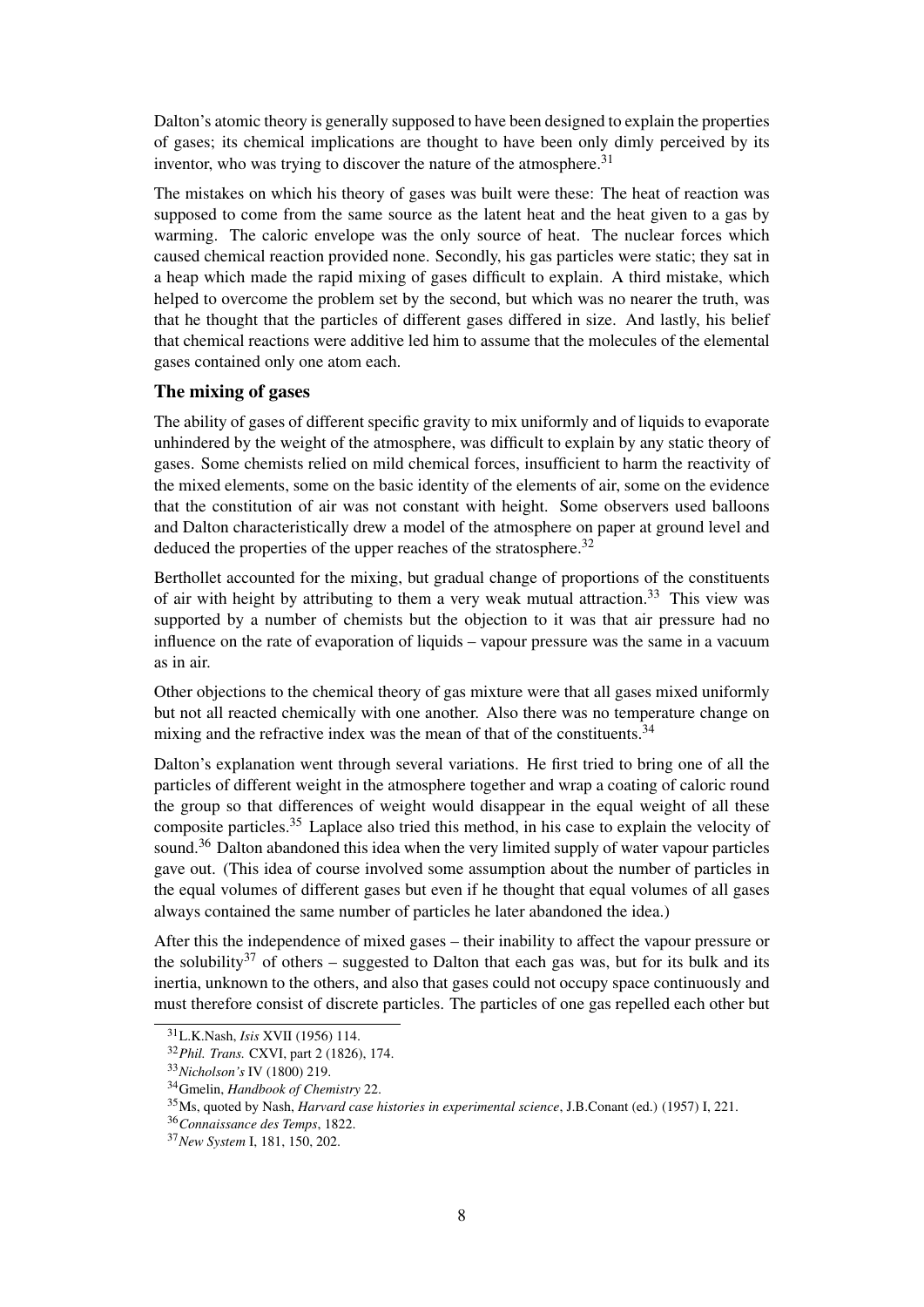Dalton's atomic theory is generally supposed to have been designed to explain the properties of gases; its chemical implications are thought to have been only dimly perceived by its inventor, who was trying to discover the nature of the atmosphere.[31]

The mistakes on which his theory of gases was built were these: The heat of reaction was supposed to come from the same source as the latent heat and the heat given to a gas by warming. The caloric envelope was the only source of heat. The nuclear forces which caused chemical reaction provided none. Secondly, his gas particles were static; they sat in a heap which made the rapid mixing of gases difficult to explain. A third mistake, which helped to overcome the problem set by the second, but which was no nearer the truth, was that he thought that the particles of different gases differed in size. And lastly, his belief that chemical reactions were additive led him to assume that the molecules of the elemental gases contained only one atom each.

### The mixing of gases

The ability of gases of different specific gravity to mix uniformly and of liquids to evaporate unhindered by the weight of the atmosphere, was difficult to explain by any static theory of gases. Some chemists relied on mild chemical forces, insufficient to harm the reactivity of the mixed elements, some on the basic identity of the elements of air, some on the evidence that the constitution of air was not constant with height. Some observers used balloons and Dalton characteristically drew a model of the atmosphere on paper at ground level and deduced the properties of the upper reaches of the stratosphere.[32]

Berthollet accounted for the mixing, but gradual change of proportions of the constituents of air with height by attributing to them a very weak mutual attraction.[33] This view was supported by a number of chemists but the objection to it was that air pressure had no influence on the rate of evaporation of liquids – vapour pressure was the same in a vacuum as in air.

Other objections to the chemical theory of gas mixture were that all gases mixed uniformly but not all reacted chemically with one another. Also there was no temperature change on mixing and the refractive index was the mean of that of the constituents.[34]

Dalton's explanation went through several variations. He first tried to bring one of all the particles of different weight in the atmosphere together and wrap a coating of caloric round the group so that differences of weight would disappear in the equal weight of all these composite particles.[35] Laplace also tried this method, in his case to explain the velocity of sound.[36] Dalton abandoned this idea when the very limited supply of water vapour particles gave out. (This idea of course involved some assumption about the number of particles in the equal volumes of different gases but even if he thought that equal volumes of all gases always contained the same number of particles he later abandoned the idea.)

After this the independence of mixed gases – their inability to affect the vapour pressure or the solubility[37] of others – suggested to Dalton that each gas was, but for its bulk and its inertia, unknown to the others, and also that gases could not occupy space continuously and must therefore consist of discrete particles. The particles of one gas repelled each other but

---

[31] L.K.Nash, *Isis* XVII (1956) 114.

[32] *Phil. Trans.* CXVI, part 2 (1826), 174.

[33] *Nicholson's* IV (1800) 219.

[34] Gmelin, *Handbook of Chemistry* 22.

[35] Ms, quoted by Nash, *Harvard case histories in experimental science*, J.B.Conant (ed.) (1957) I, 221.

[36] *Connaissance des Temps*, 1822.

[37] *New System* I, 181, 150, 202.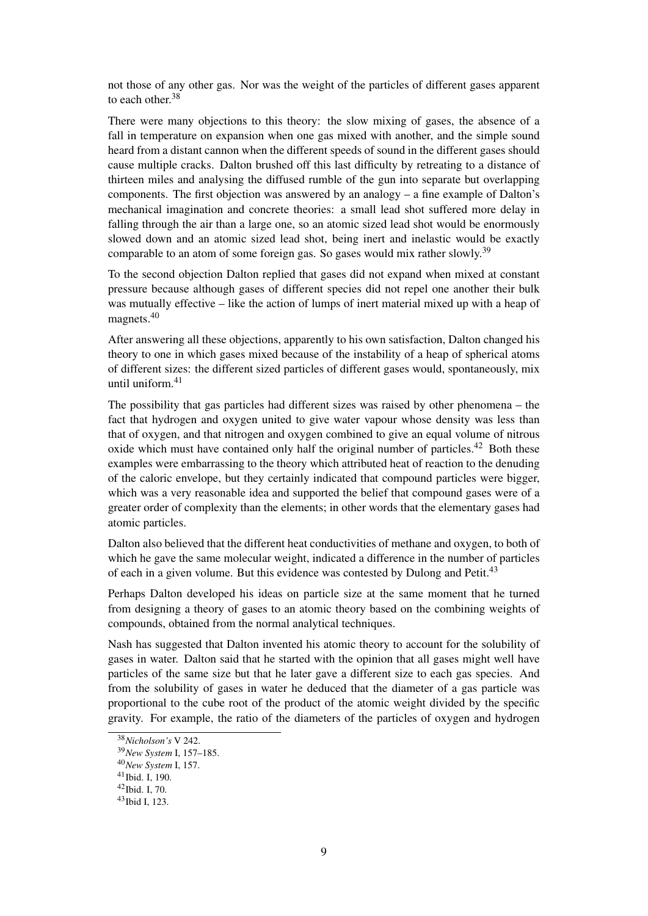not those of any other gas. Nor was the weight of the particles of different gases apparent to each other.[38]

There were many objections to this theory: the slow mixing of gases, the absence of a fall in temperature on expansion when one gas mixed with another, and the simple sound heard from a distant cannon when the different speeds of sound in the different gases should cause multiple cracks. Dalton brushed off this last difficulty by retreating to a distance of thirteen miles and analysing the diffused rumble of the gun into separate but overlapping components. The first objection was answered by an analogy – a fine example of Dalton's mechanical imagination and concrete theories: a small lead shot suffered more delay in falling through the air than a large one, so an atomic sized lead shot would be enormously slowed down and an atomic sized lead shot, being inert and inelastic would be exactly comparable to an atom of some foreign gas. So gases would mix rather slowly.[39]

To the second objection Dalton replied that gases did not expand when mixed at constant pressure because although gases of different species did not repel one another their bulk was mutually effective – like the action of lumps of inert material mixed up with a heap of magnets.[40]

After answering all these objections, apparently to his own satisfaction, Dalton changed his theory to one in which gases mixed because of the instability of a heap of spherical atoms of different sizes: the different sized particles of different gases would, spontaneously, mix until uniform.[41]

The possibility that gas particles had different sizes was raised by other phenomena – the fact that hydrogen and oxygen united to give water vapour whose density was less than that of oxygen, and that nitrogen and oxygen combined to give an equal volume of nitrous oxide which must have contained only half the original number of particles.[42] Both these examples were embarrassing to the theory which attributed heat of reaction to the denuding of the caloric envelope, but they certainly indicated that compound particles were bigger, which was a very reasonable idea and supported the belief that compound gases were of a greater order of complexity than the elements; in other words that the elementary gases had atomic particles.

Dalton also believed that the different heat conductivities of methane and oxygen, to both of which he gave the same molecular weight, indicated a difference in the number of particles of each in a given volume. But this evidence was contested by Dulong and Petit.[43]

Perhaps Dalton developed his ideas on particle size at the same moment that he turned from designing a theory of gases to an atomic theory based on the combining weights of compounds, obtained from the normal analytical techniques.

Nash has suggested that Dalton invented his atomic theory to account for the solubility of gases in water. Dalton said that he started with the opinion that all gases might well have particles of the same size but that he later gave a different size to each gas species. And from the solubility of gases in water he deduced that the diameter of a gas particle was proportional to the cube root of the product of the atomic weight divided by the specific gravity. For example, the ratio of the diameters of the particles of oxygen and hydrogen

---

[38] *Nicholson's* V 242.

[39] *New System* I, 157–185.

[40] *New System* I, 157.

[41] Ibid. I, 190.

[42] Ibid. I, 70.

[43] Ibid I, 123.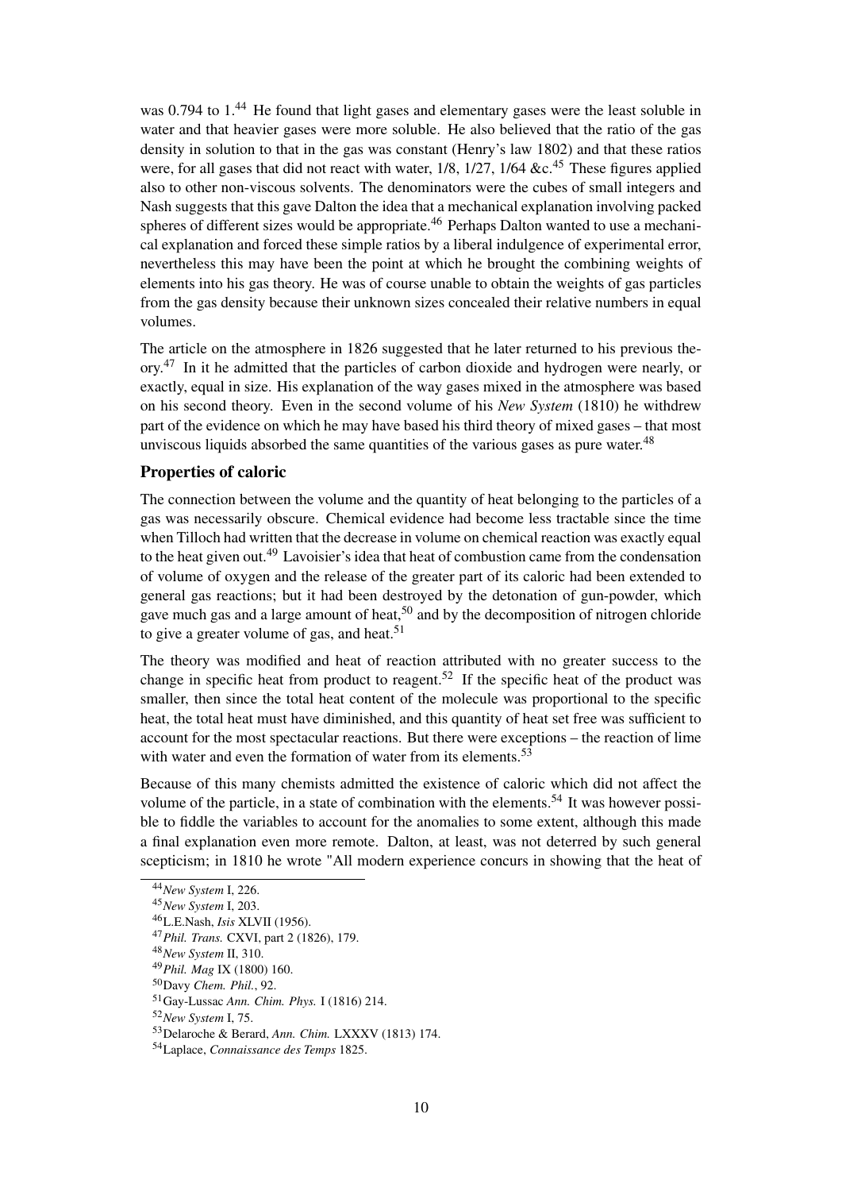was 0.794 to 1.[44] He found that light gases and elementary gases were the least soluble in water and that heavier gases were more soluble. He also believed that the ratio of the gas density in solution to that in the gas was constant (Henry's law 1802) and that these ratios were, for all gases that did not react with water, 1/8, 1/27, 1/64 &c.[45] These figures applied also to other non-viscous solvents. The denominators were the cubes of small integers and Nash suggests that this gave Dalton the idea that a mechanical explanation involving packed spheres of different sizes would be appropriate.[46] Perhaps Dalton wanted to use a mechanical explanation and forced these simple ratios by a liberal indulgence of experimental error, nevertheless this may have been the point at which he brought the combining weights of elements into his gas theory. He was of course unable to obtain the weights of gas particles from the gas density because their unknown sizes concealed their relative numbers in equal volumes.

The article on the atmosphere in 1826 suggested that he later returned to his previous theory.[47] In it he admitted that the particles of carbon dioxide and hydrogen were nearly, or exactly, equal in size. His explanation of the way gases mixed in the atmosphere was based on his second theory. Even in the second volume of his *New System* (1810) he withdrew part of the evidence on which he may have based his third theory of mixed gases – that most unviscous liquids absorbed the same quantities of the various gases as pure water.[48]

### Properties of caloric

The connection between the volume and the quantity of heat belonging to the particles of a gas was necessarily obscure. Chemical evidence had become less tractable since the time when Tilloch had written that the decrease in volume on chemical reaction was exactly equal to the heat given out.[49] Lavoisier's idea that heat of combustion came from the condensation of volume of oxygen and the release of the greater part of its caloric had been extended to general gas reactions; but it had been destroyed by the detonation of gun-powder, which gave much gas and a large amount of heat,[50] and by the decomposition of nitrogen chloride to give a greater volume of gas, and heat.[51]

The theory was modified and heat of reaction attributed with no greater success to the change in specific heat from product to reagent.[52] If the specific heat of the product was smaller, then since the total heat content of the molecule was proportional to the specific heat, the total heat must have diminished, and this quantity of heat set free was sufficient to account for the most spectacular reactions. But there were exceptions – the reaction of lime with water and even the formation of water from its elements.[53]

Because of this many chemists admitted the existence of caloric which did not affect the volume of the particle, in a state of combination with the elements.[54] It was however possible to fiddle the variables to account for the anomalies to some extent, although this made a final explanation even more remote. Dalton, at least, was not deterred by such general scepticism; in 1810 he wrote "All modern experience concurs in showing that the heat of

---

[44] *New System* I, 226.

[45] *New System* I, 203.

[46] L.E.Nash, *Isis* XLVII (1956).

[47] *Phil. Trans.* CXVI, part 2 (1826), 179.

[48] *New System* II, 310.

[49] *Phil. Mag* IX (1800) 160.

[50] Davy *Chem. Phil.*, 92.

[51] Gay-Lussac *Ann. Chim. Phys.* I (1816) 214.

[52] *New System* I, 75.

[53] Delaroche & Berard, *Ann. Chim.* LXXXV (1813) 174.

[54] Laplace, *Connaissance des Temps* 1825.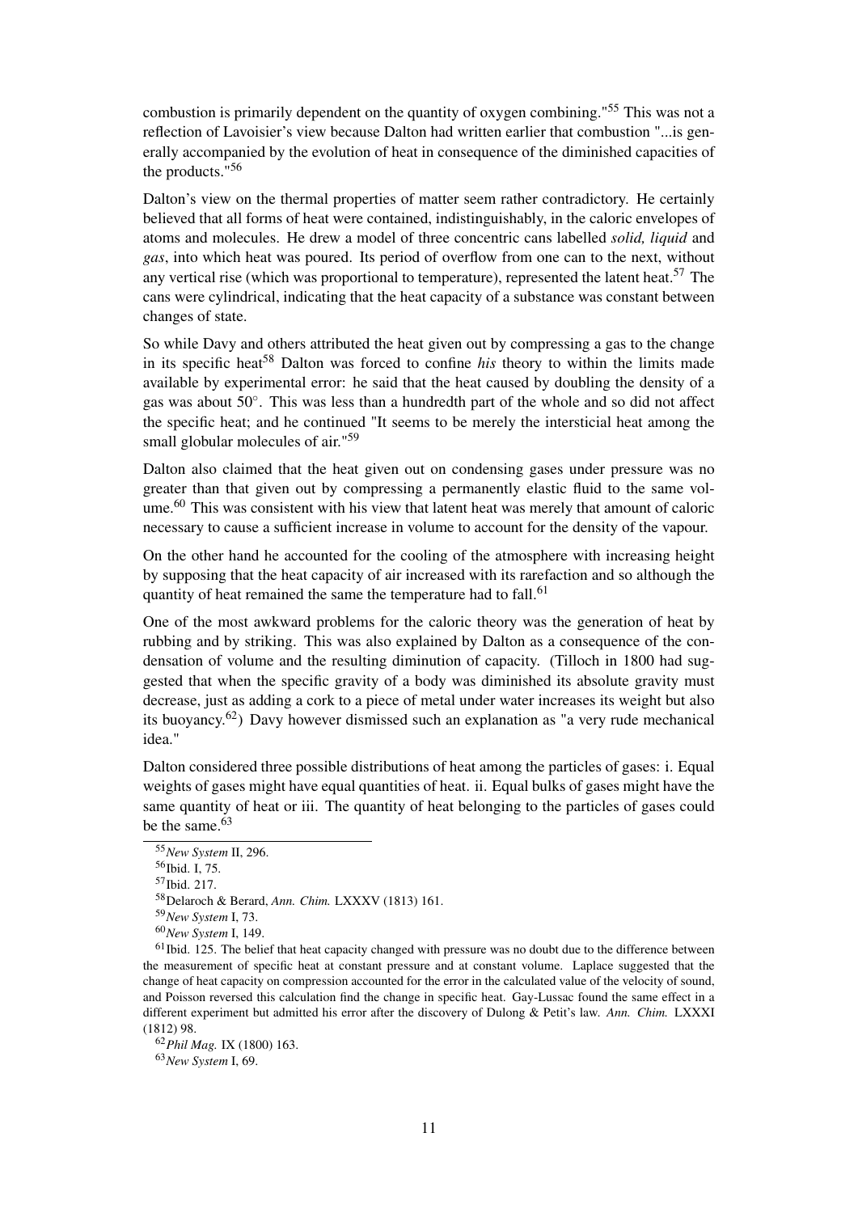combustion is primarily dependent on the quantity of oxygen combining."[55] This was not a reflection of Lavoisier's view because Dalton had written earlier that combustion "...is generally accompanied by the evolution of heat in consequence of the diminished capacities of the products."[56]

Dalton's view on the thermal properties of matter seem rather contradictory. He certainly believed that all forms of heat were contained, indistinguishably, in the caloric envelopes of atoms and molecules. He drew a model of three concentric cans labelled *solid, liquid* and *gas*, into which heat was poured. Its period of overflow from one can to the next, without any vertical rise (which was proportional to temperature), represented the latent heat.[57] The cans were cylindrical, indicating that the heat capacity of a substance was constant between changes of state.

So while Davy and others attributed the heat given out by compressing a gas to the change in its specific heat[58] Dalton was forced to confine *his* theory to within the limits made available by experimental error: he said that the heat caused by doubling the density of a gas was about 50°. This was less than a hundredth part of the whole and so did not affect the specific heat; and he continued "It seems to be merely the intersticial heat among the small globular molecules of air."[59]

Dalton also claimed that the heat given out on condensing gases under pressure was no greater than that given out by compressing a permanently elastic fluid to the same volume.[60] This was consistent with his view that latent heat was merely that amount of caloric necessary to cause a sufficient increase in volume to account for the density of the vapour.

On the other hand he accounted for the cooling of the atmosphere with increasing height by supposing that the heat capacity of air increased with its rarefaction and so although the quantity of heat remained the same the temperature had to fall.[61]

One of the most awkward problems for the caloric theory was the generation of heat by rubbing and by striking. This was also explained by Dalton as a consequence of the condensation of volume and the resulting diminution of capacity. (Tilloch in 1800 had suggested that when the specific gravity of a body was diminished its absolute gravity must decrease, just as adding a cork to a piece of metal under water increases its weight but also its buoyancy.[62]) Davy however dismissed such an explanation as "a very rude mechanical idea."

Dalton considered three possible distributions of heat among the particles of gases: i. Equal weights of gases might have equal quantities of heat. ii. Equal bulks of gases might have the same quantity of heat or iii. The quantity of heat belonging to the particles of gases could be the same.[63]

---

[55] *New System* II, 296.

[56] Ibid. I, 75.

[57] Ibid. 217.

[58] Delaroch & Berard, *Ann. Chim.* LXXXV (1813) 161.

[59] *New System* I, 73.

[60] *New System* I, 149.

[61] Ibid. 125. The belief that heat capacity changed with pressure was no doubt due to the difference between the measurement of specific heat at constant pressure and at constant volume. Laplace suggested that the change of heat capacity on compression accounted for the error in the calculated value of the velocity of sound, and Poisson reversed this calculation find the change in specific heat. Gay-Lussac found the same effect in a different experiment but admitted his error after the discovery of Dulong & Petit's law. *Ann. Chim.* LXXXI (1812) 98.

[62] *Phil Mag.* IX (1800) 163.

[63] *New System* I, 69.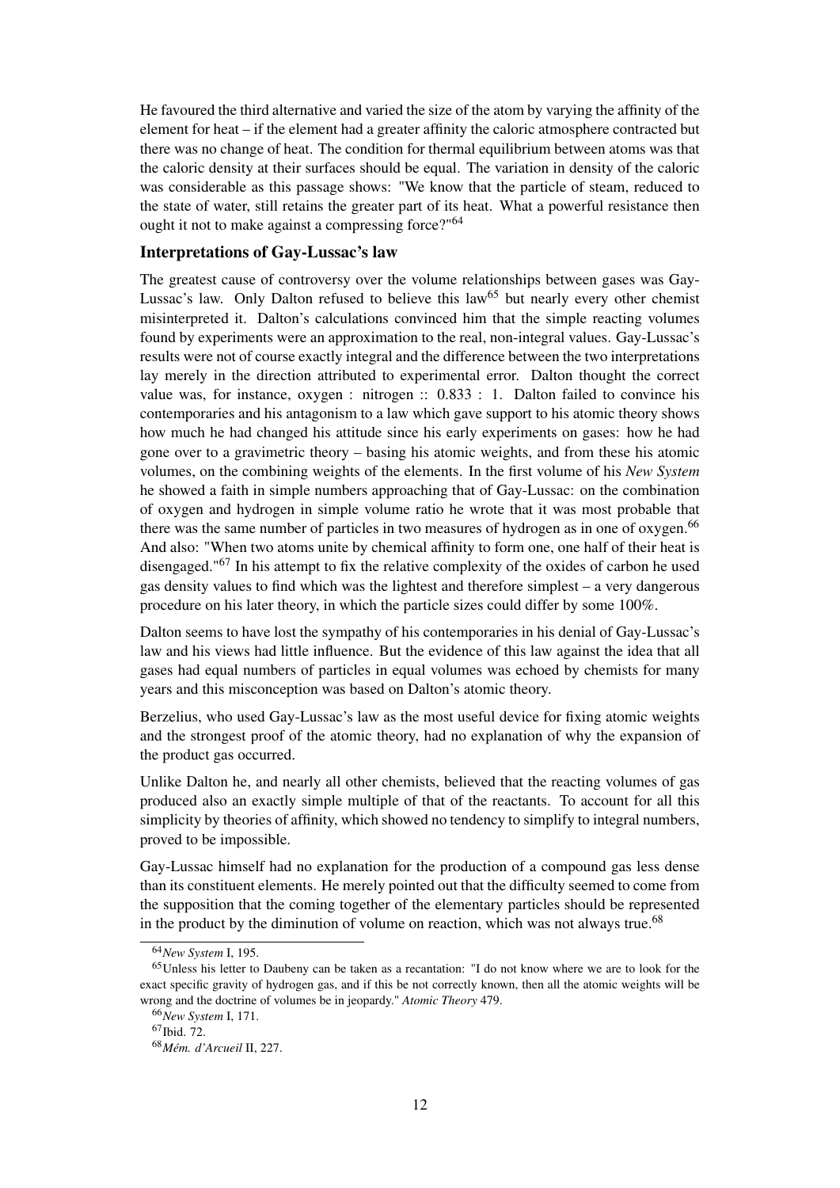He favoured the third alternative and varied the size of the atom by varying the affinity of the element for heat – if the element had a greater affinity the caloric atmosphere contracted but there was no change of heat. The condition for thermal equilibrium between atoms was that the caloric density at their surfaces should be equal. The variation in density of the caloric was considerable as this passage shows: "We know that the particle of steam, reduced to the state of water, still retains the greater part of its heat. What a powerful resistance then ought it not to make against a compressing force?"[64]

### Interpretations of Gay-Lussac's law

The greatest cause of controversy over the volume relationships between gases was Gay-Lussac's law. Only Dalton refused to believe this law[65] but nearly every other chemist misinterpreted it. Dalton's calculations convinced him that the simple reacting volumes found by experiments were an approximation to the real, non-integral values. Gay-Lussac's results were not of course exactly integral and the difference between the two interpretations lay merely in the direction attributed to experimental error. Dalton thought the correct value was, for instance, oxygen : nitrogen :: 0.833 : 1. Dalton failed to convince his contemporaries and his antagonism to a law which gave support to his atomic theory shows how much he had changed his attitude since his early experiments on gases: how he had gone over to a gravimetric theory – basing his atomic weights, and from these his atomic volumes, on the combining weights of the elements. In the first volume of his *New System* he showed a faith in simple numbers approaching that of Gay-Lussac: on the combination of oxygen and hydrogen in simple volume ratio he wrote that it was most probable that there was the same number of particles in two measures of hydrogen as in one of oxygen.[66] And also: "When two atoms unite by chemical affinity to form one, one half of their heat is disengaged."[67] In his attempt to fix the relative complexity of the oxides of carbon he used gas density values to find which was the lightest and therefore simplest – a very dangerous procedure on his later theory, in which the particle sizes could differ by some 100%.

Dalton seems to have lost the sympathy of his contemporaries in his denial of Gay-Lussac's law and his views had little influence. But the evidence of this law against the idea that all gases had equal numbers of particles in equal volumes was echoed by chemists for many years and this misconception was based on Dalton's atomic theory.

Berzelius, who used Gay-Lussac's law as the most useful device for fixing atomic weights and the strongest proof of the atomic theory, had no explanation of why the expansion of the product gas occurred.

Unlike Dalton he, and nearly all other chemists, believed that the reacting volumes of gas produced also an exactly simple multiple of that of the reactants. To account for all this simplicity by theories of affinity, which showed no tendency to simplify to integral numbers, proved to be impossible.

Gay-Lussac himself had no explanation for the production of a compound gas less dense than its constituent elements. He merely pointed out that the difficulty seemed to come from the supposition that the coming together of the elementary particles should be represented in the product by the diminution of volume on reaction, which was not always true.[68]

---

[64] *New System* I, 195.

[65] Unless his letter to Daubeny can be taken as a recantation: "I do not know where we are to look for the exact specific gravity of hydrogen gas, and if this be not correctly known, then all the atomic weights will be wrong and the doctrine of volumes be in jeopardy." *Atomic Theory* 479.

[66] *New System* I, 171.

[67] Ibid. 72.

[68] *Mém. d'Arcueil* II, 227.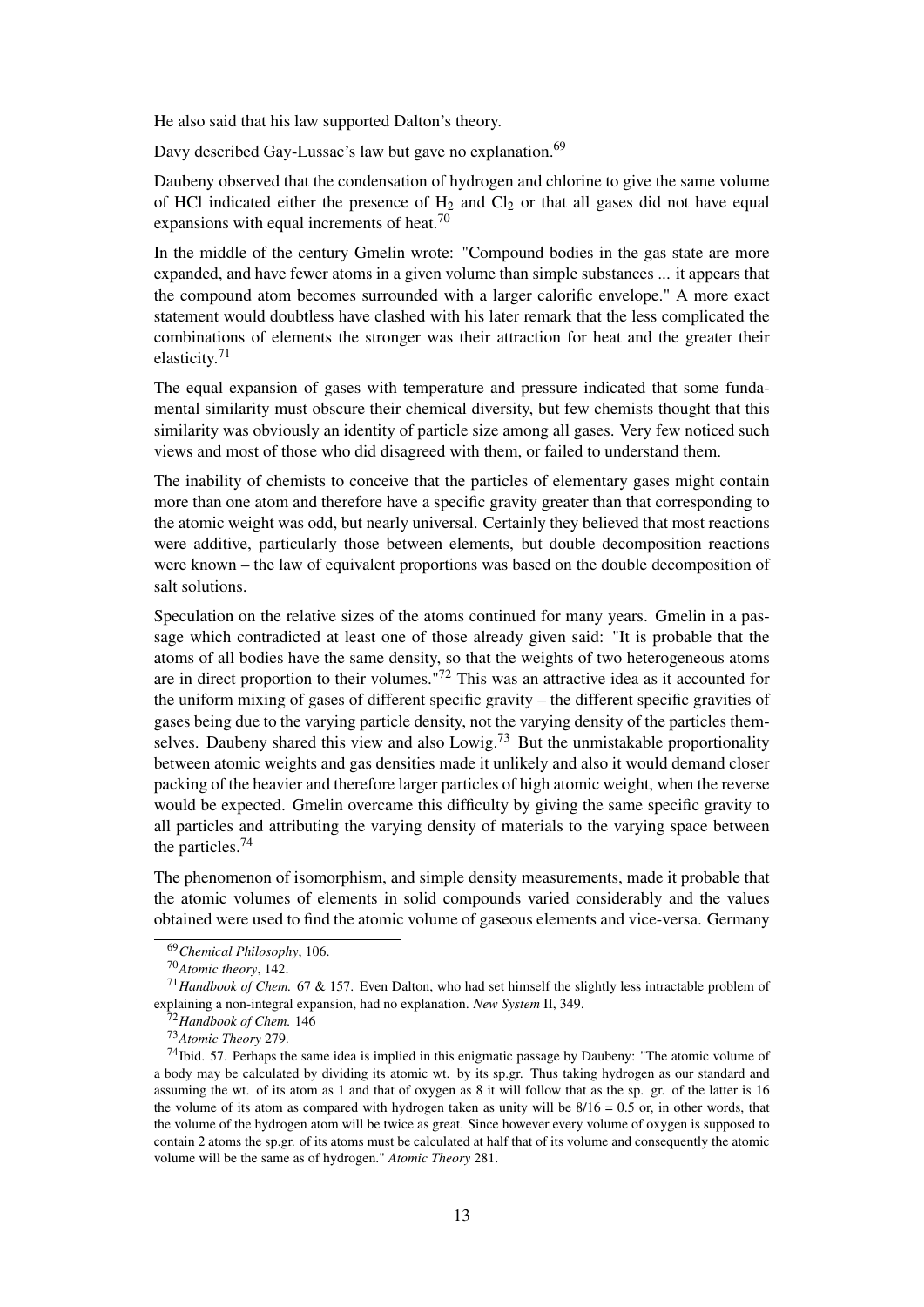He also said that his law supported Dalton's theory.

Davy described Gay-Lussac's law but gave no explanation.[69]

Daubeny observed that the condensation of hydrogen and chlorine to give the same volume of HCl indicated either the presence of $H_2$ and $Cl_2$ or that all gases did not have equal expansions with equal increments of heat.[70]

In the middle of the century Gmelin wrote: "Compound bodies in the gas state are more expanded, and have fewer atoms in a given volume than simple substances ... it appears that the compound atom becomes surrounded with a larger calorific envelope." A more exact statement would doubtless have clashed with his later remark that the less complicated the combinations of elements the stronger was their attraction for heat and the greater their elasticity.[71]

The equal expansion of gases with temperature and pressure indicated that some fundamental similarity must obscure their chemical diversity, but few chemists thought that this similarity was obviously an identity of particle size among all gases. Very few noticed such views and most of those who did disagreed with them, or failed to understand them.

The inability of chemists to conceive that the particles of elementary gases might contain more than one atom and therefore have a specific gravity greater than that corresponding to the atomic weight was odd, but nearly universal. Certainly they believed that most reactions were additive, particularly those between elements, but double decomposition reactions were known – the law of equivalent proportions was based on the double decomposition of salt solutions.

Speculation on the relative sizes of the atoms continued for many years. Gmelin in a passage which contradicted at least one of those already given said: "It is probable that the atoms of all bodies have the same density, so that the weights of two heterogeneous atoms are in direct proportion to their volumes."[72] This was an attractive idea as it accounted for the uniform mixing of gases of different specific gravity – the different specific gravities of gases being due to the varying particle density, not the varying density of the particles themselves. Daubeny shared this view and also Lowig.[73] But the unmistakable proportionality between atomic weights and gas densities made it unlikely and also it would demand closer packing of the heavier and therefore larger particles of high atomic weight, when the reverse would be expected. Gmelin overcame this difficulty by giving the same specific gravity to all particles and attributing the varying density of materials to the varying space between the particles.[74]

The phenomenon of isomorphism, and simple density measurements, made it probable that the atomic volumes of elements in solid compounds varied considerably and the values obtained were used to find the atomic volume of gaseous elements and vice-versa. Germany

---

[69] *Chemical Philosophy*, 106.

[70] *Atomic theory*, 142.

[71] *Handbook of Chem.* 67 & 157. Even Dalton, who had set himself the slightly less intractable problem of explaining a non-integral expansion, had no explanation. *New System* II, 349.

[72] *Handbook of Chem.* 146

[73] *Atomic Theory* 279.

[74] Ibid. 57. Perhaps the same idea is implied in this enigmatic passage by Daubeny: "The atomic volume of a body may be calculated by dividing its atomic wt. by its sp.gr. Thus taking hydrogen as our standard and assuming the wt. of its atom as 1 and that of oxygen as 8 it will follow that as the sp. gr. of the latter is 16 the volume of its atom as compared with hydrogen taken as unity will be $8/16 = 0.5$ or, in other words, that the volume of the hydrogen atom will be twice as great. Since however every volume of oxygen is supposed to contain 2 atoms the sp.gr. of its atoms must be calculated at half that of its volume and consequently the atomic volume will be the same as of hydrogen." *Atomic Theory* 281.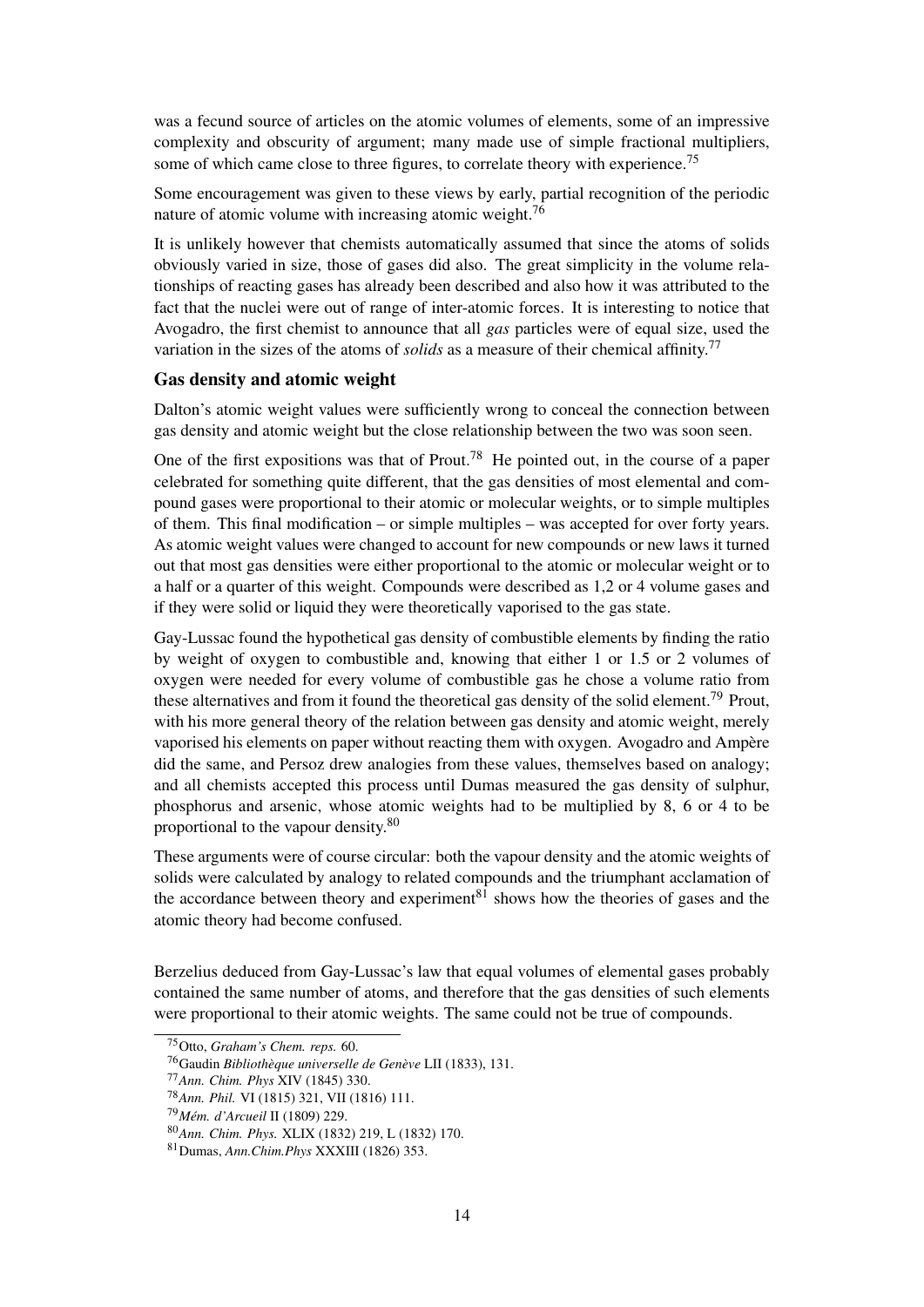was a fecund source of articles on the atomic volumes of elements, some of an impressive complexity and obscurity of argument; many made use of simple fractional multipliers, some of which came close to three figures, to correlate theory with experience.[75]

Some encouragement was given to these views by early, partial recognition of the periodic nature of atomic volume with increasing atomic weight.[76]

It is unlikely however that chemists automatically assumed that since the atoms of solids obviously varied in size, those of gases did also. The great simplicity in the volume relationships of reacting gases has already been described and also how it was attributed to the fact that the nuclei were out of range of inter-atomic forces. It is interesting to notice that Avogadro, the first chemist to announce that all *gas* particles were of equal size, used the variation in the sizes of the atoms of *solids* as a measure of their chemical affinity.[77]

### Gas density and atomic weight

Dalton's atomic weight values were sufficiently wrong to conceal the connection between gas density and atomic weight but the close relationship between the two was soon seen.

One of the first expositions was that of Prout.[78] He pointed out, in the course of a paper celebrated for something quite different, that the gas densities of most elemental and compound gases were proportional to their atomic or molecular weights, or to simple multiples of them. This final modification – or simple multiples – was accepted for over forty years. As atomic weight values were changed to account for new compounds or new laws it turned out that most gas densities were either proportional to the atomic or molecular weight or to a half or a quarter of this weight. Compounds were described as 1,2 or 4 volume gases and if they were solid or liquid they were theoretically vaporised to the gas state.

Gay-Lussac found the hypothetical gas density of combustible elements by finding the ratio by weight of oxygen to combustible and, knowing that either 1 or 1.5 or 2 volumes of oxygen were needed for every volume of combustible gas he chose a volume ratio from these alternatives and from it found the theoretical gas density of the solid element.[79] Prout, with his more general theory of the relation between gas density and atomic weight, merely vaporised his elements on paper without reacting them with oxygen. Avogadro and Ampère did the same, and Persoz drew analogies from these values, themselves based on analogy; and all chemists accepted this process until Dumas measured the gas density of sulphur, phosphorus and arsenic, whose atomic weights had to be multiplied by 8, 6 or 4 to be proportional to the vapour density.[80]

These arguments were of course circular: both the vapour density and the atomic weights of solids were calculated by analogy to related compounds and the triumphant acclamation of the accordance between theory and experiment[81] shows how the theories of gases and the atomic theory had become confused.

Berzelius deduced from Gay-Lussac's law that equal volumes of elemental gases probably contained the same number of atoms, and therefore that the gas densities of such elements were proportional to their atomic weights. The same could not be true of compounds.

---

[75] Otto, *Graham's Chem. reps.* 60.

[76] Gaudin *Bibliothèque universelle de Genève* LII (1833), 131.

[77] *Ann. Chim. Phys* XIV (1845) 330.

[78] *Ann. Phil.* VI (1815) 321, VII (1816) 111.

[79] *Mém. d'Arcueil* II (1809) 229.

[80] *Ann. Chim. Phys.* XLIX (1832) 219, L (1832) 170.

[81] Dumas, *Ann.Chim.Phys* XXXIII (1826) 353.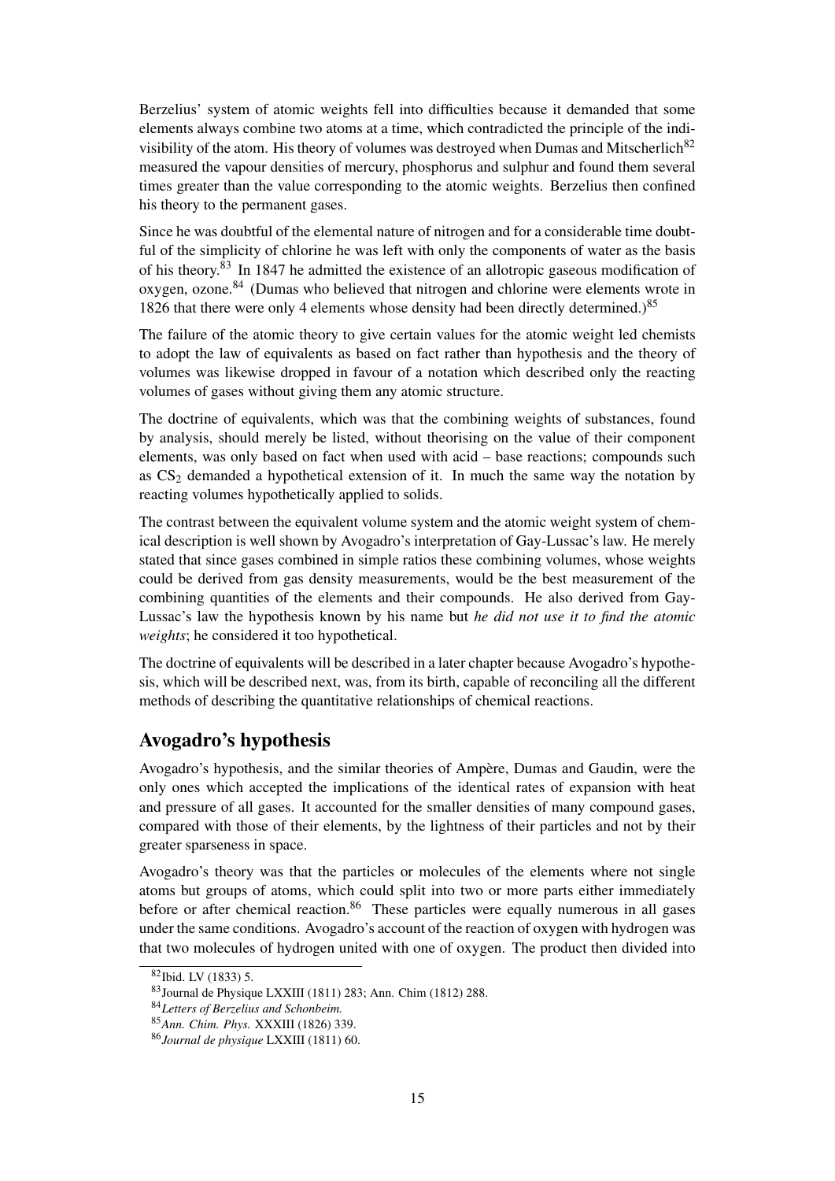Berzelius' system of atomic weights fell into difficulties because it demanded that some elements always combine two atoms at a time, which contradicted the principle of the indivisibility of the atom. His theory of volumes was destroyed when Dumas and Mitscherlich[82] measured the vapour densities of mercury, phosphorus and sulphur and found them several times greater than the value corresponding to the atomic weights. Berzelius then confined his theory to the permanent gases.

Since he was doubtful of the elemental nature of nitrogen and for a considerable time doubtful of the simplicity of chlorine he was left with only the components of water as the basis of his theory.[83] In 1847 he admitted the existence of an allotropic gaseous modification of oxygen, ozone.[84] (Dumas who believed that nitrogen and chlorine were elements wrote in 1826 that there were only 4 elements whose density had been directly determined.)[85]

The failure of the atomic theory to give certain values for the atomic weight led chemists to adopt the law of equivalents as based on fact rather than hypothesis and the theory of volumes was likewise dropped in favour of a notation which described only the reacting volumes of gases without giving them any atomic structure.

The doctrine of equivalents, which was that the combining weights of substances, found by analysis, should merely be listed, without theorising on the value of their component elements, was only based on fact when used with acid – base reactions; compounds such as $CS_2$ demanded a hypothetical extension of it. In much the same way the notation by reacting volumes hypothetically applied to solids.

The contrast between the equivalent volume system and the atomic weight system of chemical description is well shown by Avogadro's interpretation of Gay-Lussac's law. He merely stated that since gases combined in simple ratios these combining volumes, whose weights could be derived from gas density measurements, would be the best measurement of the combining quantities of the elements and their compounds. He also derived from Gay-Lussac's law the hypothesis known by his name but *he did not use it to find the atomic weights*; he considered it too hypothetical.

The doctrine of equivalents will be described in a later chapter because Avogadro's hypothesis, which will be described next, was, from its birth, capable of reconciling all the different methods of describing the quantitative relationships of chemical reactions.

## Avogadro's hypothesis

Avogadro's hypothesis, and the similar theories of Ampère, Dumas and Gaudin, were the only ones which accepted the implications of the identical rates of expansion with heat and pressure of all gases. It accounted for the smaller densities of many compound gases, compared with those of their elements, by the lightness of their particles and not by their greater sparseness in space.

Avogadro's theory was that the particles or molecules of the elements where not single atoms but groups of atoms, which could split into two or more parts either immediately before or after chemical reaction.[86] These particles were equally numerous in all gases under the same conditions. Avogadro's account of the reaction of oxygen with hydrogen was that two molecules of hydrogen united with one of oxygen. The product then divided into

[82] Ibid. LV (1833) 5.

[83] Journal de Physique LXXIII (1811) 283; Ann. Chim (1812) 288.

[84] *Letters of Berzelius and Schonbeim.*

[85] *Ann. Chim. Phys.* XXXIII (1826) 339.

[86] *Journal de physique* LXXIII (1811) 60.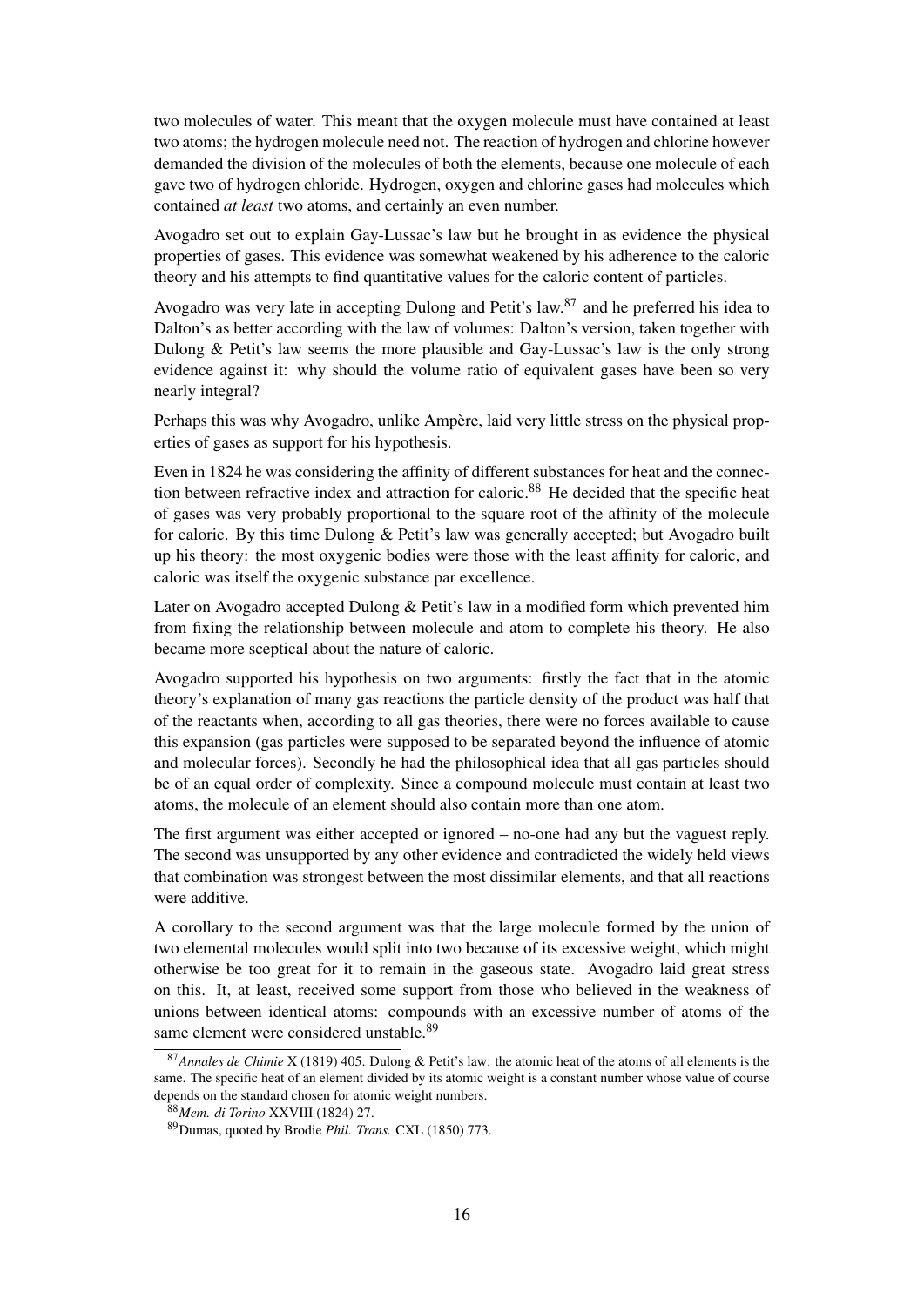two molecules of water. This meant that the oxygen molecule must have contained at least two atoms; the hydrogen molecule need not. The reaction of hydrogen and chlorine however demanded the division of the molecules of both the elements, because one molecule of each gave two of hydrogen chloride. Hydrogen, oxygen and chlorine gases had molecules which contained *at least* two atoms, and certainly an even number.

Avogadro set out to explain Gay-Lussac's law but he brought in as evidence the physical properties of gases. This evidence was somewhat weakened by his adherence to the caloric theory and his attempts to find quantitative values for the caloric content of particles.

Avogadro was very late in accepting Dulong and Petit's law.[87] and he preferred his idea to Dalton's as better according with the law of volumes: Dalton's version, taken together with Dulong & Petit's law seems the more plausible and Gay-Lussac's law is the only strong evidence against it: why should the volume ratio of equivalent gases have been so very nearly integral?

Perhaps this was why Avogadro, unlike Ampère, laid very little stress on the physical properties of gases as support for his hypothesis.

Even in 1824 he was considering the affinity of different substances for heat and the connection between refractive index and attraction for caloric.[88] He decided that the specific heat of gases was very probably proportional to the square root of the affinity of the molecule for caloric. By this time Dulong & Petit's law was generally accepted; but Avogadro built up his theory: the most oxygenic bodies were those with the least affinity for caloric, and caloric was itself the oxygenic substance par excellence.

Later on Avogadro accepted Dulong & Petit's law in a modified form which prevented him from fixing the relationship between molecule and atom to complete his theory. He also became more sceptical about the nature of caloric.

Avogadro supported his hypothesis on two arguments: firstly the fact that in the atomic theory's explanation of many gas reactions the particle density of the product was half that of the reactants when, according to all gas theories, there were no forces available to cause this expansion (gas particles were supposed to be separated beyond the influence of atomic and molecular forces). Secondly he had the philosophical idea that all gas particles should be of an equal order of complexity. Since a compound molecule must contain at least two atoms, the molecule of an element should also contain more than one atom.

The first argument was either accepted or ignored – no-one had any but the vaguest reply. The second was unsupported by any other evidence and contradicted the widely held views that combination was strongest between the most dissimilar elements, and that all reactions were additive.

A corollary to the second argument was that the large molecule formed by the union of two elemental molecules would split into two because of its excessive weight, which might otherwise be too great for it to remain in the gaseous state. Avogadro laid great stress on this. It, at least, received some support from those who believed in the weakness of unions between identical atoms: compounds with an excessive number of atoms of the same element were considered unstable.[89]

---

[87] *Annales de Chimie* X (1819) 405. Dulong & Petit's law: the atomic heat of the atoms of all elements is the same. The specific heat of an element divided by its atomic weight is a constant number whose value of course depends on the standard chosen for atomic weight numbers.

[88] *Mem. di Torino* XXVIII (1824) 27.

[89] Dumas, quoted by Brodie *Phil. Trans.* CXL (1850) 773.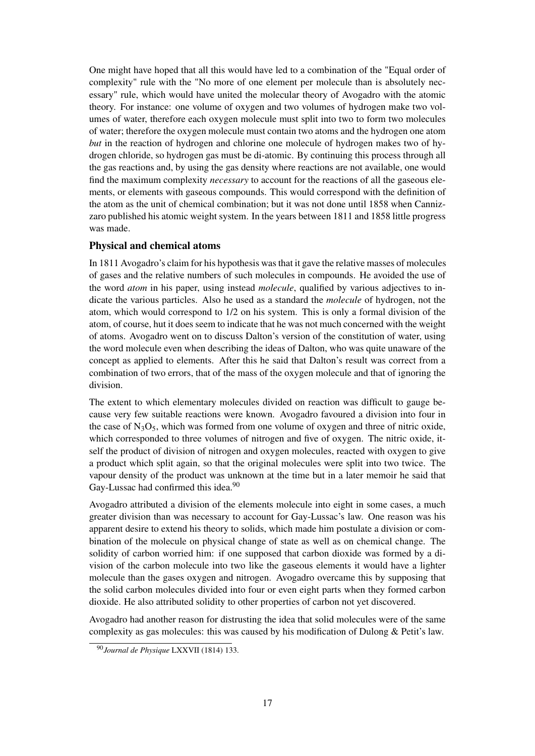One might have hoped that all this would have led to a combination of the "Equal order of complexity" rule with the "No more of one element per molecule than is absolutely necessary" rule, which would have united the molecular theory of Avogadro with the atomic theory. For instance: one volume of oxygen and two volumes of hydrogen make two volumes of water, therefore each oxygen molecule must split into two to form two molecules of water; therefore the oxygen molecule must contain two atoms and the hydrogen one atom *but* in the reaction of hydrogen and chlorine one molecule of hydrogen makes two of hydrogen chloride, so hydrogen gas must be di-atomic. By continuing this process through all the gas reactions and, by using the gas density where reactions are not available, one would find the maximum complexity *necessary* to account for the reactions of all the gaseous elements, or elements with gaseous compounds. This would correspond with the definition of the atom as the unit of chemical combination; but it was not done until 1858 when Cannizzaro published his atomic weight system. In the years between 1811 and 1858 little progress was made.

### Physical and chemical atoms

In 1811 Avogadro's claim for his hypothesis was that it gave the relative masses of molecules of gases and the relative numbers of such molecules in compounds. He avoided the use of the word *atom* in his paper, using instead *molecule*, qualified by various adjectives to indicate the various particles. Also he used as a standard the *molecule* of hydrogen, not the atom, which would correspond to 1/2 on his system. This is only a formal division of the atom, of course, hut it does seem to indicate that he was not much concerned with the weight of atoms. Avogadro went on to discuss Dalton's version of the constitution of water, using the word molecule even when describing the ideas of Dalton, who was quite unaware of the concept as applied to elements. After this he said that Dalton's result was correct from a combination of two errors, that of the mass of the oxygen molecule and that of ignoring the division.

The extent to which elementary molecules divided on reaction was difficult to gauge because very few suitable reactions were known. Avogadro favoured a division into four in the case of $N_3O_5$, which was formed from one volume of oxygen and three of nitric oxide, which corresponded to three volumes of nitrogen and five of oxygen. The nitric oxide, itself the product of division of nitrogen and oxygen molecules, reacted with oxygen to give a product which split again, so that the original molecules were split into two twice. The vapour density of the product was unknown at the time but in a later memoir he said that Gay-Lussac had confirmed this idea.[90]

Avogadro attributed a division of the elements molecule into eight in some cases, a much greater division than was necessary to account for Gay-Lussac's law. One reason was his apparent desire to extend his theory to solids, which made him postulate a division or combination of the molecule on physical change of state as well as on chemical change. The solidity of carbon worried him: if one supposed that carbon dioxide was formed by a division of the carbon molecule into two like the gaseous elements it would have a lighter molecule than the gases oxygen and nitrogen. Avogadro overcame this by supposing that the solid carbon molecules divided into four or even eight parts when they formed carbon dioxide. He also attributed solidity to other properties of carbon not yet discovered.

Avogadro had another reason for distrusting the idea that solid molecules were of the same complexity as gas molecules: this was caused by his modification of Dulong & Petit's law.

[90] *Journal de Physique* LXXVII (1814) 133.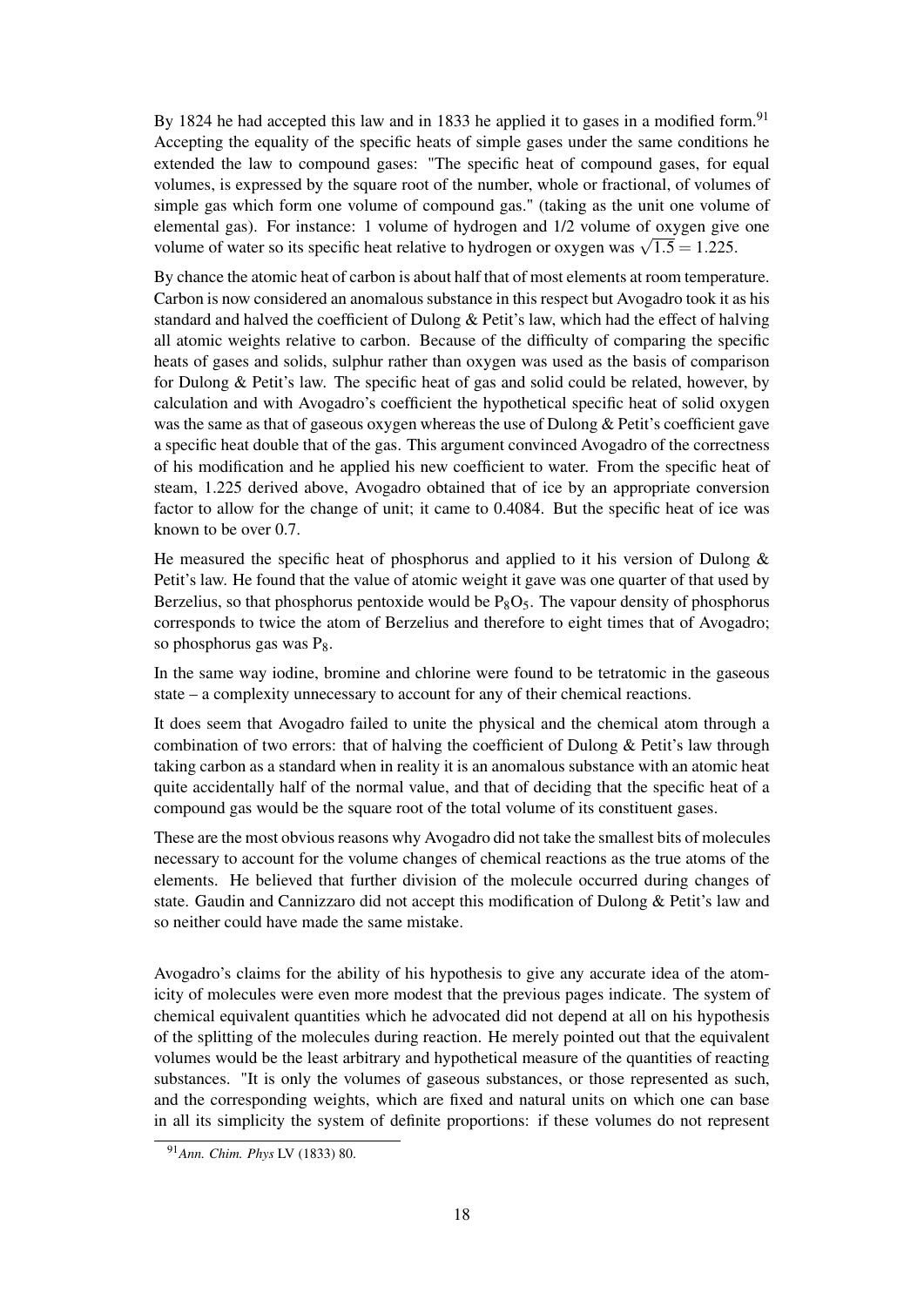By 1824 he had accepted this law and in 1833 he applied it to gases in a modified form.[91] Accepting the equality of the specific heats of simple gases under the same conditions he extended the law to compound gases: "The specific heat of compound gases, for equal volumes, is expressed by the square root of the number, whole or fractional, of volumes of simple gas which form one volume of compound gas." (taking as the unit one volume of elemental gas). For instance: 1 volume of hydrogen and 1/2 volume of oxygen give one volume of water so its specific heat relative to hydrogen or oxygen was $\sqrt{1.5} = 1.225$.

By chance the atomic heat of carbon is about half that of most elements at room temperature. Carbon is now considered an anomalous substance in this respect but Avogadro took it as his standard and halved the coefficient of Dulong & Petit's law, which had the effect of halving all atomic weights relative to carbon. Because of the difficulty of comparing the specific heats of gases and solids, sulphur rather than oxygen was used as the basis of comparison for Dulong & Petit's law. The specific heat of gas and solid could be related, however, by calculation and with Avogadro's coefficient the hypothetical specific heat of solid oxygen was the same as that of gaseous oxygen whereas the use of Dulong & Petit's coefficient gave a specific heat double that of the gas. This argument convinced Avogadro of the correctness of his modification and he applied his new coefficient to water. From the specific heat of steam, 1.225 derived above, Avogadro obtained that of ice by an appropriate conversion factor to allow for the change of unit; it came to 0.4084. But the specific heat of ice was known to be over 0.7.

He measured the specific heat of phosphorus and applied to it his version of Dulong & Petit's law. He found that the value of atomic weight it gave was one quarter of that used by Berzelius, so that phosphorus pentoxide would be $P_8O_5$. The vapour density of phosphorus corresponds to twice the atom of Berzelius and therefore to eight times that of Avogadro; so phosphorus gas was $P_8$.

In the same way iodine, bromine and chlorine were found to be tetratomic in the gaseous state – a complexity unnecessary to account for any of their chemical reactions.

It does seem that Avogadro failed to unite the physical and the chemical atom through a combination of two errors: that of halving the coefficient of Dulong & Petit's law through taking carbon as a standard when in reality it is an anomalous substance with an atomic heat quite accidentally half of the normal value, and that of deciding that the specific heat of a compound gas would be the square root of the total volume of its constituent gases.

These are the most obvious reasons why Avogadro did not take the smallest bits of molecules necessary to account for the volume changes of chemical reactions as the true atoms of the elements. He believed that further division of the molecule occurred during changes of state. Gaudin and Cannizzaro did not accept this modification of Dulong & Petit's law and so neither could have made the same mistake.

Avogadro's claims for the ability of his hypothesis to give any accurate idea of the atomicity of molecules were even more modest that the previous pages indicate. The system of chemical equivalent quantities which he advocated did not depend at all on his hypothesis of the splitting of the molecules during reaction. He merely pointed out that the equivalent volumes would be the least arbitrary and hypothetical measure of the quantities of reacting substances. "It is only the volumes of gaseous substances, or those represented as such, and the corresponding weights, which are fixed and natural units on which one can base in all its simplicity the system of definite proportions: if these volumes do not represent

[91] *Ann. Chim. Phys* LV (1833) 80.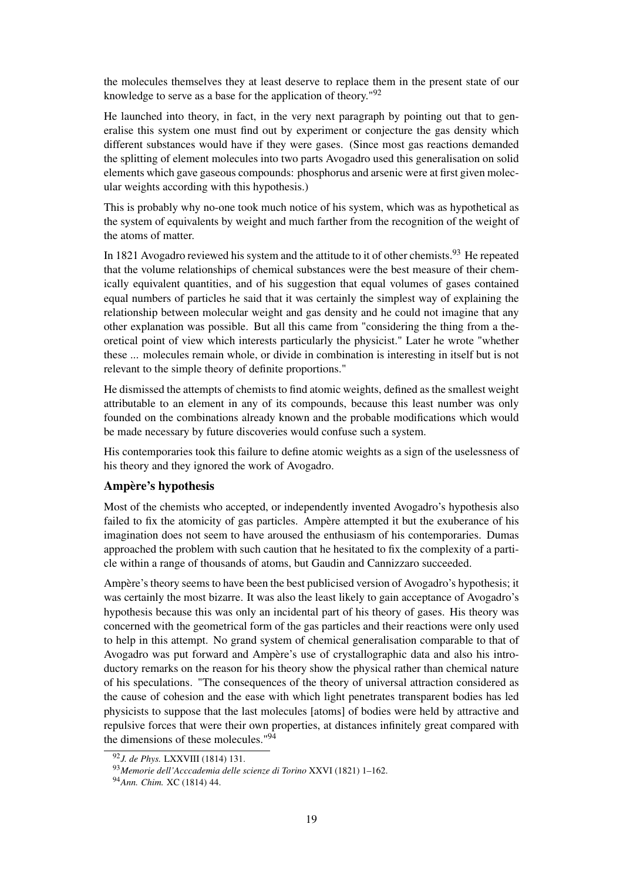the molecules themselves they at least deserve to replace them in the present state of our knowledge to serve as a base for the application of theory."[92]

He launched into theory, in fact, in the very next paragraph by pointing out that to generalise this system one must find out by experiment or conjecture the gas density which different substances would have if they were gases. (Since most gas reactions demanded the splitting of element molecules into two parts Avogadro used this generalisation on solid elements which gave gaseous compounds: phosphorus and arsenic were at first given molecular weights according with this hypothesis.)

This is probably why no-one took much notice of his system, which was as hypothetical as the system of equivalents by weight and much farther from the recognition of the weight of the atoms of matter.

In 1821 Avogadro reviewed his system and the attitude to it of other chemists.[93] He repeated that the volume relationships of chemical substances were the best measure of their chemically equivalent quantities, and of his suggestion that equal volumes of gases contained equal numbers of particles he said that it was certainly the simplest way of explaining the relationship between molecular weight and gas density and he could not imagine that any other explanation was possible. But all this came from "considering the thing from a theoretical point of view which interests particularly the physicist." Later he wrote "whether these ... molecules remain whole, or divide in combination is interesting in itself but is not relevant to the simple theory of definite proportions."

He dismissed the attempts of chemists to find atomic weights, defined as the smallest weight attributable to an element in any of its compounds, because this least number was only founded on the combinations already known and the probable modifications which would be made necessary by future discoveries would confuse such a system.

His contemporaries took this failure to define atomic weights as a sign of the uselessness of his theory and they ignored the work of Avogadro.

### Ampère's hypothesis

Most of the chemists who accepted, or independently invented Avogadro's hypothesis also failed to fix the atomicity of gas particles. Ampère attempted it but the exuberance of his imagination does not seem to have aroused the enthusiasm of his contemporaries. Dumas approached the problem with such caution that he hesitated to fix the complexity of a particle within a range of thousands of atoms, but Gaudin and Cannizzaro succeeded.

Ampère's theory seems to have been the best publicised version of Avogadro's hypothesis; it was certainly the most bizarre. It was also the least likely to gain acceptance of Avogadro's hypothesis because this was only an incidental part of his theory of gases. His theory was concerned with the geometrical form of the gas particles and their reactions were only used to help in this attempt. No grand system of chemical generalisation comparable to that of Avogadro was put forward and Ampère's use of crystallographic data and also his introductory remarks on the reason for his theory show the physical rather than chemical nature of his speculations. "The consequences of the theory of universal attraction considered as the cause of cohesion and the ease with which light penetrates transparent bodies has led physicists to suppose that the last molecules [atoms] of bodies were held by attractive and repulsive forces that were their own properties, at distances infinitely great compared with the dimensions of these molecules."[94]

---

[92] *J. de Phys.* LXXVIII (1814) 131.

[93] *Memorie dell'Acccademia delle scienze di Torino* XXVI (1821) 1–162.

[94] *Ann. Chim.* XC (1814) 44.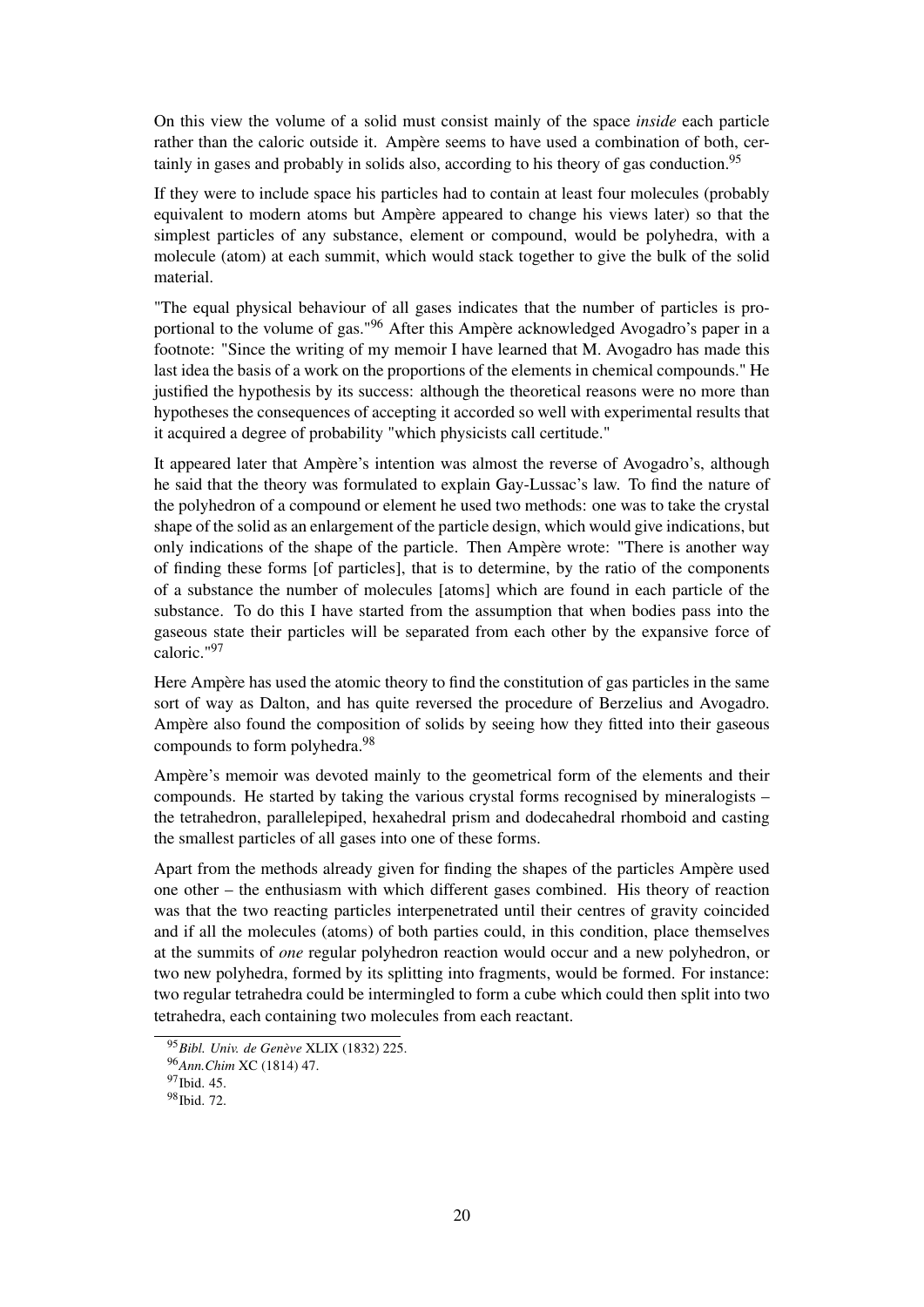On this view the volume of a solid must consist mainly of the space *inside* each particle rather than the caloric outside it. Ampère seems to have used a combination of both, certainly in gases and probably in solids also, according to his theory of gas conduction.[95]

If they were to include space his particles had to contain at least four molecules (probably equivalent to modern atoms but Ampère appeared to change his views later) so that the simplest particles of any substance, element or compound, would be polyhedra, with a molecule (atom) at each summit, which would stack together to give the bulk of the solid material.

"The equal physical behaviour of all gases indicates that the number of particles is proportional to the volume of gas."[96] After this Ampère acknowledged Avogadro's paper in a footnote: "Since the writing of my memoir I have learned that M. Avogadro has made this last idea the basis of a work on the proportions of the elements in chemical compounds." He justified the hypothesis by its success: although the theoretical reasons were no more than hypotheses the consequences of accepting it accorded so well with experimental results that it acquired a degree of probability "which physicists call certitude."

It appeared later that Ampère's intention was almost the reverse of Avogadro's, although he said that the theory was formulated to explain Gay-Lussac's law. To find the nature of the polyhedron of a compound or element he used two methods: one was to take the crystal shape of the solid as an enlargement of the particle design, which would give indications, but only indications of the shape of the particle. Then Ampère wrote: "There is another way of finding these forms [of particles], that is to determine, by the ratio of the components of a substance the number of molecules [atoms] which are found in each particle of the substance. To do this I have started from the assumption that when bodies pass into the gaseous state their particles will be separated from each other by the expansive force of caloric."[97]

Here Ampère has used the atomic theory to find the constitution of gas particles in the same sort of way as Dalton, and has quite reversed the procedure of Berzelius and Avogadro. Ampère also found the composition of solids by seeing how they fitted into their gaseous compounds to form polyhedra.[98]

Ampère's memoir was devoted mainly to the geometrical form of the elements and their compounds. He started by taking the various crystal forms recognised by mineralogists – the tetrahedron, parallelepiped, hexahedral prism and dodecahedral rhomboid and casting the smallest particles of all gases into one of these forms.

Apart from the methods already given for finding the shapes of the particles Ampère used one other – the enthusiasm with which different gases combined. His theory of reaction was that the two reacting particles interpenetrated until their centres of gravity coincided and if all the molecules (atoms) of both parties could, in this condition, place themselves at the summits of *one* regular polyhedron reaction would occur and a new polyhedron, or two new polyhedra, formed by its splitting into fragments, would be formed. For instance: two regular tetrahedra could be intermingled to form a cube which could then split into two tetrahedra, each containing two molecules from each reactant.

---

[95] *Bibl. Univ. de Genève* XLIX (1832) 225.

[96] *Ann.Chim* XC (1814) 47.

[97] Ibid. 45.

[98] Ibid. 72.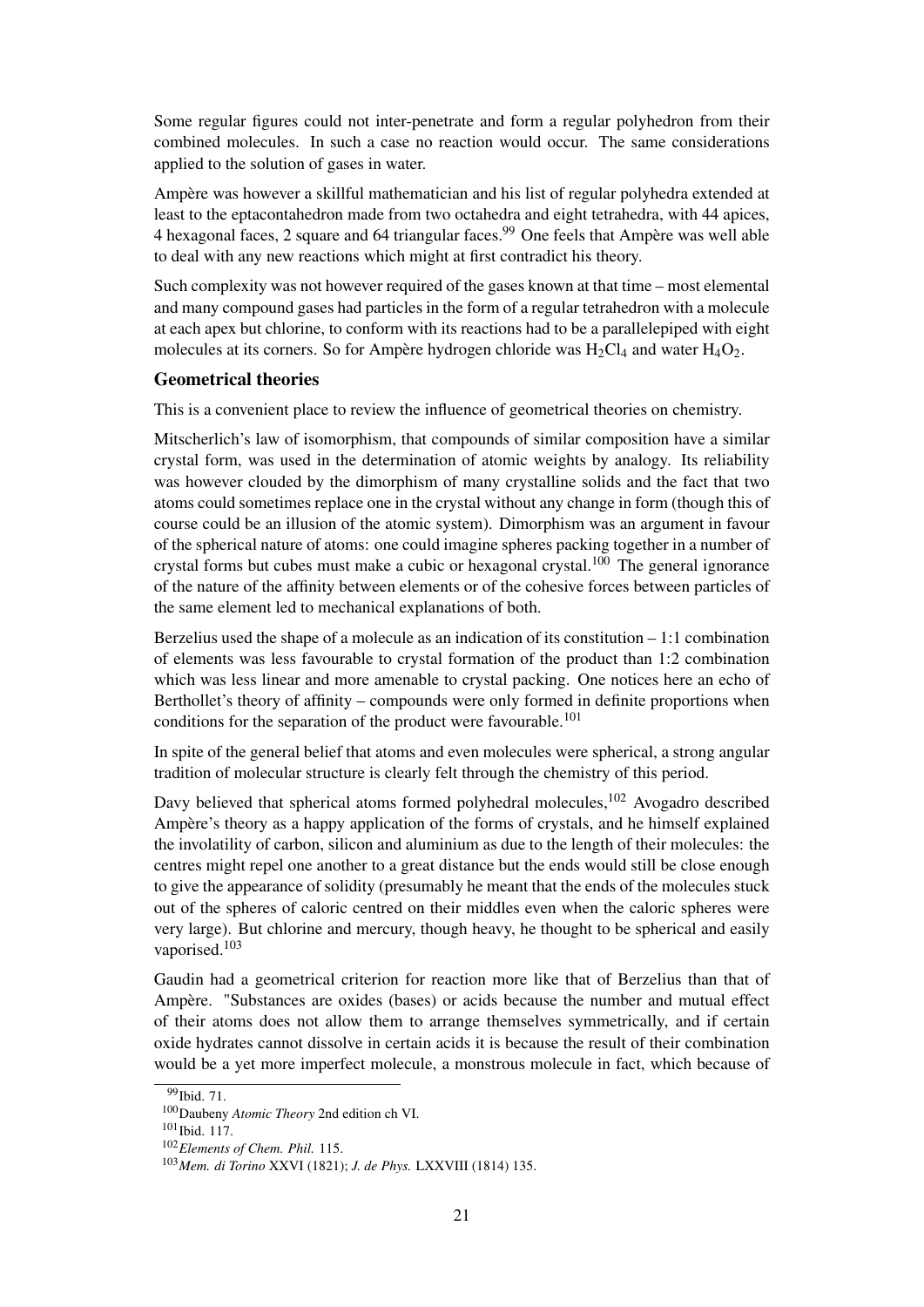Some regular figures could not inter-penetrate and form a regular polyhedron from their combined molecules. In such a case no reaction would occur. The same considerations applied to the solution of gases in water.

Ampère was however a skillful mathematician and his list of regular polyhedra extended at least to the eptacontahedron made from two octahedra and eight tetrahedra, with 44 apices, 4 hexagonal faces, 2 square and 64 triangular faces.[99] One feels that Ampère was well able to deal with any new reactions which might at first contradict his theory.

Such complexity was not however required of the gases known at that time – most elemental and many compound gases had particles in the form of a regular tetrahedron with a molecule at each apex but chlorine, to conform with its reactions had to be a parallelepiped with eight molecules at its corners. So for Ampère hydrogen chloride was $H_2Cl_4$ and water $H_4O_2$.

### Geometrical theories

This is a convenient place to review the influence of geometrical theories on chemistry.

Mitscherlich's law of isomorphism, that compounds of similar composition have a similar crystal form, was used in the determination of atomic weights by analogy. Its reliability was however clouded by the dimorphism of many crystalline solids and the fact that two atoms could sometimes replace one in the crystal without any change in form (though this of course could be an illusion of the atomic system). Dimorphism was an argument in favour of the spherical nature of atoms: one could imagine spheres packing together in a number of crystal forms but cubes must make a cubic or hexagonal crystal.[100] The general ignorance of the nature of the affinity between elements or of the cohesive forces between particles of the same element led to mechanical explanations of both.

Berzelius used the shape of a molecule as an indication of its constitution – 1:1 combination of elements was less favourable to crystal formation of the product than 1:2 combination which was less linear and more amenable to crystal packing. One notices here an echo of Berthollet's theory of affinity – compounds were only formed in definite proportions when conditions for the separation of the product were favourable.[101]

In spite of the general belief that atoms and even molecules were spherical, a strong angular tradition of molecular structure is clearly felt through the chemistry of this period.

Davy believed that spherical atoms formed polyhedral molecules,[102] Avogadro described Ampère's theory as a happy application of the forms of crystals, and he himself explained the involatility of carbon, silicon and aluminium as due to the length of their molecules: the centres might repel one another to a great distance but the ends would still be close enough to give the appearance of solidity (presumably he meant that the ends of the molecules stuck out of the spheres of caloric centred on their middles even when the caloric spheres were very large). But chlorine and mercury, though heavy, he thought to be spherical and easily vaporised.[103]

Gaudin had a geometrical criterion for reaction more like that of Berzelius than that of Ampère. "Substances are oxides (bases) or acids because the number and mutual effect of their atoms does not allow them to arrange themselves symmetrically, and if certain oxide hydrates cannot dissolve in certain acids it is because the result of their combination would be a yet more imperfect molecule, a monstrous molecule in fact, which because of

---

[99] Ibid. 71.

[100] Daubeny *Atomic Theory* 2nd edition ch VI.

[101] Ibid. 117.

[102] *Elements of Chem. Phil.* 115.

[103] *Mem. di Torino* XXVI (1821); *J. de Phys.* LXXVIII (1814) 135.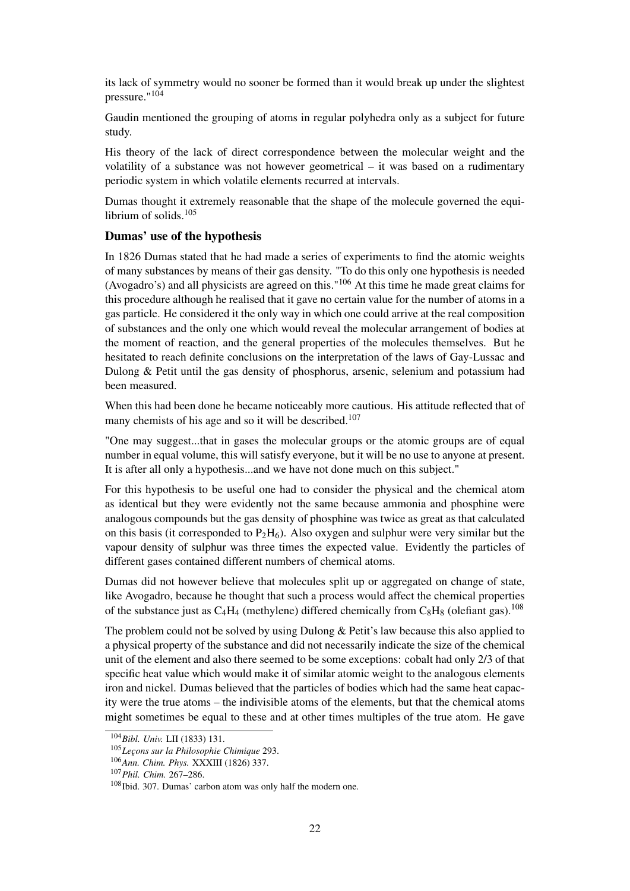its lack of symmetry would no sooner be formed than it would break up under the slightest pressure."[104]

Gaudin mentioned the grouping of atoms in regular polyhedra only as a subject for future study.

His theory of the lack of direct correspondence between the molecular weight and the volatility of a substance was not however geometrical – it was based on a rudimentary periodic system in which volatile elements recurred at intervals.

Dumas thought it extremely reasonable that the shape of the molecule governed the equilibrium of solids.[105]

### Dumas' use of the hypothesis

In 1826 Dumas stated that he had made a series of experiments to find the atomic weights of many substances by means of their gas density. "To do this only one hypothesis is needed (Avogadro's) and all physicists are agreed on this."[106] At this time he made great claims for this procedure although he realised that it gave no certain value for the number of atoms in a gas particle. He considered it the only way in which one could arrive at the real composition of substances and the only one which would reveal the molecular arrangement of bodies at the moment of reaction, and the general properties of the molecules themselves. But he hesitated to reach definite conclusions on the interpretation of the laws of Gay-Lussac and Dulong & Petit until the gas density of phosphorus, arsenic, selenium and potassium had been measured.

When this had been done he became noticeably more cautious. His attitude reflected that of many chemists of his age and so it will be described.[107]

"One may suggest...that in gases the molecular groups or the atomic groups are of equal number in equal volume, this will satisfy everyone, but it will be no use to anyone at present. It is after all only a hypothesis...and we have not done much on this subject."

For this hypothesis to be useful one had to consider the physical and the chemical atom as identical but they were evidently not the same because ammonia and phosphine were analogous compounds but the gas density of phosphine was twice as great as that calculated on this basis (it corresponded to $P_2H_6$). Also oxygen and sulphur were very similar but the vapour density of sulphur was three times the expected value. Evidently the particles of different gases contained different numbers of chemical atoms.

Dumas did not however believe that molecules split up or aggregated on change of state, like Avogadro, because he thought that such a process would affect the chemical properties of the substance just as $C_4H_4$ (methylene) differed chemically from $C_8H_8$ (olefiant gas).[108]

The problem could not be solved by using Dulong & Petit's law because this also applied to a physical property of the substance and did not necessarily indicate the size of the chemical unit of the element and also there seemed to be some exceptions: cobalt had only 2/3 of that specific heat value which would make it of similar atomic weight to the analogous elements iron and nickel. Dumas believed that the particles of bodies which had the same heat capacity were the true atoms – the indivisible atoms of the elements, but that the chemical atoms might sometimes be equal to these and at other times multiples of the true atom. He gave

---

[104] *Bibl. Univ.* LII (1833) 131.

[105] *Leçons sur la Philosophie Chimique* 293.

[106] *Ann. Chim. Phys.* XXXIII (1826) 337.

[107] *Phil. Chim.* 267–286.

[108] Ibid. 307. Dumas' carbon atom was only half the modern one.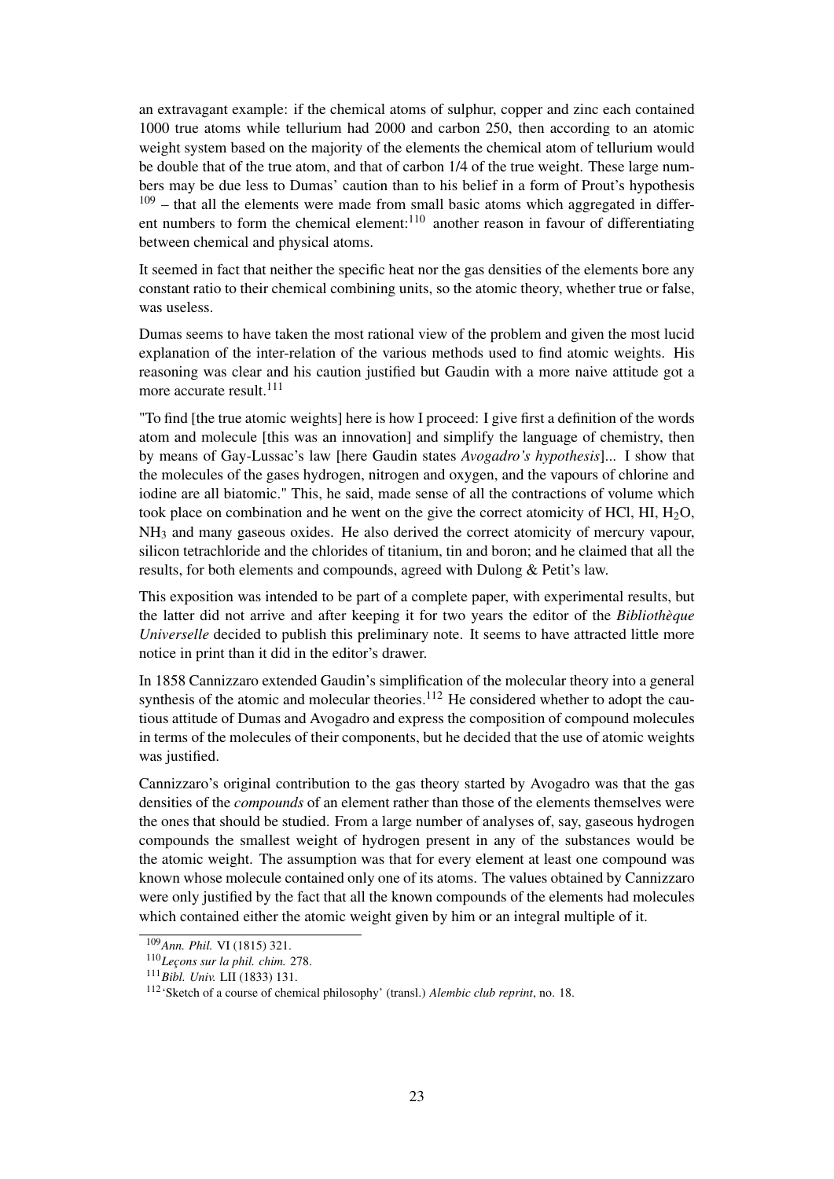an extravagant example: if the chemical atoms of sulphur, copper and zinc each contained 1000 true atoms while tellurium had 2000 and carbon 250, then according to an atomic weight system based on the majority of the elements the chemical atom of tellurium would be double that of the true atom, and that of carbon 1/4 of the true weight. These large numbers may be due less to Dumas' caution than to his belief in a form of Prout's hypothesis [109] – that all the elements were made from small basic atoms which aggregated in different numbers to form the chemical element:[110] another reason in favour of differentiating between chemical and physical atoms.

It seemed in fact that neither the specific heat nor the gas densities of the elements bore any constant ratio to their chemical combining units, so the atomic theory, whether true or false, was useless.

Dumas seems to have taken the most rational view of the problem and given the most lucid explanation of the inter-relation of the various methods used to find atomic weights. His reasoning was clear and his caution justified but Gaudin with a more naive attitude got a more accurate result.[111]

"To find [the true atomic weights] here is how I proceed: I give first a definition of the words atom and molecule [this was an innovation] and simplify the language of chemistry, then by means of Gay-Lussac's law [here Gaudin states *Avogadro's hypothesis*]... I show that the molecules of the gases hydrogen, nitrogen and oxygen, and the vapours of chlorine and iodine are all biatomic." This, he said, made sense of all the contractions of volume which took place on combination and he went on the give the correct atomicity of HCl, HI, $H_2O$, $NH_3$ and many gaseous oxides. He also derived the correct atomicity of mercury vapour, silicon tetrachloride and the chlorides of titanium, tin and boron; and he claimed that all the results, for both elements and compounds, agreed with Dulong & Petit's law.

This exposition was intended to be part of a complete paper, with experimental results, but the latter did not arrive and after keeping it for two years the editor of the *Bibliothèque Universelle* decided to publish this preliminary note. It seems to have attracted little more notice in print than it did in the editor's drawer.

In 1858 Cannizzaro extended Gaudin's simplification of the molecular theory into a general synthesis of the atomic and molecular theories.[112] He considered whether to adopt the cautious attitude of Dumas and Avogadro and express the composition of compound molecules in terms of the molecules of their components, but he decided that the use of atomic weights was justified.

Cannizzaro's original contribution to the gas theory started by Avogadro was that the gas densities of the *compounds* of an element rather than those of the elements themselves were the ones that should be studied. From a large number of analyses of, say, gaseous hydrogen compounds the smallest weight of hydrogen present in any of the substances would be the atomic weight. The assumption was that for every element at least one compound was known whose molecule contained only one of its atoms. The values obtained by Cannizzaro were only justified by the fact that all the known compounds of the elements had molecules which contained either the atomic weight given by him or an integral multiple of it.

---

[109] *Ann. Phil.* VI (1815) 321.

[110] *Leçons sur la phil. chim.* 278.

[111] *Bibl. Univ.* LII (1833) 131.

[112] 'Sketch of a course of chemical philosophy' (transl.) *Alembic club reprint*, no. 18.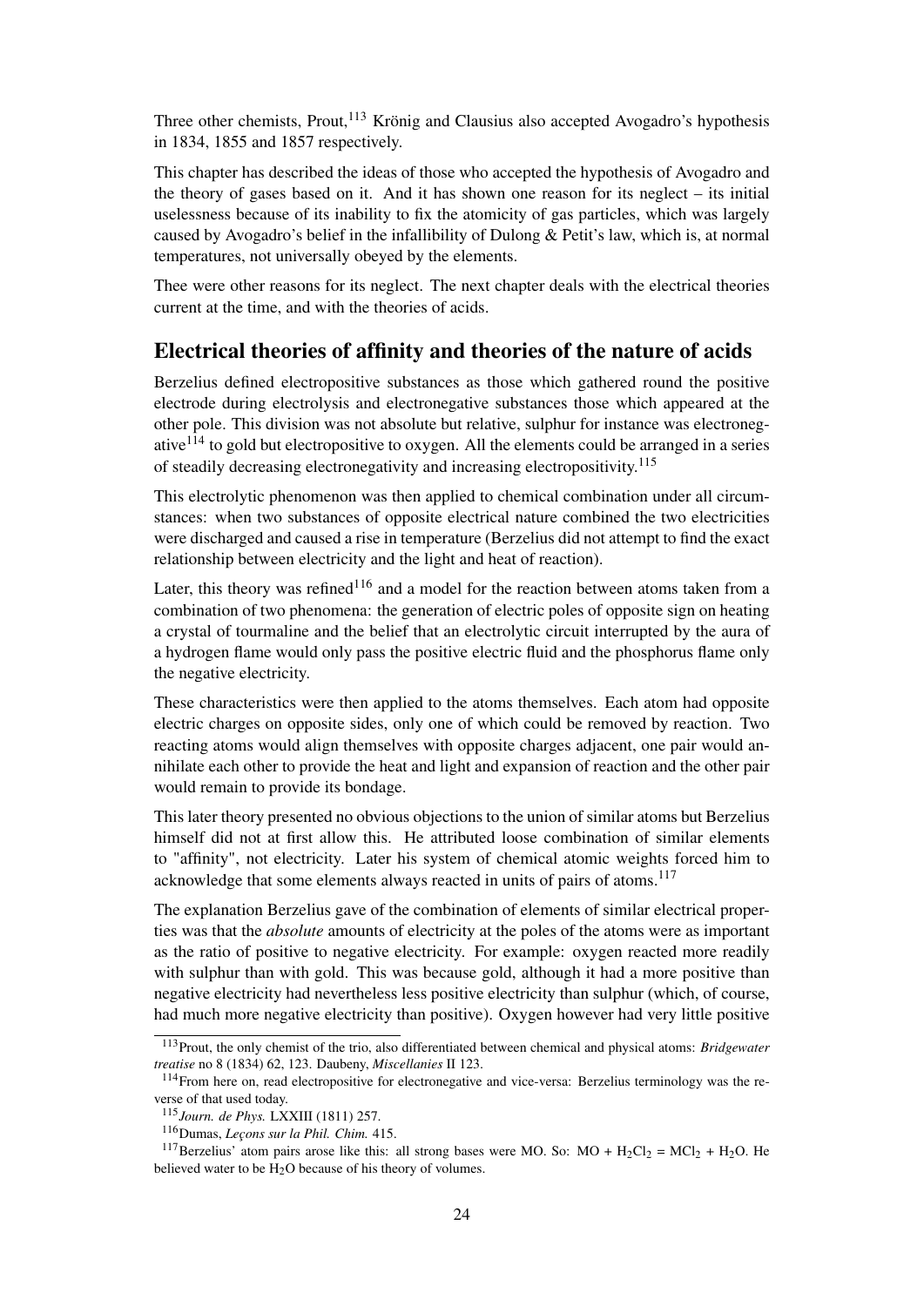Three other chemists, Prout,[113] Krönig and Clausius also accepted Avogadro's hypothesis in 1834, 1855 and 1857 respectively.

This chapter has described the ideas of those who accepted the hypothesis of Avogadro and the theory of gases based on it. And it has shown one reason for its neglect – its initial uselessness because of its inability to fix the atomicity of gas particles, which was largely caused by Avogadro's belief in the infallibility of Dulong & Petit's law, which is, at normal temperatures, not universally obeyed by the elements.

Thee were other reasons for its neglect. The next chapter deals with the electrical theories current at the time, and with the theories of acids.

## Electrical theories of affinity and theories of the nature of acids

Berzelius defined electropositive substances as those which gathered round the positive electrode during electrolysis and electronegative substances those which appeared at the other pole. This division was not absolute but relative, sulphur for instance was electronegative[114] to gold but electropositive to oxygen. All the elements could be arranged in a series of steadily decreasing electronegativity and increasing electropositivity.[115]

This electrolytic phenomenon was then applied to chemical combination under all circumstances: when two substances of opposite electrical nature combined the two electricities were discharged and caused a rise in temperature (Berzelius did not attempt to find the exact relationship between electricity and the light and heat of reaction).

Later, this theory was refined[116] and a model for the reaction between atoms taken from a combination of two phenomena: the generation of electric poles of opposite sign on heating a crystal of tourmaline and the belief that an electrolytic circuit interrupted by the aura of a hydrogen flame would only pass the positive electric fluid and the phosphorus flame only the negative electricity.

These characteristics were then applied to the atoms themselves. Each atom had opposite electric charges on opposite sides, only one of which could be removed by reaction. Two reacting atoms would align themselves with opposite charges adjacent, one pair would annihilate each other to provide the heat and light and expansion of reaction and the other pair would remain to provide its bondage.

This later theory presented no obvious objections to the union of similar atoms but Berzelius himself did not at first allow this. He attributed loose combination of similar elements to "affinity", not electricity. Later his system of chemical atomic weights forced him to acknowledge that some elements always reacted in units of pairs of atoms.[117]

The explanation Berzelius gave of the combination of elements of similar electrical properties was that the *absolute* amounts of electricity at the poles of the atoms were as important as the ratio of positive to negative electricity. For example: oxygen reacted more readily with sulphur than with gold. This was because gold, although it had a more positive than negative electricity had nevertheless less positive electricity than sulphur (which, of course, had much more negative electricity than positive). Oxygen however had very little positive

---

[113] Prout, the only chemist of the trio, also differentiated between chemical and physical atoms: *Bridgewater treatise* no 8 (1834) 62, 123. Daubeny, *Miscellanies* II 123.

[114] From here on, read electropositive for electronegative and vice-versa: Berzelius terminology was the reverse of that used today.

[115] *Journ. de Phys.* LXXIII (1811) 257.

[116] Dumas, *Leçons sur la Phil. Chim.* 415.

[117] Berzelius' atom pairs arose like this: all strong bases were MO. So: $MO + H_2Cl_2 = MCl_2 + H_2O$. He believed water to be $H_2O$ because of his theory of volumes.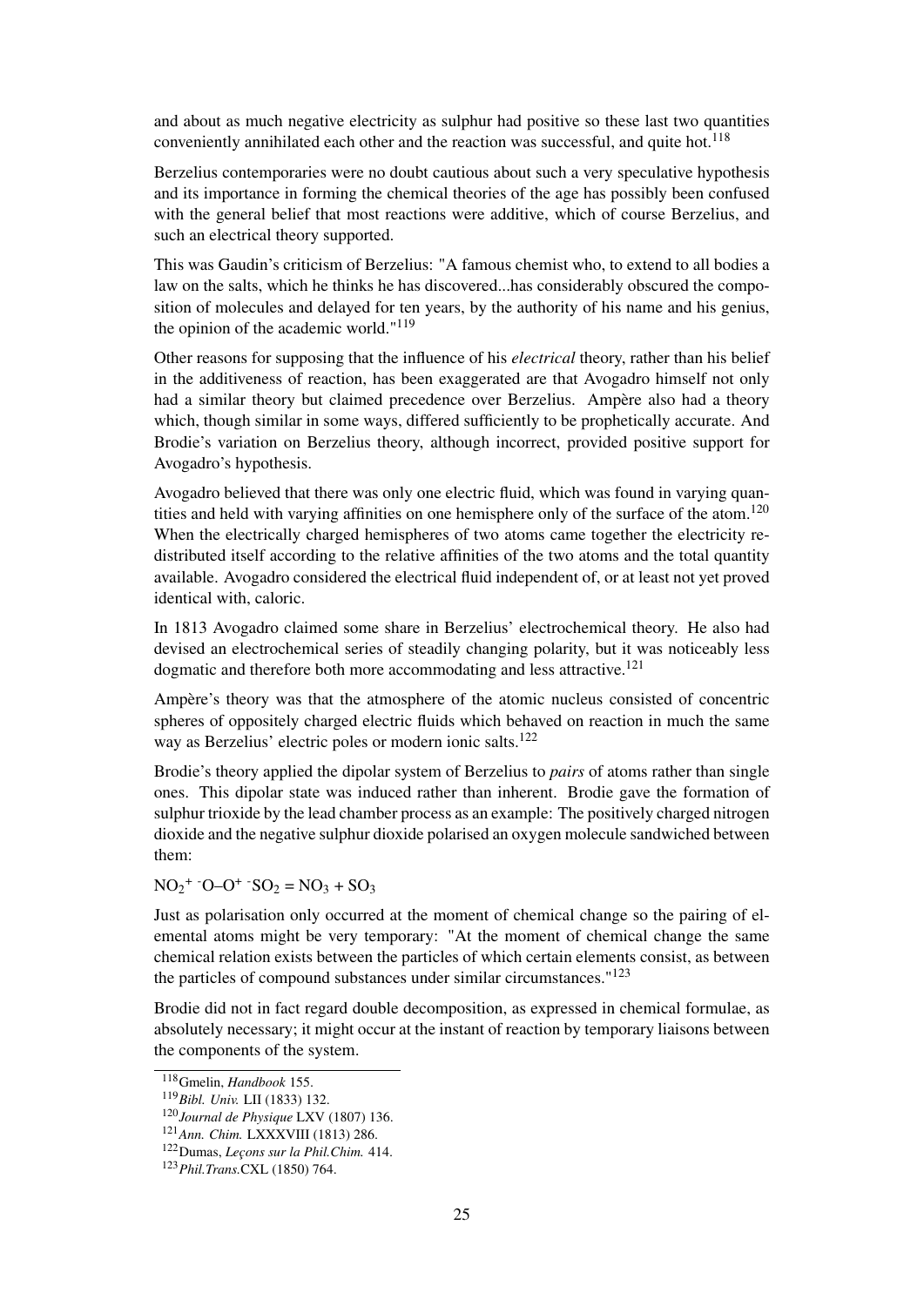and about as much negative electricity as sulphur had positive so these last two quantities conveniently annihilated each other and the reaction was successful, and quite hot.[118]

Berzelius contemporaries were no doubt cautious about such a very speculative hypothesis and its importance in forming the chemical theories of the age has possibly been confused with the general belief that most reactions were additive, which of course Berzelius, and such an electrical theory supported.

This was Gaudin's criticism of Berzelius: "A famous chemist who, to extend to all bodies a law on the salts, which he thinks he has discovered...has considerably obscured the composition of molecules and delayed for ten years, by the authority of his name and his genius, the opinion of the academic world."[119]

Other reasons for supposing that the influence of his *electrical* theory, rather than his belief in the additiveness of reaction, has been exaggerated are that Avogadro himself not only had a similar theory but claimed precedence over Berzelius. Ampère also had a theory which, though similar in some ways, differed sufficiently to be prophetically accurate. And Brodie's variation on Berzelius theory, although incorrect, provided positive support for Avogadro's hypothesis.

Avogadro believed that there was only one electric fluid, which was found in varying quantities and held with varying affinities on one hemisphere only of the surface of the atom.[120] When the electrically charged hemispheres of two atoms came together the electricity redistributed itself according to the relative affinities of the two atoms and the total quantity available. Avogadro considered the electrical fluid independent of, or at least not yet proved identical with, caloric.

In 1813 Avogadro claimed some share in Berzelius' electrochemical theory. He also had devised an electrochemical series of steadily changing polarity, but it was noticeably less dogmatic and therefore both more accommodating and less attractive.[121]

Ampère's theory was that the atmosphere of the atomic nucleus consisted of concentric spheres of oppositely charged electric fluids which behaved on reaction in much the same way as Berzelius' electric poles or modern ionic salts.[122]

Brodie's theory applied the dipolar system of Berzelius to *pairs* of atoms rather than single ones. This dipolar state was induced rather than inherent. Brodie gave the formation of sulphur trioxide by the lead chamber process as an example: The positively charged nitrogen dioxide and the negative sulphur dioxide polarised an oxygen molecule sandwiched between them:

$NO_2^{+}\ {}^{-}O{-}O^{+}\ {}^{-}SO_2 = NO_3 + SO_3$

Just as polarisation only occurred at the moment of chemical change so the pairing of elemental atoms might be very temporary: "At the moment of chemical change the same chemical relation exists between the particles of which certain elements consist, as between the particles of compound substances under similar circumstances."[123]

Brodie did not in fact regard double decomposition, as expressed in chemical formulae, as absolutely necessary; it might occur at the instant of reaction by temporary liaisons between the components of the system.

[118] Gmelin, *Handbook* 155.

[119] *Bibl. Univ.* LII (1833) 132.

[120] *Journal de Physique* LXV (1807) 136.

[121] *Ann. Chim.* LXXXVIII (1813) 286.

[122] Dumas, *Leçons sur la Phil.Chim.* 414.

[123] *Phil.Trans.* CXL (1850) 764.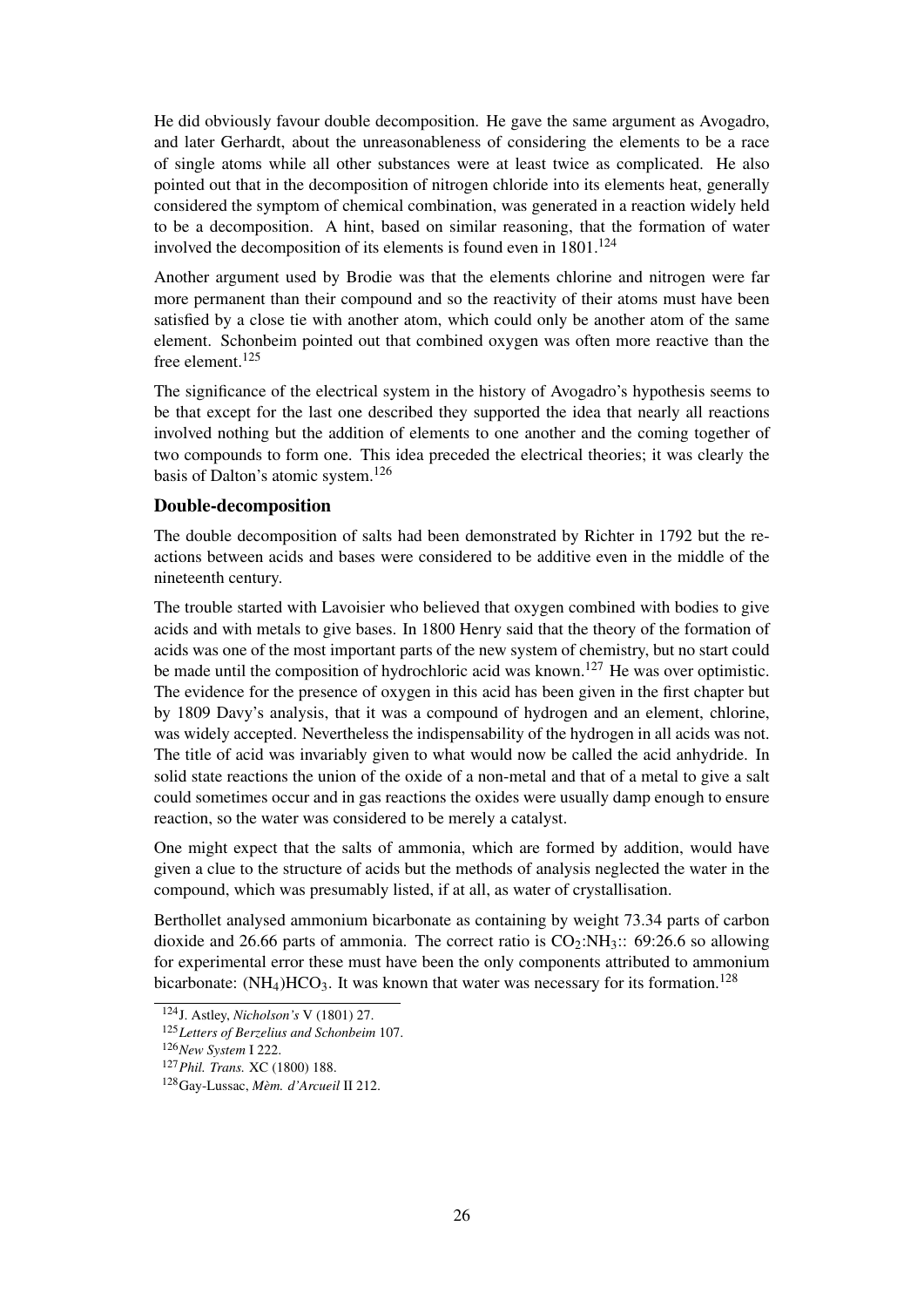He did obviously favour double decomposition. He gave the same argument as Avogadro, and later Gerhardt, about the unreasonableness of considering the elements to be a race of single atoms while all other substances were at least twice as complicated. He also pointed out that in the decomposition of nitrogen chloride into its elements heat, generally considered the symptom of chemical combination, was generated in a reaction widely held to be a decomposition. A hint, based on similar reasoning, that the formation of water involved the decomposition of its elements is found even in 1801.[124]

Another argument used by Brodie was that the elements chlorine and nitrogen were far more permanent than their compound and so the reactivity of their atoms must have been satisfied by a close tie with another atom, which could only be another atom of the same element. Schonbeim pointed out that combined oxygen was often more reactive than the free element.[125]

The significance of the electrical system in the history of Avogadro's hypothesis seems to be that except for the last one described they supported the idea that nearly all reactions involved nothing but the addition of elements to one another and the coming together of two compounds to form one. This idea preceded the electrical theories; it was clearly the basis of Dalton's atomic system.[126]

### Double-decomposition

The double decomposition of salts had been demonstrated by Richter in 1792 but the reactions between acids and bases were considered to be additive even in the middle of the nineteenth century.

The trouble started with Lavoisier who believed that oxygen combined with bodies to give acids and with metals to give bases. In 1800 Henry said that the theory of the formation of acids was one of the most important parts of the new system of chemistry, but no start could be made until the composition of hydrochloric acid was known.[127] He was over optimistic. The evidence for the presence of oxygen in this acid has been given in the first chapter but by 1809 Davy's analysis, that it was a compound of hydrogen and an element, chlorine, was widely accepted. Nevertheless the indispensability of the hydrogen in all acids was not. The title of acid was invariably given to what would now be called the acid anhydride. In solid state reactions the union of the oxide of a non-metal and that of a metal to give a salt could sometimes occur and in gas reactions the oxides were usually damp enough to ensure reaction, so the water was considered to be merely a catalyst.

One might expect that the salts of ammonia, which are formed by addition, would have given a clue to the structure of acids but the methods of analysis neglected the water in the compound, which was presumably listed, if at all, as water of crystallisation.

Berthollet analysed ammonium bicarbonate as containing by weight 73.34 parts of carbon dioxide and 26.66 parts of ammonia. The correct ratio is $CO_2$:$NH_3$:: 69:26.6 so allowing for experimental error these must have been the only components attributed to ammonium bicarbonate: $(NH_4)HCO_3$. It was known that water was necessary for its formation.[128]

---

[124] J. Astley, *Nicholson's* V (1801) 27.

[125] *Letters of Berzelius and Schonbeim* 107.

[126] *New System* I 222.

[127] *Phil. Trans.* XC (1800) 188.

[128] Gay-Lussac, *Mèm. d'Arcueil* II 212.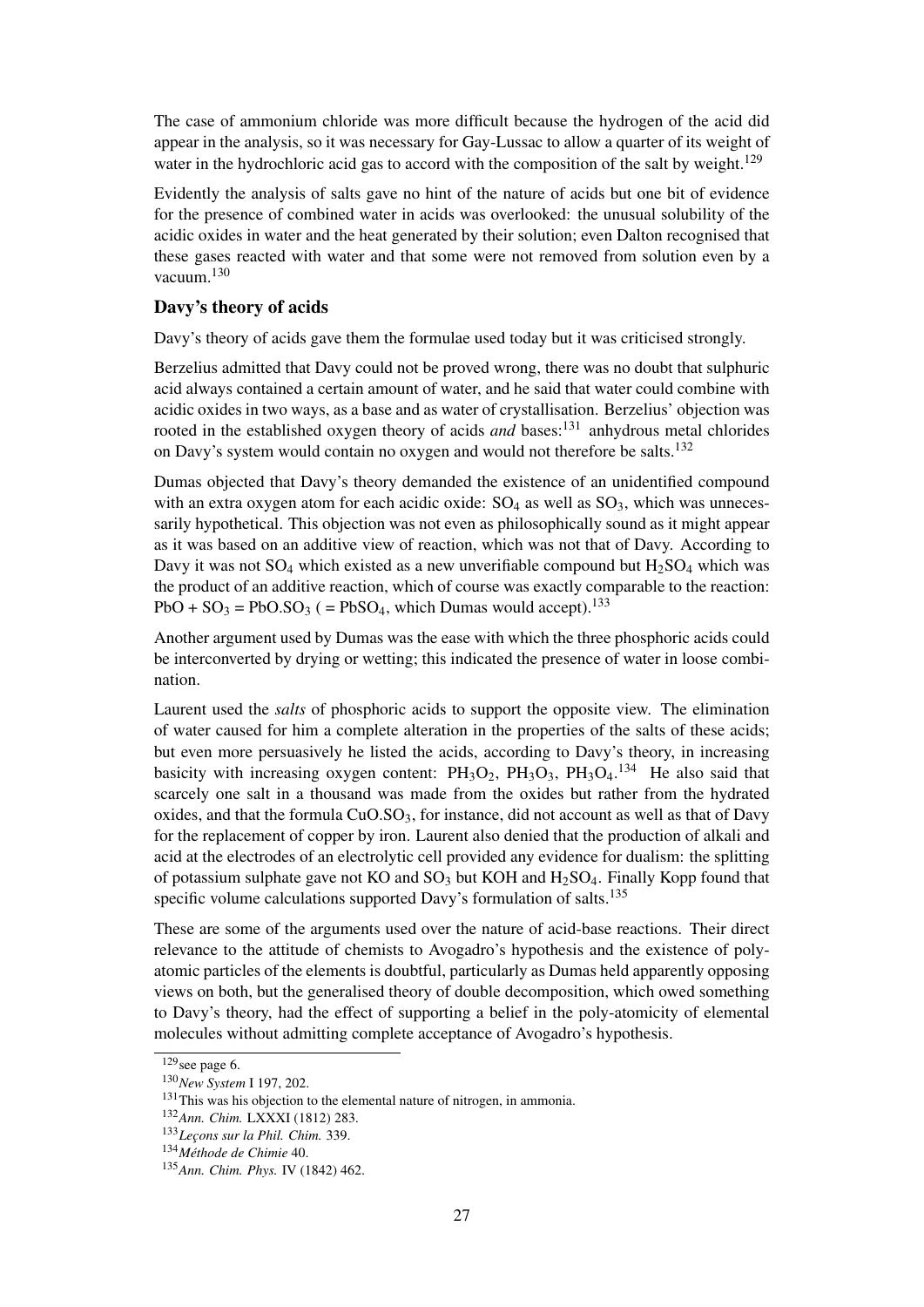The case of ammonium chloride was more difficult because the hydrogen of the acid did appear in the analysis, so it was necessary for Gay-Lussac to allow a quarter of its weight of water in the hydrochloric acid gas to accord with the composition of the salt by weight.[129]

Evidently the analysis of salts gave no hint of the nature of acids but one bit of evidence for the presence of combined water in acids was overlooked: the unusual solubility of the acidic oxides in water and the heat generated by their solution; even Dalton recognised that these gases reacted with water and that some were not removed from solution even by a vacuum.[130]

### Davy's theory of acids

Davy's theory of acids gave them the formulae used today but it was criticised strongly.

Berzelius admitted that Davy could not be proved wrong, there was no doubt that sulphuric acid always contained a certain amount of water, and he said that water could combine with acidic oxides in two ways, as a base and as water of crystallisation. Berzelius' objection was rooted in the established oxygen theory of acids *and* bases:[131] anhydrous metal chlorides on Davy's system would contain no oxygen and would not therefore be salts.[132]

Dumas objected that Davy's theory demanded the existence of an unidentified compound with an extra oxygen atom for each acidic oxide: $SO_4$ as well as $SO_3$, which was unnecessarily hypothetical. This objection was not even as philosophically sound as it might appear as it was based on an additive view of reaction, which was not that of Davy. According to Davy it was not $SO_4$ which existed as a new unverifiable compound but $H_2SO_4$ which was the product of an additive reaction, which of course was exactly comparable to the reaction: $PbO + SO_3 = PbO.SO_3$ ( $= PbSO_4$, which Dumas would accept).[133]

Another argument used by Dumas was the ease with which the three phosphoric acids could be interconverted by drying or wetting; this indicated the presence of water in loose combination.

Laurent used the *salts* of phosphoric acids to support the opposite view. The elimination of water caused for him a complete alteration in the properties of the salts of these acids; but even more persuasively he listed the acids, according to Davy's theory, in increasing basicity with increasing oxygen content: $PH_3O_2$, $PH_3O_3$, $PH_3O_4$.[134] He also said that scarcely one salt in a thousand was made from the oxides but rather from the hydrated oxides, and that the formula $CuO.SO_3$, for instance, did not account as well as that of Davy for the replacement of copper by iron. Laurent also denied that the production of alkali and acid at the electrodes of an electrolytic cell provided any evidence for dualism: the splitting of potassium sulphate gave not KO and $SO_3$ but KOH and $H_2SO_4$. Finally Kopp found that specific volume calculations supported Davy's formulation of salts.[135]

These are some of the arguments used over the nature of acid-base reactions. Their direct relevance to the attitude of chemists to Avogadro's hypothesis and the existence of poly-atomic particles of the elements is doubtful, particularly as Dumas held apparently opposing views on both, but the generalised theory of double decomposition, which owed something to Davy's theory, had the effect of supporting a belief in the poly-atomicity of elemental molecules without admitting complete acceptance of Avogadro's hypothesis.

---

[129] see page 6.

[130] *New System* I 197, 202.

[131] This was his objection to the elemental nature of nitrogen, in ammonia.

[132] *Ann. Chim.* LXXXI (1812) 283.

[133] *Leçons sur la Phil. Chim.* 339.

[134] *Méthode de Chimie* 40.

[135] *Ann. Chim. Phys.* IV (1842) 462.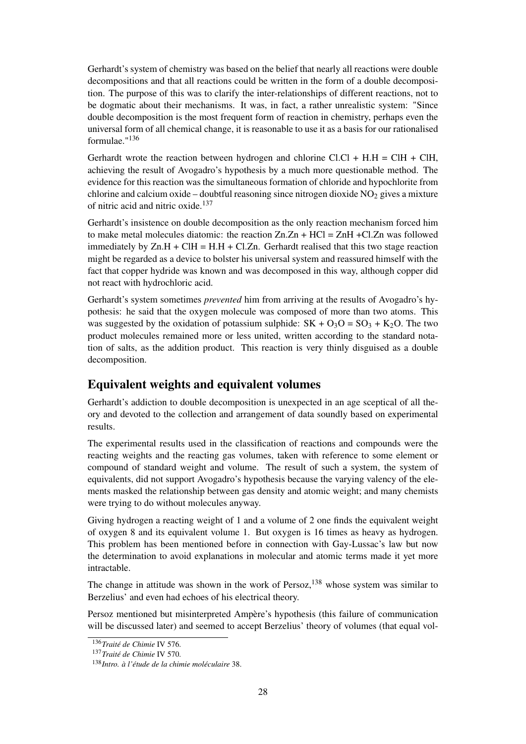Gerhardt's system of chemistry was based on the belief that nearly all reactions were double decompositions and that all reactions could be written in the form of a double decomposition. The purpose of this was to clarify the inter-relationships of different reactions, not to be dogmatic about their mechanisms. It was, in fact, a rather unrealistic system: "Since double decomposition is the most frequent form of reaction in chemistry, perhaps even the universal form of all chemical change, it is reasonable to use it as a basis for our rationalised formulae."[136]

Gerhardt wrote the reaction between hydrogen and chlorine Cl.Cl + H.H = ClH + ClH, achieving the result of Avogadro's hypothesis by a much more questionable method. The evidence for this reaction was the simultaneous formation of chloride and hypochlorite from chlorine and calcium oxide – doubtful reasoning since nitrogen dioxide $NO_2$ gives a mixture of nitric acid and nitric oxide.[137]

Gerhardt's insistence on double decomposition as the only reaction mechanism forced him to make metal molecules diatomic: the reaction Zn.Zn + HCl = ZnH +Cl.Zn was followed immediately by Zn.H + ClH = H.H + Cl.Zn. Gerhardt realised that this two stage reaction might be regarded as a device to bolster his universal system and reassured himself with the fact that copper hydride was known and was decomposed in this way, although copper did not react with hydrochloric acid.

Gerhardt's system sometimes *prevented* him from arriving at the results of Avogadro's hypothesis: he said that the oxygen molecule was composed of more than two atoms. This was suggested by the oxidation of potassium sulphide: $SK + O_3O = SO_3 + K_2O$. The two product molecules remained more or less united, written according to the standard notation of salts, as the addition product. This reaction is very thinly disguised as a double decomposition.

## Equivalent weights and equivalent volumes

Gerhardt's addiction to double decomposition is unexpected in an age sceptical of all theory and devoted to the collection and arrangement of data soundly based on experimental results.

The experimental results used in the classification of reactions and compounds were the reacting weights and the reacting gas volumes, taken with reference to some element or compound of standard weight and volume. The result of such a system, the system of equivalents, did not support Avogadro's hypothesis because the varying valency of the elements masked the relationship between gas density and atomic weight; and many chemists were trying to do without molecules anyway.

Giving hydrogen a reacting weight of 1 and a volume of 2 one finds the equivalent weight of oxygen 8 and its equivalent volume 1. But oxygen is 16 times as heavy as hydrogen. This problem has been mentioned before in connection with Gay-Lussac's law but now the determination to avoid explanations in molecular and atomic terms made it yet more intractable.

The change in attitude was shown in the work of Persoz,[138] whose system was similar to Berzelius' and even had echoes of his electrical theory.

Persoz mentioned but misinterpreted Ampère's hypothesis (this failure of communication will be discussed later) and seemed to accept Berzelius' theory of volumes (that equal vol-

---

[136] *Traité de Chimie* IV 576.

[137] *Traité de Chimie* IV 570.

[138] *Intro. à l'étude de la chimie moléculaire* 38.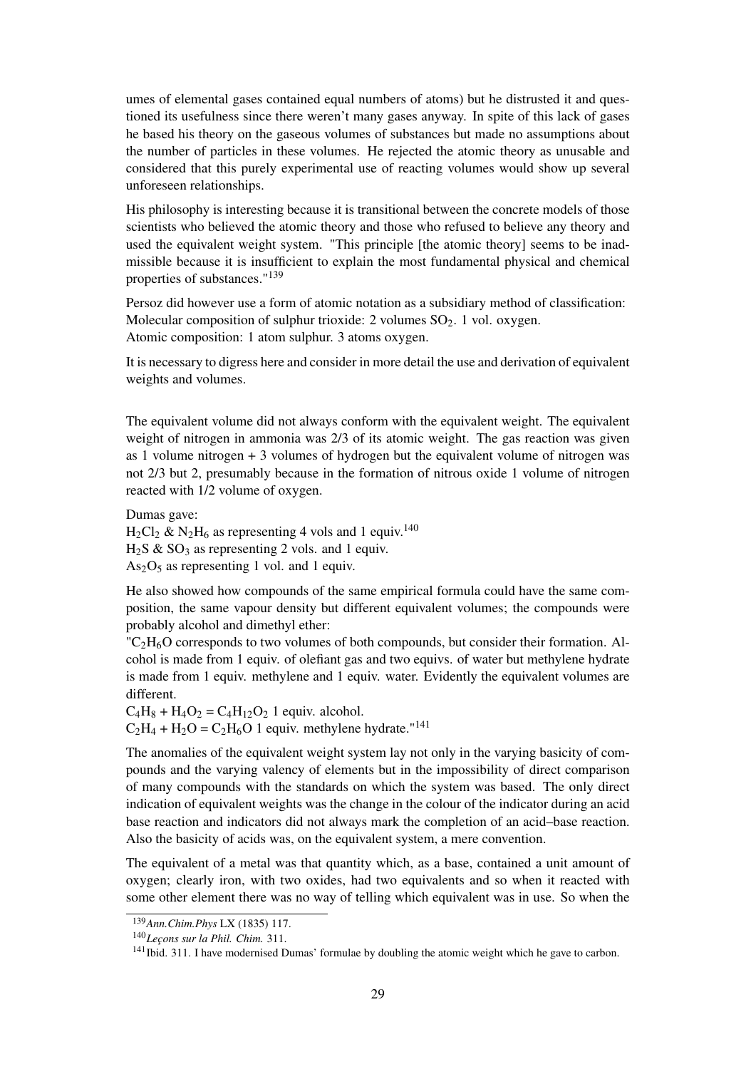umes of elemental gases contained equal numbers of atoms) but he distrusted it and questioned its usefulness since there weren't many gases anyway. In spite of this lack of gases he based his theory on the gaseous volumes of substances but made no assumptions about the number of particles in these volumes. He rejected the atomic theory as unusable and considered that this purely experimental use of reacting volumes would show up several unforeseen relationships.

His philosophy is interesting because it is transitional between the concrete models of those scientists who believed the atomic theory and those who refused to believe any theory and used the equivalent weight system. "This principle [the atomic theory] seems to be inadmissible because it is insufficient to explain the most fundamental physical and chemical properties of substances."[139]

Persoz did however use a form of atomic notation as a subsidiary method of classification:
Molecular composition of sulphur trioxide: 2 volumes $SO_2$. 1 vol. oxygen.
Atomic composition: 1 atom sulphur. 3 atoms oxygen.

It is necessary to digress here and consider in more detail the use and derivation of equivalent weights and volumes.

The equivalent volume did not always conform with the equivalent weight. The equivalent weight of nitrogen in ammonia was 2/3 of its atomic weight. The gas reaction was given as 1 volume nitrogen + 3 volumes of hydrogen but the equivalent volume of nitrogen was not 2/3 but 2, presumably because in the formation of nitrous oxide 1 volume of nitrogen reacted with 1/2 volume of oxygen.

Dumas gave:
$H_2Cl_2$ & $N_2H_6$ as representing 4 vols and 1 equiv.[140]
$H_2S$ & $SO_3$ as representing 2 vols. and 1 equiv.
$As_2O_5$ as representing 1 vol. and 1 equiv.

He also showed how compounds of the same empirical formula could have the same composition, the same vapour density but different equivalent volumes; the compounds were probably alcohol and dimethyl ether:
"$C_2H_6O$ corresponds to two volumes of both compounds, but consider their formation. Alcohol is made from 1 equiv. of olefiant gas and two equivs. of water but methylene hydrate is made from 1 equiv. methylene and 1 equiv. water. Evidently the equivalent volumes are different.
$C_4H_8 + H_4O_2 = C_4H_{12}O_2$ 1 equiv. alcohol.
$C_2H_4 + H_2O = C_2H_6O$ 1 equiv. methylene hydrate."[141]

The anomalies of the equivalent weight system lay not only in the varying basicity of compounds and the varying valency of elements but in the impossibility of direct comparison of many compounds with the standards on which the system was based. The only direct indication of equivalent weights was the change in the colour of the indicator during an acid base reaction and indicators did not always mark the completion of an acid–base reaction. Also the basicity of acids was, on the equivalent system, a mere convention.

The equivalent of a metal was that quantity which, as a base, contained a unit amount of oxygen; clearly iron, with two oxides, had two equivalents and so when it reacted with some other element there was no way of telling which equivalent was in use. So when the

[139] *Ann.Chim.Phys* LX (1835) 117.
[140] *Leçons sur la Phil. Chim.* 311.
[141] Ibid. 311. I have modernised Dumas' formulae by doubling the atomic weight which he gave to carbon.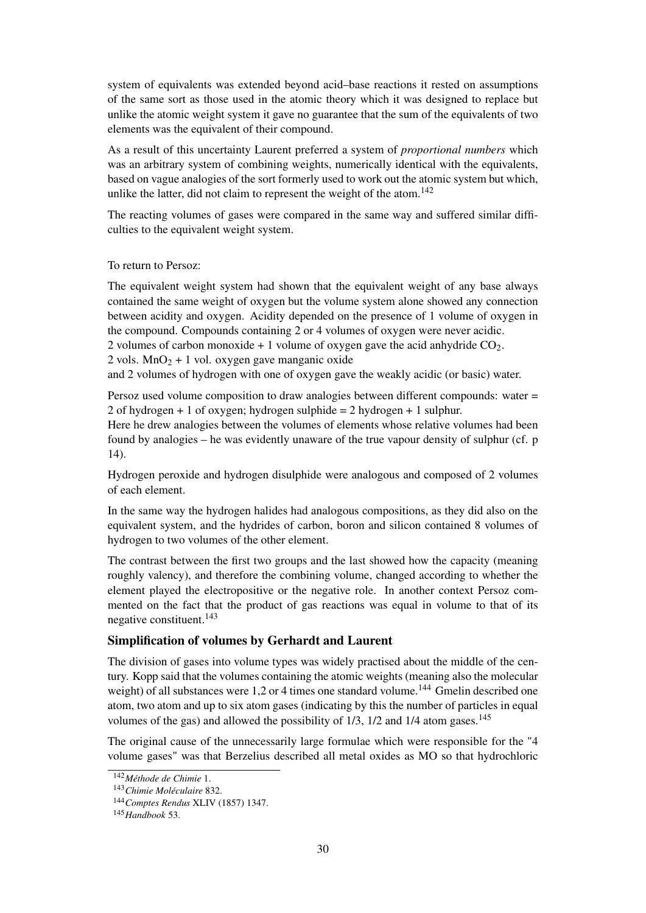system of equivalents was extended beyond acid–base reactions it rested on assumptions of the same sort as those used in the atomic theory which it was designed to replace but unlike the atomic weight system it gave no guarantee that the sum of the equivalents of two elements was the equivalent of their compound.

As a result of this uncertainty Laurent preferred a system of *proportional numbers* which was an arbitrary system of combining weights, numerically identical with the equivalents, based on vague analogies of the sort formerly used to work out the atomic system but which, unlike the latter, did not claim to represent the weight of the atom.[142]

The reacting volumes of gases were compared in the same way and suffered similar difficulties to the equivalent weight system.

To return to Persoz:

The equivalent weight system had shown that the equivalent weight of any base always contained the same weight of oxygen but the volume system alone showed any connection between acidity and oxygen. Acidity depended on the presence of 1 volume of oxygen in the compound. Compounds containing 2 or 4 volumes of oxygen were never acidic.
2 volumes of carbon monoxide + 1 volume of oxygen gave the acid anhydride $CO_2$.
2 vols. $MnO_2$ + 1 vol. oxygen gave manganic oxide
and 2 volumes of hydrogen with one of oxygen gave the weakly acidic (or basic) water.

Persoz used volume composition to draw analogies between different compounds: water = 2 of hydrogen + 1 of oxygen; hydrogen sulphide = 2 hydrogen + 1 sulphur.
Here he drew analogies between the volumes of elements whose relative volumes had been found by analogies – he was evidently unaware of the true vapour density of sulphur (cf. p 14).

Hydrogen peroxide and hydrogen disulphide were analogous and composed of 2 volumes of each element.

In the same way the hydrogen halides had analogous compositions, as they did also on the equivalent system, and the hydrides of carbon, boron and silicon contained 8 volumes of hydrogen to two volumes of the other element.

The contrast between the first two groups and the last showed how the capacity (meaning roughly valency), and therefore the combining volume, changed according to whether the element played the electropositive or the negative role. In another context Persoz commented on the fact that the product of gas reactions was equal in volume to that of its negative constituent.[143]

### Simplification of volumes by Gerhardt and Laurent

The division of gases into volume types was widely practised about the middle of the century. Kopp said that the volumes containing the atomic weights (meaning also the molecular weight) of all substances were 1,2 or 4 times one standard volume.[144] Gmelin described one atom, two atom and up to six atom gases (indicating by this the number of particles in equal volumes of the gas) and allowed the possibility of 1/3, 1/2 and 1/4 atom gases.[145]

The original cause of the unnecessarily large formulae which were responsible for the "4 volume gases" was that Berzelius described all metal oxides as MO so that hydrochloric

---

[142] *Méthode de Chimie* 1.
[143] *Chimie Moléculaire* 832.
[144] *Comptes Rendus* XLIV (1857) 1347.
[145] *Handbook* 53.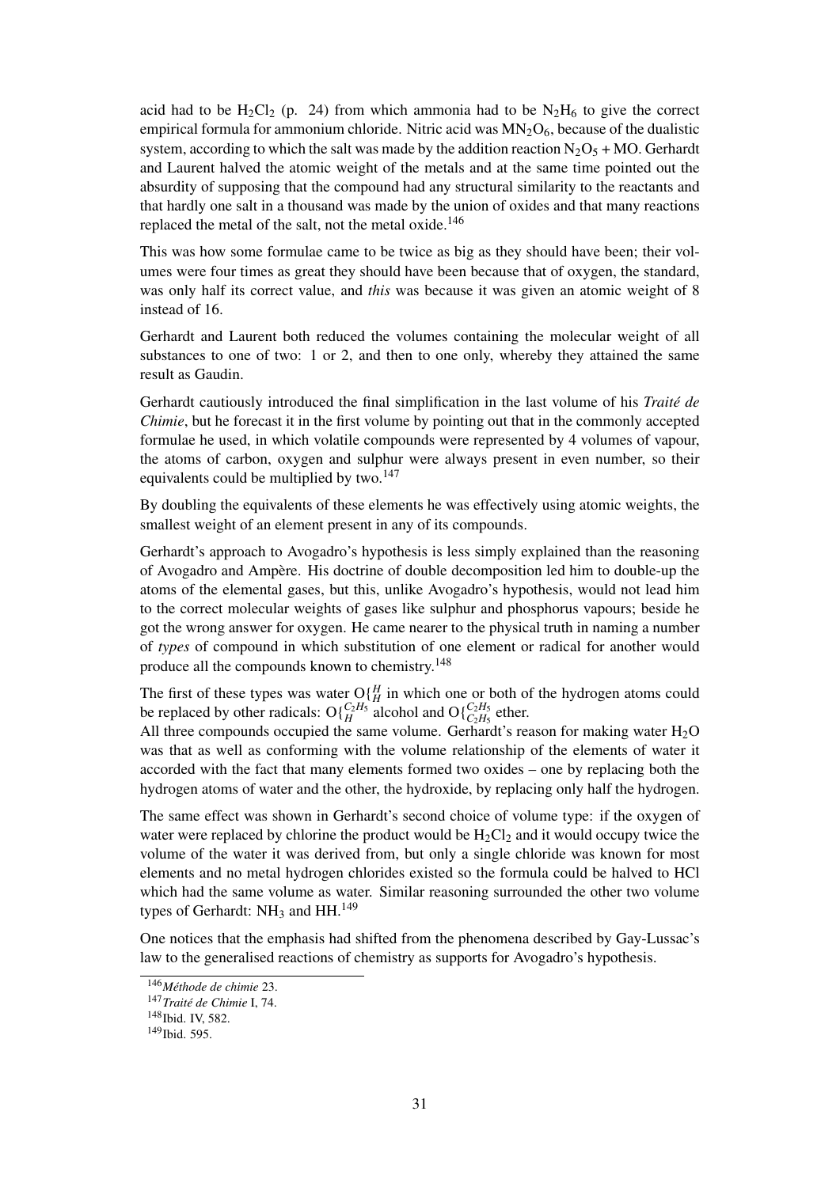acid had to be $H_2Cl_2$ (p. 24) from which ammonia had to be $N_2H_6$ to give the correct empirical formula for ammonium chloride. Nitric acid was $MN_2O_6$, because of the dualistic system, according to which the salt was made by the addition reaction $N_2O_5 + MO$. Gerhardt and Laurent halved the atomic weight of the metals and at the same time pointed out the absurdity of supposing that the compound had any structural similarity to the reactants and that hardly one salt in a thousand was made by the union of oxides and that many reactions replaced the metal of the salt, not the metal oxide.[146]

This was how some formulae came to be twice as big as they should have been; their volumes were four times as great they should have been because that of oxygen, the standard, was only half its correct value, and *this* was because it was given an atomic weight of 8 instead of 16.

Gerhardt and Laurent both reduced the volumes containing the molecular weight of all substances to one of two: 1 or 2, and then to one only, whereby they attained the same result as Gaudin.

Gerhardt cautiously introduced the final simplification in the last volume of his *Traité de Chimie*, but he forecast it in the first volume by pointing out that in the commonly accepted formulae he used, in which volatile compounds were represented by 4 volumes of vapour, the atoms of carbon, oxygen and sulphur were always present in even number, so their equivalents could be multiplied by two.[147]

By doubling the equivalents of these elements he was effectively using atomic weights, the smallest weight of an element present in any of its compounds.

Gerhardt's approach to Avogadro's hypothesis is less simply explained than the reasoning of Avogadro and Ampère. His doctrine of double decomposition led him to double-up the atoms of the elemental gases, but this, unlike Avogadro's hypothesis, would not lead him to the correct molecular weights of gases like sulphur and phosphorus vapours; beside he got the wrong answer for oxygen. He came nearer to the physical truth in naming a number of *types* of compound in which substitution of one element or radical for another would produce all the compounds known to chemistry.[148]

The first of these types was water $O\{^{H}_{H}$ in which one or both of the hydrogen atoms could be replaced by other radicals: $O\{^{C_2H_5}_{H}$ alcohol and $O\{^{C_2H_5}_{C_2H_5}$ ether.
All three compounds occupied the same volume. Gerhardt's reason for making water $H_2O$ was that as well as conforming with the volume relationship of the elements of water it accorded with the fact that many elements formed two oxides – one by replacing both the hydrogen atoms of water and the other, the hydroxide, by replacing only half the hydrogen.

The same effect was shown in Gerhardt's second choice of volume type: if the oxygen of water were replaced by chlorine the product would be $H_2Cl_2$ and it would occupy twice the volume of the water it was derived from, but only a single chloride was known for most elements and no metal hydrogen chlorides existed so the formula could be halved to HCl which had the same volume as water. Similar reasoning surrounded the other two volume types of Gerhardt: $NH_3$ and HH.[149]

One notices that the emphasis had shifted from the phenomena described by Gay-Lussac's law to the generalised reactions of chemistry as supports for Avogadro's hypothesis.

---

[146] *Méthode de chimie* 23.
[147] *Traité de Chimie* I, 74.
[148] Ibid. IV, 582.
[149] Ibid. 595.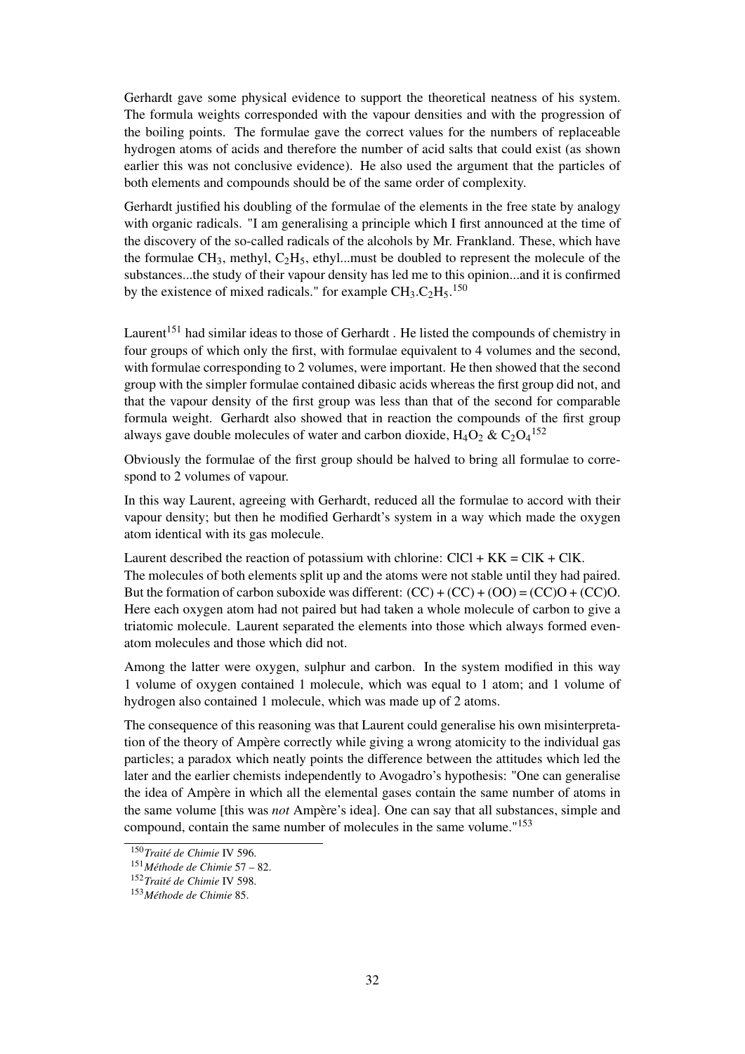Gerhardt gave some physical evidence to support the theoretical neatness of his system. The formula weights corresponded with the vapour densities and with the progression of the boiling points. The formulae gave the correct values for the numbers of replaceable hydrogen atoms of acids and therefore the number of acid salts that could exist (as shown earlier this was not conclusive evidence). He also used the argument that the particles of both elements and compounds should be of the same order of complexity.

Gerhardt justified his doubling of the formulae of the elements in the free state by analogy with organic radicals. "I am generalising a principle which I first announced at the time of the discovery of the so-called radicals of the alcohols by Mr. Frankland. These, which have the formulae $CH_3$, methyl, $C_2H_5$, ethyl...must be doubled to represent the molecule of the substances...the study of their vapour density has led me to this opinion...and it is confirmed by the existence of mixed radicals." for example $CH_3.C_2H_5$.[150]

Laurent[151] had similar ideas to those of Gerhardt . He listed the compounds of chemistry in four groups of which only the first, with formulae equivalent to 4 volumes and the second, with formulae corresponding to 2 volumes, were important. He then showed that the second group with the simpler formulae contained dibasic acids whereas the first group did not, and that the vapour density of the first group was less than that of the second for comparable formula weight. Gerhardt also showed that in reaction the compounds of the first group always gave double molecules of water and carbon dioxide, $H_4O_2$ & $C_2O_4$[152]

Obviously the formulae of the first group should be halved to bring all formulae to correspond to 2 volumes of vapour.

In this way Laurent, agreeing with Gerhardt, reduced all the formulae to accord with their vapour density; but then he modified Gerhardt's system in a way which made the oxygen atom identical with its gas molecule.

Laurent described the reaction of potassium with chlorine: ClCl + KK = ClK + ClK.
The molecules of both elements split up and the atoms were not stable until they had paired. But the formation of carbon suboxide was different: (CC) + (CC) + (OO) = (CC)O + (CC)O. Here each oxygen atom had not paired but had taken a whole molecule of carbon to give a triatomic molecule. Laurent separated the elements into those which always formed even-atom molecules and those which did not.

Among the latter were oxygen, sulphur and carbon. In the system modified in this way 1 volume of oxygen contained 1 molecule, which was equal to 1 atom; and 1 volume of hydrogen also contained 1 molecule, which was made up of 2 atoms.

The consequence of this reasoning was that Laurent could generalise his own misinterpretation of the theory of Ampère correctly while giving a wrong atomicity to the individual gas particles; a paradox which neatly points the difference between the attitudes which led the later and the earlier chemists independently to Avogadro's hypothesis: "One can generalise the idea of Ampère in which all the elemental gases contain the same number of atoms in the same volume [this was *not* Ampère's idea]. One can say that all substances, simple and compound, contain the same number of molecules in the same volume."[153]

---

[150] *Traité de Chimie* IV 596.
[151] *Méthode de Chimie* 57 – 82.
[152] *Traité de Chimie* IV 598.
[153] *Méthode de Chimie* 85.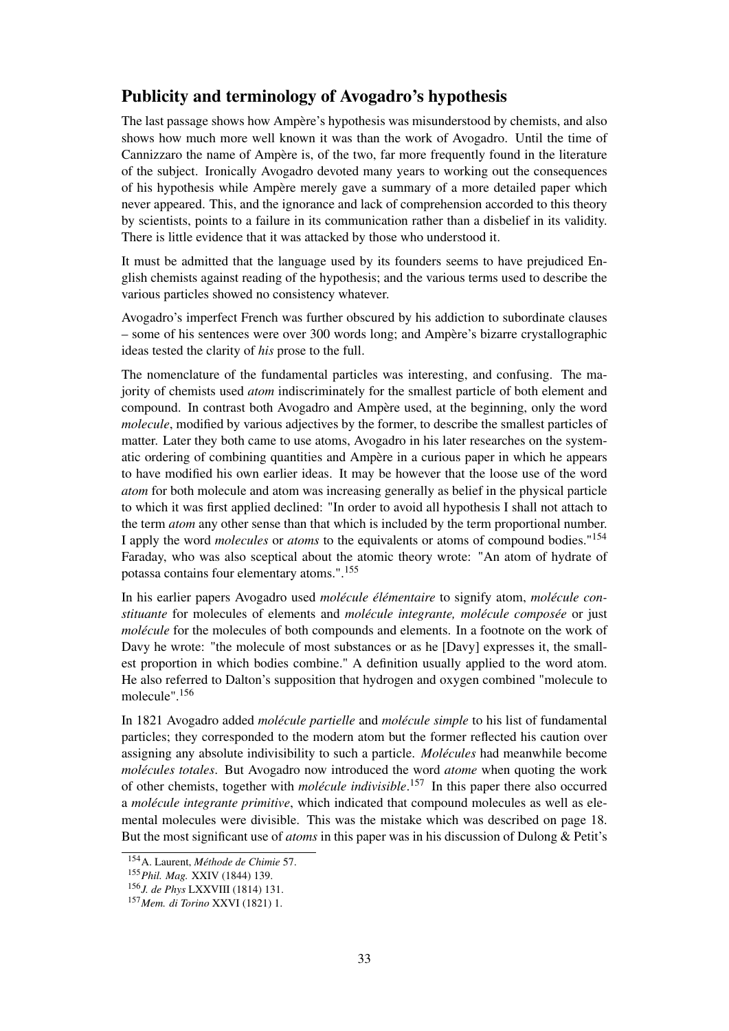## Publicity and terminology of Avogadro's hypothesis

The last passage shows how Ampère's hypothesis was misunderstood by chemists, and also shows how much more well known it was than the work of Avogadro. Until the time of Cannizzaro the name of Ampère is, of the two, far more frequently found in the literature of the subject. Ironically Avogadro devoted many years to working out the consequences of his hypothesis while Ampère merely gave a summary of a more detailed paper which never appeared. This, and the ignorance and lack of comprehension accorded to this theory by scientists, points to a failure in its communication rather than a disbelief in its validity. There is little evidence that it was attacked by those who understood it.

It must be admitted that the language used by its founders seems to have prejudiced English chemists against reading of the hypothesis; and the various terms used to describe the various particles showed no consistency whatever.

Avogadro's imperfect French was further obscured by his addiction to subordinate clauses – some of his sentences were over 300 words long; and Ampère's bizarre crystallographic ideas tested the clarity of *his* prose to the full.

The nomenclature of the fundamental particles was interesting, and confusing. The majority of chemists used *atom* indiscriminately for the smallest particle of both element and compound. In contrast both Avogadro and Ampère used, at the beginning, only the word *molecule*, modified by various adjectives by the former, to describe the smallest particles of matter. Later they both came to use atoms, Avogadro in his later researches on the systematic ordering of combining quantities and Ampère in a curious paper in which he appears to have modified his own earlier ideas. It may be however that the loose use of the word *atom* for both molecule and atom was increasing generally as belief in the physical particle to which it was first applied declined: "In order to avoid all hypothesis I shall not attach to the term *atom* any other sense than that which is included by the term proportional number. I apply the word *molecules* or *atoms* to the equivalents or atoms of compound bodies."[154] Faraday, who was also sceptical about the atomic theory wrote: "An atom of hydrate of potassa contains four elementary atoms.".[155]

In his earlier papers Avogadro used *molécule élémentaire* to signify atom, *molécule constituante* for molecules of elements and *molécule integrante, molécule composée* or just *molécule* for the molecules of both compounds and elements. In a footnote on the work of Davy he wrote: "the molecule of most substances or as he [Davy] expresses it, the smallest proportion in which bodies combine." A definition usually applied to the word atom. He also referred to Dalton's supposition that hydrogen and oxygen combined "molecule to molecule".[156]

In 1821 Avogadro added *molécule partielle* and *molécule simple* to his list of fundamental particles; they corresponded to the modern atom but the former reflected his caution over assigning any absolute indivisibility to such a particle. *Molécules* had meanwhile become *molécules totales*. But Avogadro now introduced the word *atome* when quoting the work of other chemists, together with *molécule indivisible*.[157] In this paper there also occurred a *molécule integrante primitive*, which indicated that compound molecules as well as elemental molecules were divisible. This was the mistake which was described on page 18. But the most significant use of *atoms* in this paper was in his discussion of Dulong & Petit's

---

[154] A. Laurent, *Méthode de Chimie* 57.

[155] *Phil. Mag.* XXIV (1844) 139.

[156] *J. de Phys* LXXVIII (1814) 131.

[157] *Mem. di Torino* XXVI (1821) 1.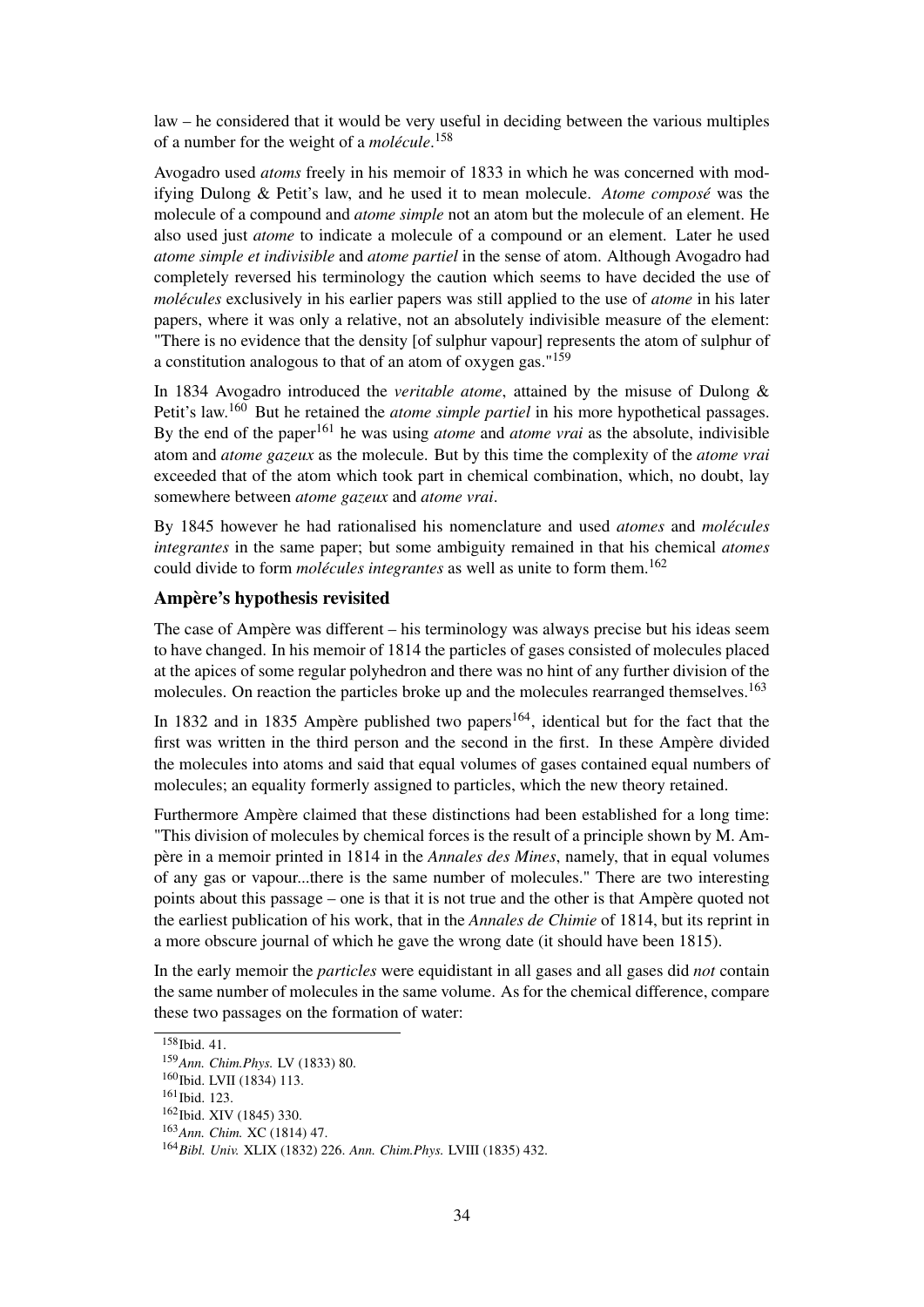law – he considered that it would be very useful in deciding between the various multiples of a number for the weight of a *molécule*.[158]

Avogadro used *atoms* freely in his memoir of 1833 in which he was concerned with modifying Dulong & Petit's law, and he used it to mean molecule. *Atome composé* was the molecule of a compound and *atome simple* not an atom but the molecule of an element. He also used just *atome* to indicate a molecule of a compound or an element. Later he used *atome simple et indivisible* and *atome partiel* in the sense of atom. Although Avogadro had completely reversed his terminology the caution which seems to have decided the use of *molécules* exclusively in his earlier papers was still applied to the use of *atome* in his later papers, where it was only a relative, not an absolutely indivisible measure of the element: "There is no evidence that the density [of sulphur vapour] represents the atom of sulphur of a constitution analogous to that of an atom of oxygen gas."[159]

In 1834 Avogadro introduced the *veritable atome*, attained by the misuse of Dulong & Petit's law.[160] But he retained the *atome simple partiel* in his more hypothetical passages. By the end of the paper[161] he was using *atome* and *atome vrai* as the absolute, indivisible atom and *atome gazeux* as the molecule. But by this time the complexity of the *atome vrai* exceeded that of the atom which took part in chemical combination, which, no doubt, lay somewhere between *atome gazeux* and *atome vrai*.

By 1845 however he had rationalised his nomenclature and used *atomes* and *molécules integrantes* in the same paper; but some ambiguity remained in that his chemical *atomes* could divide to form *molécules integrantes* as well as unite to form them.[162]

### Ampère's hypothesis revisited

The case of Ampère was different – his terminology was always precise but his ideas seem to have changed. In his memoir of 1814 the particles of gases consisted of molecules placed at the apices of some regular polyhedron and there was no hint of any further division of the molecules. On reaction the particles broke up and the molecules rearranged themselves.[163]

In 1832 and in 1835 Ampère published two papers[164], identical but for the fact that the first was written in the third person and the second in the first. In these Ampère divided the molecules into atoms and said that equal volumes of gases contained equal numbers of molecules; an equality formerly assigned to particles, which the new theory retained.

Furthermore Ampère claimed that these distinctions had been established for a long time: "This division of molecules by chemical forces is the result of a principle shown by M. Ampère in a memoir printed in 1814 in the *Annales des Mines*, namely, that in equal volumes of any gas or vapour...there is the same number of molecules." There are two interesting points about this passage – one is that it is not true and the other is that Ampère quoted not the earliest publication of his work, that in the *Annales de Chimie* of 1814, but its reprint in a more obscure journal of which he gave the wrong date (it should have been 1815).

In the early memoir the *particles* were equidistant in all gases and all gases did *not* contain the same number of molecules in the same volume. As for the chemical difference, compare these two passages on the formation of water:

---

[158] Ibid. 41.

[159] *Ann. Chim.Phys.* LV (1833) 80.

[160] Ibid. LVII (1834) 113.

[161] Ibid. 123.

[162] Ibid. XIV (1845) 330.

[163] *Ann. Chim.* XC (1814) 47.

[164] *Bibl. Univ.* XLIX (1832) 226. *Ann. Chim.Phys.* LVIII (1835) 432.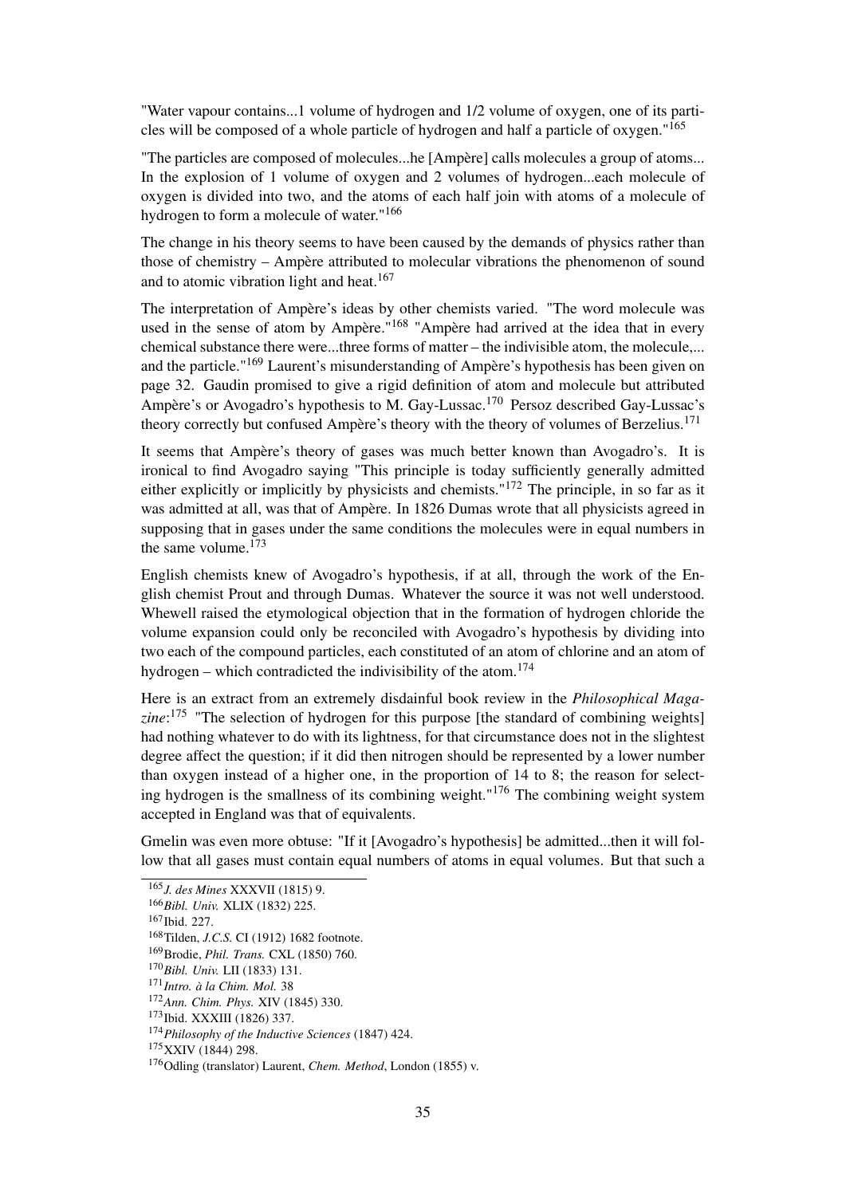"Water vapour contains...1 volume of hydrogen and 1/2 volume of oxygen, one of its particles will be composed of a whole particle of hydrogen and half a particle of oxygen."[165]

"The particles are composed of molecules...he [Ampère] calls molecules a group of atoms... In the explosion of 1 volume of oxygen and 2 volumes of hydrogen...each molecule of oxygen is divided into two, and the atoms of each half join with atoms of a molecule of hydrogen to form a molecule of water."[166]

The change in his theory seems to have been caused by the demands of physics rather than those of chemistry – Ampère attributed to molecular vibrations the phenomenon of sound and to atomic vibration light and heat.[167]

The interpretation of Ampère's ideas by other chemists varied. "The word molecule was used in the sense of atom by Ampère."[168] "Ampère had arrived at the idea that in every chemical substance there were...three forms of matter – the indivisible atom, the molecule,... and the particle."[169] Laurent's misunderstanding of Ampère's hypothesis has been given on page 32. Gaudin promised to give a rigid definition of atom and molecule but attributed Ampère's or Avogadro's hypothesis to M. Gay-Lussac.[170] Persoz described Gay-Lussac's theory correctly but confused Ampère's theory with the theory of volumes of Berzelius.[171]

It seems that Ampère's theory of gases was much better known than Avogadro's. It is ironical to find Avogadro saying "This principle is today sufficiently generally admitted either explicitly or implicitly by physicists and chemists."[172] The principle, in so far as it was admitted at all, was that of Ampère. In 1826 Dumas wrote that all physicists agreed in supposing that in gases under the same conditions the molecules were in equal numbers in the same volume.[173]

English chemists knew of Avogadro's hypothesis, if at all, through the work of the English chemist Prout and through Dumas. Whatever the source it was not well understood. Whewell raised the etymological objection that in the formation of hydrogen chloride the volume expansion could only be reconciled with Avogadro's hypothesis by dividing into two each of the compound particles, each constituted of an atom of chlorine and an atom of hydrogen – which contradicted the indivisibility of the atom.[174]

Here is an extract from an extremely disdainful book review in the *Philosophical Magazine*:[175] "The selection of hydrogen for this purpose [the standard of combining weights] had nothing whatever to do with its lightness, for that circumstance does not in the slightest degree affect the question; if it did then nitrogen should be represented by a lower number than oxygen instead of a higher one, in the proportion of 14 to 8; the reason for selecting hydrogen is the smallness of its combining weight."[176] The combining weight system accepted in England was that of equivalents.

Gmelin was even more obtuse: "If it [Avogadro's hypothesis] be admitted...then it will follow that all gases must contain equal numbers of atoms in equal volumes. But that such a

---

[165] *J. des Mines* XXXVII (1815) 9.

[166] *Bibl. Univ.* XLIX (1832) 225.

[167] Ibid. 227.

[168] Tilden, *J.C.S.* CI (1912) 1682 footnote.

[169] Brodie, *Phil. Trans.* CXL (1850) 760.

[170] *Bibl. Univ.* LII (1833) 131.

[171] *Intro. à la Chim. Mol.* 38

[172] *Ann. Chim. Phys.* XIV (1845) 330.

[173] Ibid. XXXIII (1826) 337.

[174] *Philosophy of the Inductive Sciences* (1847) 424.

[175] XXIV (1844) 298.

[176] Odling (translator) Laurent, *Chem. Method*, London (1855) v.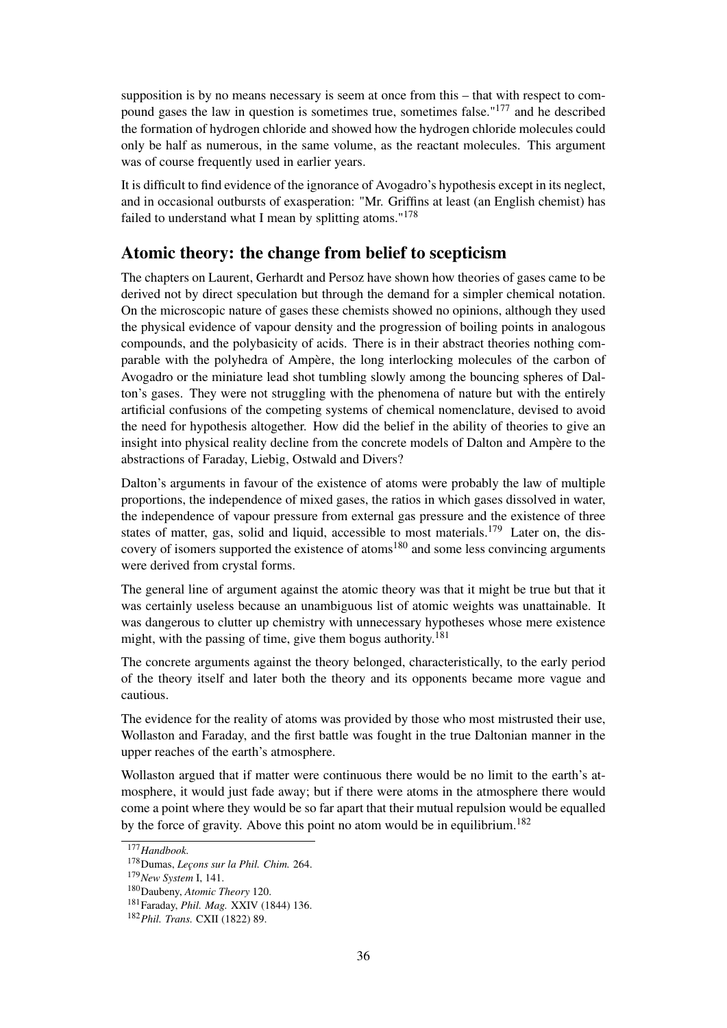supposition is by no means necessary is seem at once from this – that with respect to compound gases the law in question is sometimes true, sometimes false."[177] and he described the formation of hydrogen chloride and showed how the hydrogen chloride molecules could only be half as numerous, in the same volume, as the reactant molecules. This argument was of course frequently used in earlier years.

It is difficult to find evidence of the ignorance of Avogadro's hypothesis except in its neglect, and in occasional outbursts of exasperation: "Mr. Griffins at least (an English chemist) has failed to understand what I mean by splitting atoms."[178]

## Atomic theory: the change from belief to scepticism

The chapters on Laurent, Gerhardt and Persoz have shown how theories of gases came to be derived not by direct speculation but through the demand for a simpler chemical notation. On the microscopic nature of gases these chemists showed no opinions, although they used the physical evidence of vapour density and the progression of boiling points in analogous compounds, and the polybasicity of acids. There is in their abstract theories nothing comparable with the polyhedra of Ampère, the long interlocking molecules of the carbon of Avogadro or the miniature lead shot tumbling slowly among the bouncing spheres of Dalton's gases. They were not struggling with the phenomena of nature but with the entirely artificial confusions of the competing systems of chemical nomenclature, devised to avoid the need for hypothesis altogether. How did the belief in the ability of theories to give an insight into physical reality decline from the concrete models of Dalton and Ampère to the abstractions of Faraday, Liebig, Ostwald and Divers?

Dalton's arguments in favour of the existence of atoms were probably the law of multiple proportions, the independence of mixed gases, the ratios in which gases dissolved in water, the independence of vapour pressure from external gas pressure and the existence of three states of matter, gas, solid and liquid, accessible to most materials.[179] Later on, the discovery of isomers supported the existence of atoms[180] and some less convincing arguments were derived from crystal forms.

The general line of argument against the atomic theory was that it might be true but that it was certainly useless because an unambiguous list of atomic weights was unattainable. It was dangerous to clutter up chemistry with unnecessary hypotheses whose mere existence might, with the passing of time, give them bogus authority.[181]

The concrete arguments against the theory belonged, characteristically, to the early period of the theory itself and later both the theory and its opponents became more vague and cautious.

The evidence for the reality of atoms was provided by those who most mistrusted their use, Wollaston and Faraday, and the first battle was fought in the true Daltonian manner in the upper reaches of the earth's atmosphere.

Wollaston argued that if matter were continuous there would be no limit to the earth's atmosphere, it would just fade away; but if there were atoms in the atmosphere there would come a point where they would be so far apart that their mutual repulsion would be equalled by the force of gravity. Above this point no atom would be in equilibrium.[182]

---

[177] *Handbook.*

[178] Dumas, *Leçons sur la Phil. Chim.* 264.

[179] *New System* I, 141.

[180] Daubeny, *Atomic Theory* 120.

[181] Faraday, *Phil. Mag.* XXIV (1844) 136.

[182] *Phil. Trans.* CXII (1822) 89.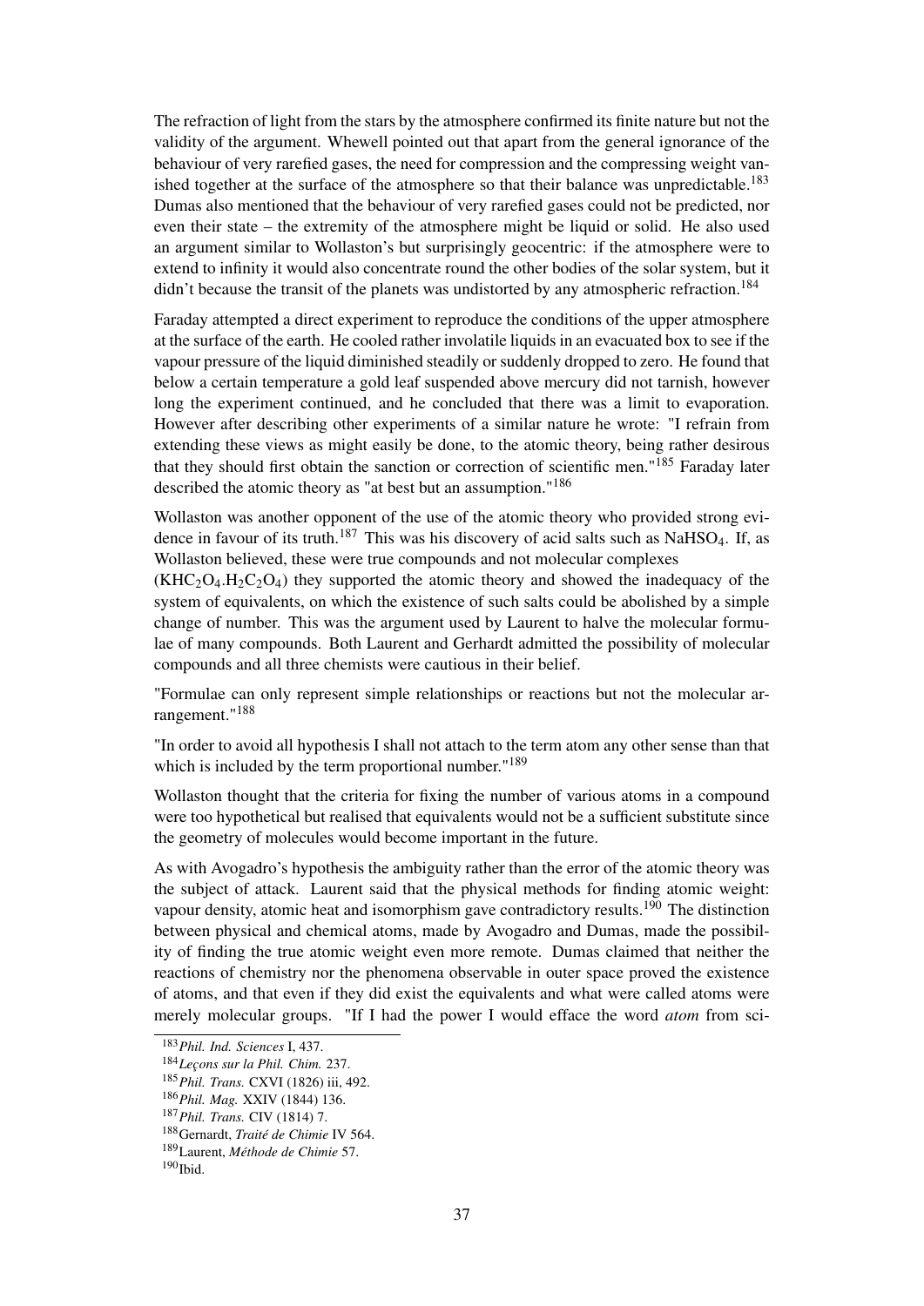The refraction of light from the stars by the atmosphere confirmed its finite nature but not the validity of the argument. Whewell pointed out that apart from the general ignorance of the behaviour of very rarefied gases, the need for compression and the compressing weight vanished together at the surface of the atmosphere so that their balance was unpredictable.[183] Dumas also mentioned that the behaviour of very rarefied gases could not be predicted, nor even their state – the extremity of the atmosphere might be liquid or solid. He also used an argument similar to Wollaston's but surprisingly geocentric: if the atmosphere were to extend to infinity it would also concentrate round the other bodies of the solar system, but it didn't because the transit of the planets was undistorted by any atmospheric refraction.[184]

Faraday attempted a direct experiment to reproduce the conditions of the upper atmosphere at the surface of the earth. He cooled rather involatile liquids in an evacuated box to see if the vapour pressure of the liquid diminished steadily or suddenly dropped to zero. He found that below a certain temperature a gold leaf suspended above mercury did not tarnish, however long the experiment continued, and he concluded that there was a limit to evaporation. However after describing other experiments of a similar nature he wrote: "I refrain from extending these views as might easily be done, to the atomic theory, being rather desirous that they should first obtain the sanction or correction of scientific men."[185] Faraday later described the atomic theory as "at best but an assumption."[186]

Wollaston was another opponent of the use of the atomic theory who provided strong evidence in favour of its truth.[187] This was his discovery of acid salts such as $NaHSO_4$. If, as Wollaston believed, these were true compounds and not molecular complexes ($KHC_2O_4.H_2C_2O_4$) they supported the atomic theory and showed the inadequacy of the system of equivalents, on which the existence of such salts could be abolished by a simple change of number. This was the argument used by Laurent to halve the molecular formulae of many compounds. Both Laurent and Gerhardt admitted the possibility of molecular compounds and all three chemists were cautious in their belief.

"Formulae can only represent simple relationships or reactions but not the molecular arrangement."[188]

"In order to avoid all hypothesis I shall not attach to the term atom any other sense than that which is included by the term proportional number."[189]

Wollaston thought that the criteria for fixing the number of various atoms in a compound were too hypothetical but realised that equivalents would not be a sufficient substitute since the geometry of molecules would become important in the future.

As with Avogadro's hypothesis the ambiguity rather than the error of the atomic theory was the subject of attack. Laurent said that the physical methods for finding atomic weight: vapour density, atomic heat and isomorphism gave contradictory results.[190] The distinction between physical and chemical atoms, made by Avogadro and Dumas, made the possibility of finding the true atomic weight even more remote. Dumas claimed that neither the reactions of chemistry nor the phenomena observable in outer space proved the existence of atoms, and that even if they did exist the equivalents and what were called atoms were merely molecular groups. "If I had the power I would efface the word *atom* from sci-

---

[183] *Phil. Ind. Sciences* I, 437.

[184] *Leçons sur la Phil. Chim.* 237.

[185] *Phil. Trans.* CXVI (1826) iii, 492.

[186] *Phil. Mag.* XXIV (1844) 136.

[187] *Phil. Trans.* CIV (1814) 7.

[188] Gernardt, *Traité de Chimie* IV 564.

[189] Laurent, *Méthode de Chimie* 57.

[190] Ibid.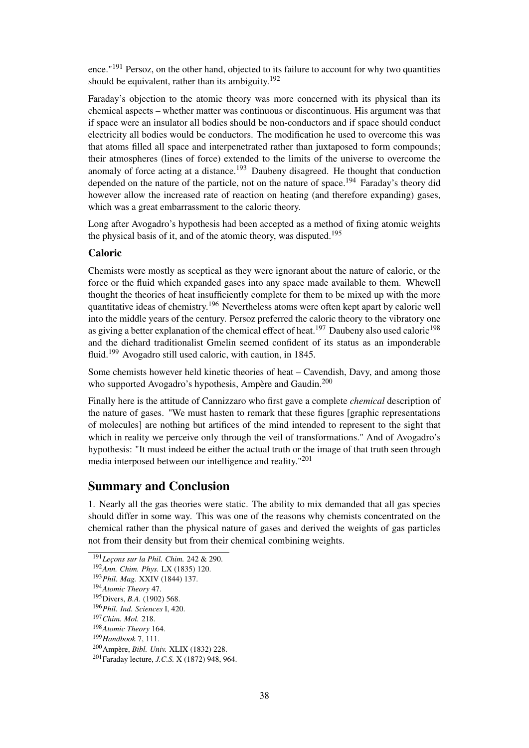ence."[191] Persoz, on the other hand, objected to its failure to account for why two quantities should be equivalent, rather than its ambiguity.[192]

Faraday's objection to the atomic theory was more concerned with its physical than its chemical aspects – whether matter was continuous or discontinuous. His argument was that if space were an insulator all bodies should be non-conductors and if space should conduct electricity all bodies would be conductors. The modification he used to overcome this was that atoms filled all space and interpenetrated rather than juxtaposed to form compounds; their atmospheres (lines of force) extended to the limits of the universe to overcome the anomaly of force acting at a distance.[193] Daubeny disagreed. He thought that conduction depended on the nature of the particle, not on the nature of space.[194] Faraday's theory did however allow the increased rate of reaction on heating (and therefore expanding) gases, which was a great embarrassment to the caloric theory.

Long after Avogadro's hypothesis had been accepted as a method of fixing atomic weights the physical basis of it, and of the atomic theory, was disputed.[195]

### Caloric

Chemists were mostly as sceptical as they were ignorant about the nature of caloric, or the force or the fluid which expanded gases into any space made available to them. Whewell thought the theories of heat insufficiently complete for them to be mixed up with the more quantitative ideas of chemistry.[196] Nevertheless atoms were often kept apart by caloric well into the middle years of the century. Persoz preferred the caloric theory to the vibratory one as giving a better explanation of the chemical effect of heat.[197] Daubeny also used caloric[198] and the diehard traditionalist Gmelin seemed confident of its status as an imponderable fluid.[199] Avogadro still used caloric, with caution, in 1845.

Some chemists however held kinetic theories of heat – Cavendish, Davy, and among those who supported Avogadro's hypothesis, Ampère and Gaudin.[200]

Finally here is the attitude of Cannizzaro who first gave a complete *chemical* description of the nature of gases. "We must hasten to remark that these figures [graphic representations of molecules] are nothing but artifices of the mind intended to represent to the sight that which in reality we perceive only through the veil of transformations." And of Avogadro's hypothesis: "It must indeed be either the actual truth or the image of that truth seen through media interposed between our intelligence and reality."[201]

## Summary and Conclusion

1. Nearly all the gas theories were static. The ability to mix demanded that all gas species should differ in some way. This was one of the reasons why chemists concentrated on the chemical rather than the physical nature of gases and derived the weights of gas particles not from their density but from their chemical combining weights.

---

[191] *Leçons sur la Phil. Chim.* 242 & 290.

[192] *Ann. Chim. Phys.* LX (1835) 120.

[193] *Phil. Mag.* XXIV (1844) 137.

[194] *Atomic Theory* 47.

[195] Divers, *B.A.* (1902) 568.

[196] *Phil. Ind. Sciences* I, 420.

[197] *Chim. Mol.* 218.

[198] *Atomic Theory* 164.

[199] *Handbook* 7, 111.

[200] Ampère, *Bibl. Univ.* XLIX (1832) 228.

[201] Faraday lecture, *J.C.S.* X (1872) 948, 964.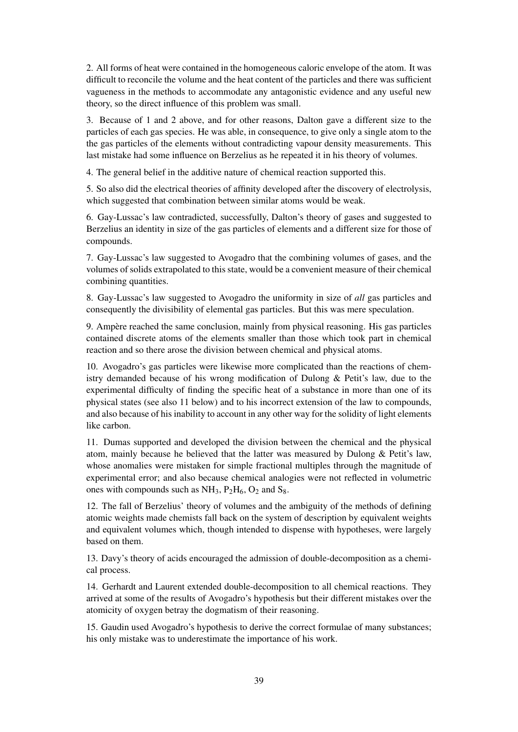2. All forms of heat were contained in the homogeneous caloric envelope of the atom. It was difficult to reconcile the volume and the heat content of the particles and there was sufficient vagueness in the methods to accommodate any antagonistic evidence and any useful new theory, so the direct influence of this problem was small.

3. Because of 1 and 2 above, and for other reasons, Dalton gave a different size to the particles of each gas species. He was able, in consequence, to give only a single atom to the the gas particles of the elements without contradicting vapour density measurements. This last mistake had some influence on Berzelius as he repeated it in his theory of volumes.

4. The general belief in the additive nature of chemical reaction supported this.

5. So also did the electrical theories of affinity developed after the discovery of electrolysis, which suggested that combination between similar atoms would be weak.

6. Gay-Lussac's law contradicted, successfully, Dalton's theory of gases and suggested to Berzelius an identity in size of the gas particles of elements and a different size for those of compounds.

7. Gay-Lussac's law suggested to Avogadro that the combining volumes of gases, and the volumes of solids extrapolated to this state, would be a convenient measure of their chemical combining quantities.

8. Gay-Lussac's law suggested to Avogadro the uniformity in size of *all* gas particles and consequently the divisibility of elemental gas particles. But this was mere speculation.

9. Ampère reached the same conclusion, mainly from physical reasoning. His gas particles contained discrete atoms of the elements smaller than those which took part in chemical reaction and so there arose the division between chemical and physical atoms.

10. Avogadro's gas particles were likewise more complicated than the reactions of chemistry demanded because of his wrong modification of Dulong & Petit's law, due to the experimental difficulty of finding the specific heat of a substance in more than one of its physical states (see also 11 below) and to his incorrect extension of the law to compounds, and also because of his inability to account in any other way for the solidity of light elements like carbon.

11. Dumas supported and developed the division between the chemical and the physical atom, mainly because he believed that the latter was measured by Dulong & Petit's law, whose anomalies were mistaken for simple fractional multiples through the magnitude of experimental error; and also because chemical analogies were not reflected in volumetric ones with compounds such as $NH_3$, $P_2H_6$, $O_2$ and $S_8$.

12. The fall of Berzelius' theory of volumes and the ambiguity of the methods of defining atomic weights made chemists fall back on the system of description by equivalent weights and equivalent volumes which, though intended to dispense with hypotheses, were largely based on them.

13. Davy's theory of acids encouraged the admission of double-decomposition as a chemical process.

14. Gerhardt and Laurent extended double-decomposition to all chemical reactions. They arrived at some of the results of Avogadro's hypothesis but their different mistakes over the atomicity of oxygen betray the dogmatism of their reasoning.

15. Gaudin used Avogadro's hypothesis to derive the correct formulae of many substances; his only mistake was to underestimate the importance of his work.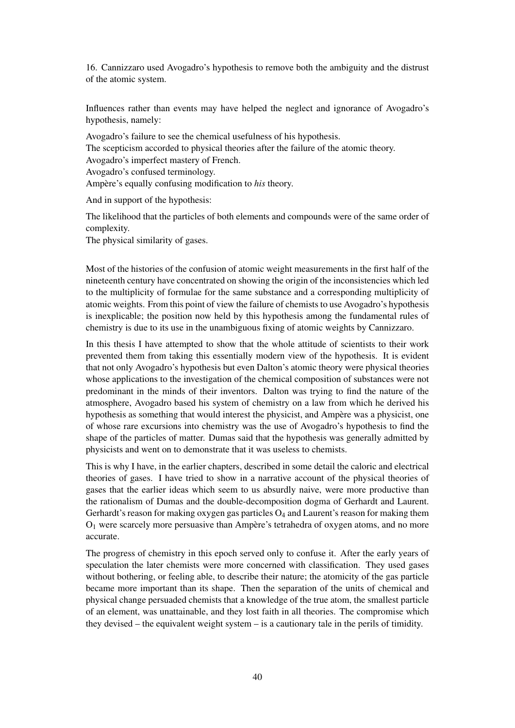16. Cannizzaro used Avogadro's hypothesis to remove both the ambiguity and the distrust of the atomic system.

Influences rather than events may have helped the neglect and ignorance of Avogadro's hypothesis, namely:

Avogadro's failure to see the chemical usefulness of his hypothesis.
The scepticism accorded to physical theories after the failure of the atomic theory.
Avogadro's imperfect mastery of French.
Avogadro's confused terminology.
Ampère's equally confusing modification to *his* theory.

And in support of the hypothesis:

The likelihood that the particles of both elements and compounds were of the same order of complexity.
The physical similarity of gases.

Most of the histories of the confusion of atomic weight measurements in the first half of the nineteenth century have concentrated on showing the origin of the inconsistencies which led to the multiplicity of formulae for the same substance and a corresponding multiplicity of atomic weights. From this point of view the failure of chemists to use Avogadro's hypothesis is inexplicable; the position now held by this hypothesis among the fundamental rules of chemistry is due to its use in the unambiguous fixing of atomic weights by Cannizzaro.

In this thesis I have attempted to show that the whole attitude of scientists to their work prevented them from taking this essentially modern view of the hypothesis. It is evident that not only Avogadro's hypothesis but even Dalton's atomic theory were physical theories whose applications to the investigation of the chemical composition of substances were not predominant in the minds of their inventors. Dalton was trying to find the nature of the atmosphere, Avogadro based his system of chemistry on a law from which he derived his hypothesis as something that would interest the physicist, and Ampère was a physicist, one of whose rare excursions into chemistry was the use of Avogadro's hypothesis to find the shape of the particles of matter. Dumas said that the hypothesis was generally admitted by physicists and went on to demonstrate that it was useless to chemists.

This is why I have, in the earlier chapters, described in some detail the caloric and electrical theories of gases. I have tried to show in a narrative account of the physical theories of gases that the earlier ideas which seem to us absurdly naive, were more productive than the rationalism of Dumas and the double-decomposition dogma of Gerhardt and Laurent. Gerhardt's reason for making oxygen gas particles $O_4$ and Laurent's reason for making them $O_1$ were scarcely more persuasive than Ampère's tetrahedra of oxygen atoms, and no more accurate.

The progress of chemistry in this epoch served only to confuse it. After the early years of speculation the later chemists were more concerned with classification. They used gases without bothering, or feeling able, to describe their nature; the atomicity of the gas particle became more important than its shape. Then the separation of the units of chemical and physical change persuaded chemists that a knowledge of the true atom, the smallest particle of an element, was unattainable, and they lost faith in all theories. The compromise which they devised – the equivalent weight system – is a cautionary tale in the perils of timidity.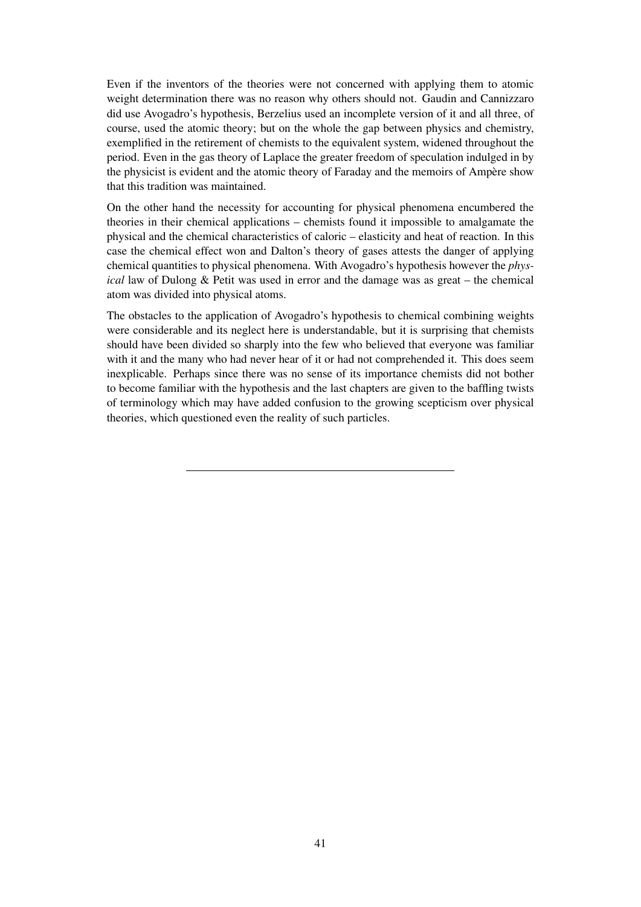Even if the inventors of the theories were not concerned with applying them to atomic weight determination there was no reason why others should not. Gaudin and Cannizzaro did use Avogadro's hypothesis, Berzelius used an incomplete version of it and all three, of course, used the atomic theory; but on the whole the gap between physics and chemistry, exemplified in the retirement of chemists to the equivalent system, widened throughout the period. Even in the gas theory of Laplace the greater freedom of speculation indulged in by the physicist is evident and the atomic theory of Faraday and the memoirs of Ampère show that this tradition was maintained.

On the other hand the necessity for accounting for physical phenomena encumbered the theories in their chemical applications – chemists found it impossible to amalgamate the physical and the chemical characteristics of caloric – elasticity and heat of reaction. In this case the chemical effect won and Dalton's theory of gases attests the danger of applying chemical quantities to physical phenomena. With Avogadro's hypothesis however the *physical* law of Dulong & Petit was used in error and the damage was as great – the chemical atom was divided into physical atoms.

The obstacles to the application of Avogadro's hypothesis to chemical combining weights were considerable and its neglect here is understandable, but it is surprising that chemists should have been divided so sharply into the few who believed that everyone was familiar with it and the many who had never hear of it or had not comprehended it. This does seem inexplicable. Perhaps since there was no sense of its importance chemists did not bother to become familiar with the hypothesis and the last chapters are given to the baffling twists of terminology which may have added confusion to the growing scepticism over physical theories, which questioned even the reality of such particles.

---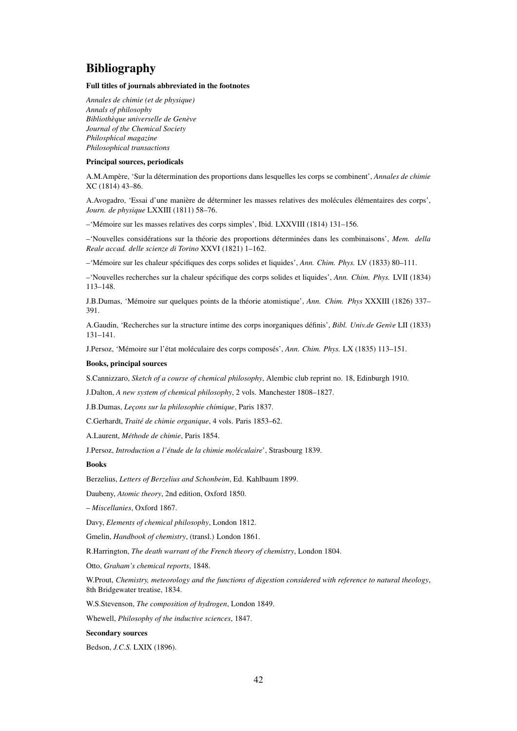# Bibliography

**Full titles of journals abbreviated in the footnotes**

*Annales de chimie (et de physique)*
*Annals of philosophy*
*Bibliothèque universelle de Genève*
*Journal of the Chemical Society*
*Philosphical magazine*
*Philosophical transactions*

**Principal sources, periodicals**

A.M.Ampère, 'Sur la détermination des proportions dans lesquelles les corps se combinent', *Annales de chimie* XC (1814) 43–86.

A.Avogadro, 'Essai d'une manière de déterminer les masses relatives des molécules élémentaires des corps', *Journ. de physique* LXXIII (1811) 58–76.

–'Mémoire sur les masses relatives des corps simples', Ibid. LXXVIII (1814) 131–156.

–'Nouvelles considérations sur la théorie des proportions déterminées dans les combinaisons', *Mem. della Reale accad. delle scienze di Torino* XXVI (1821) 1–162.

–'Mémoire sur les chaleur spécifiques des corps solides et liquides', *Ann. Chim. Phys.* LV (1833) 80–111.

–'Nouvelles recherches sur la chaleur spécifique des corps solides et liquides', *Ann. Chim. Phys.* LVII (1834) 113–148.

J.B.Dumas, 'Mémoire sur quelques points de la théorie atomistique', *Ann. Chim. Phys* XXXIII (1826) 337–391.

A.Gaudin, 'Recherches sur la structure intime des corps inorganiques définis', *Bibl. Univ.de Genv̀e* LII (1833) 131–141.

J.Persoz, 'Mémoire sur l'état moléculaire des corps composés', *Ann. Chim. Phys.* LX (1835) 113–151.

**Books, principal sources**

S.Cannizzaro, *Sketch of a course of chemical philosophy*, Alembic club reprint no. 18, Edinburgh 1910.

J.Dalton, *A new system of chemical philosophy*, 2 vols. Manchester 1808–1827.

J.B.Dumas, *Leçons sur la philosophie chimique*, Paris 1837.

C.Gerhardt, *Traité de chimie organique*, 4 vols. Paris 1853–62.

A.Laurent, *Méthode de chimie*, Paris 1854.

J.Persoz, *Introduction a l'étude de la chimie moléculaire*', Strasbourg 1839.

**Books**

Berzelius, *Letters of Berzelius and Schonbeim*, Ed. Kahlbaum 1899.

Daubeny, *Atomic theory*, 2nd edition, Oxford 1850.

– *Miscellanies*, Oxford 1867.

Davy, *Elements of chemical philosophy*, London 1812.

Gmelin, *Handbook of chemistry*, (transl.) London 1861.

R.Harrington, *The death warrant of the French theory of chemistry*, London 1804.

Otto, *Graham's chemical reports*, 1848.

W.Prout, *Chemistry, meteorology and the functions of digestion considered with reference to natural theology*, 8th Bridgewater treatise, 1834.

W.S.Stevenson, *The composition of hydrogen*, London 1849.

Whewell, *Philosophy of the inductive sciences*, 1847.

**Secondary sources**

Bedson, *J.C.S.* LXIX (1896).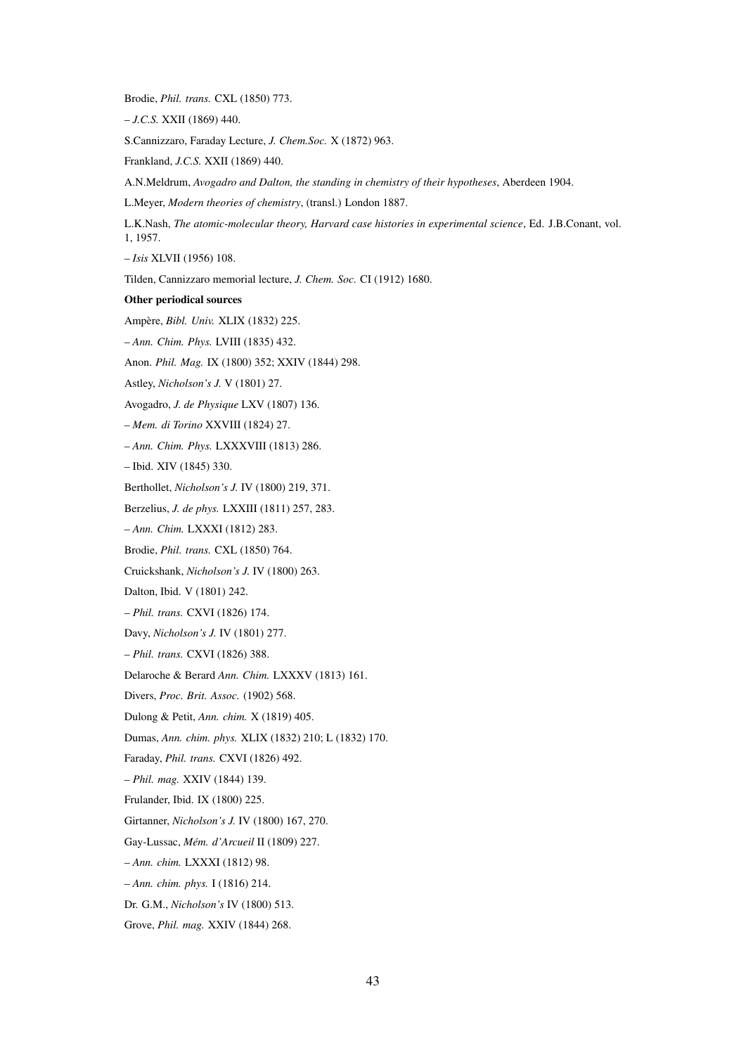Brodie, *Phil. trans.* CXL (1850) 773.

– *J.C.S.* XXII (1869) 440.

S.Cannizzaro, Faraday Lecture, *J. Chem.Soc.* X (1872) 963.

Frankland, *J.C.S.* XXII (1869) 440.

A.N.Meldrum, *Avogadro and Dalton, the standing in chemistry of their hypotheses*, Aberdeen 1904.

L.Meyer, *Modern theories of chemistry*, (transl.) London 1887.

L.K.Nash, *The atomic-molecular theory, Harvard case histories in experimental science*, Ed. J.B.Conant, vol. 1, 1957.

– *Isis* XLVII (1956) 108.

Tilden, Cannizzaro memorial lecture, *J. Chem. Soc.* CI (1912) 1680.

**Other periodical sources**

Ampère, *Bibl. Univ.* XLIX (1832) 225.

– *Ann. Chim. Phys.* LVIII (1835) 432.

Anon. *Phil. Mag.* IX (1800) 352; XXIV (1844) 298.

Astley, *Nicholson's J.* V (1801) 27.

Avogadro, *J. de Physique* LXV (1807) 136.

– *Mem. di Torino* XXVIII (1824) 27.

– *Ann. Chim. Phys.* LXXXVIII (1813) 286.

– Ibid. XIV (1845) 330.

Berthollet, *Nicholson's J.* IV (1800) 219, 371.

Berzelius, *J. de phys.* LXXIII (1811) 257, 283.

– *Ann. Chim.* LXXXI (1812) 283.

Brodie, *Phil. trans.* CXL (1850) 764.

Cruickshank, *Nicholson's J.* IV (1800) 263.

Dalton, Ibid. V (1801) 242.

– *Phil. trans.* CXVI (1826) 174.

Davy, *Nicholson's J.* IV (1801) 277.

– *Phil. trans.* CXVI (1826) 388.

Delaroche & Berard *Ann. Chim.* LXXXV (1813) 161.

Divers, *Proc. Brit. Assoc.* (1902) 568.

Dulong & Petit, *Ann. chim.* X (1819) 405.

Dumas, *Ann. chim. phys.* XLIX (1832) 210; L (1832) 170.

Faraday, *Phil. trans.* CXVI (1826) 492.

– *Phil. mag.* XXIV (1844) 139.

Frulander, Ibid. IX (1800) 225.

Girtanner, *Nicholson's J.* IV (1800) 167, 270.

Gay-Lussac, *Mém. d'Arcueil* II (1809) 227.

– *Ann. chim.* LXXXI (1812) 98.

– *Ann. chim. phys.* I (1816) 214.

Dr. G.M., *Nicholson's* IV (1800) 513.

Grove, *Phil. mag.* XXIV (1844) 268.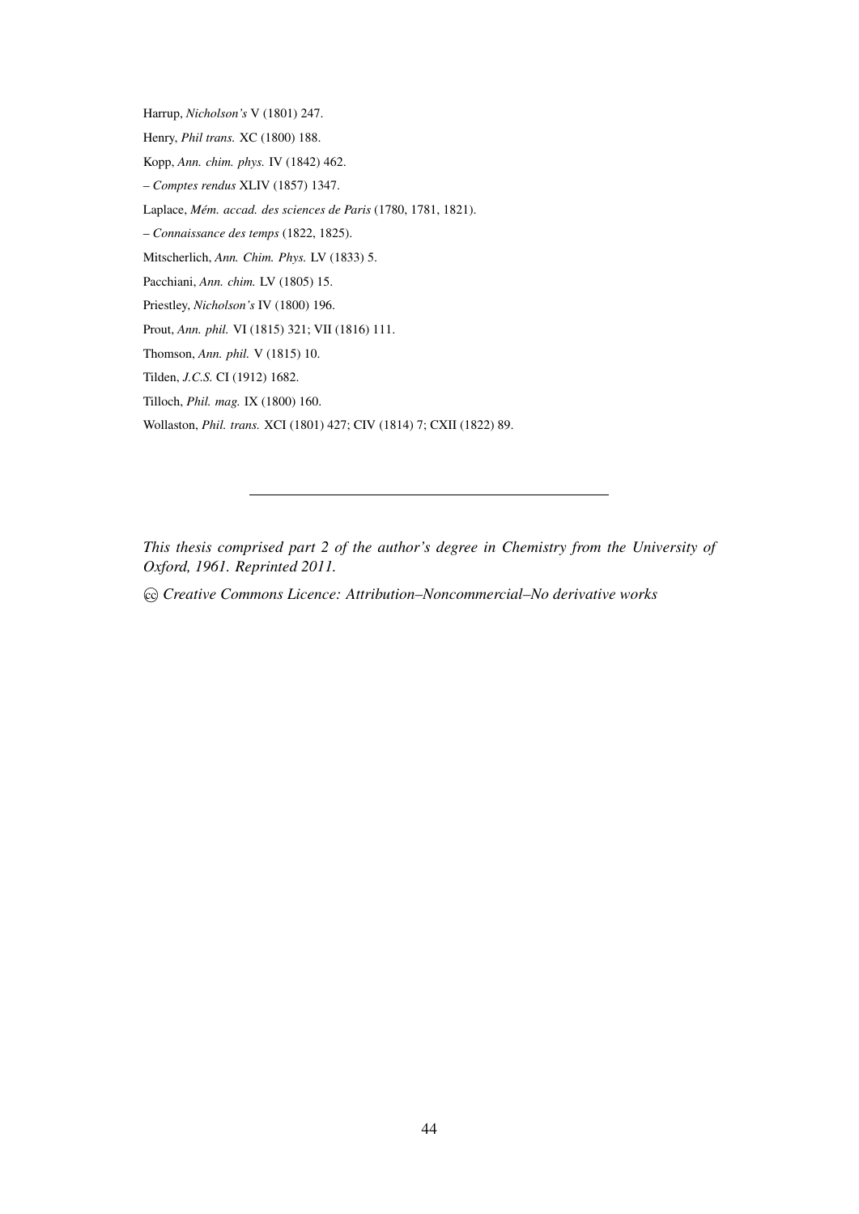Harrup, *Nicholson's* V (1801) 247.

Henry, *Phil trans.* XC (1800) 188.

Kopp, *Ann. chim. phys.* IV (1842) 462.

– *Comptes rendus* XLIV (1857) 1347.

Laplace, *Mém. accad. des sciences de Paris* (1780, 1781, 1821).

– *Connaissance des temps* (1822, 1825).

Mitscherlich, *Ann. Chim. Phys.* LV (1833) 5.

Pacchiani, *Ann. chim.* LV (1805) 15.

Priestley, *Nicholson's* IV (1800) 196.

Prout, *Ann. phil.* VI (1815) 321; VII (1816) 111.

Thomson, *Ann. phil.* V (1815) 10.

Tilden, *J.C.S.* CI (1912) 1682.

Tilloch, *Phil. mag.* IX (1800) 160.

Wollaston, *Phil. trans.* XCI (1801) 427; CIV (1814) 7; CXII (1822) 89.

---

*This thesis comprised part 2 of the author's degree in Chemistry from the University of Oxford, 1961. Reprinted 2011.*

🅭 *Creative Commons Licence: Attribution–Noncommercial–No derivative works*